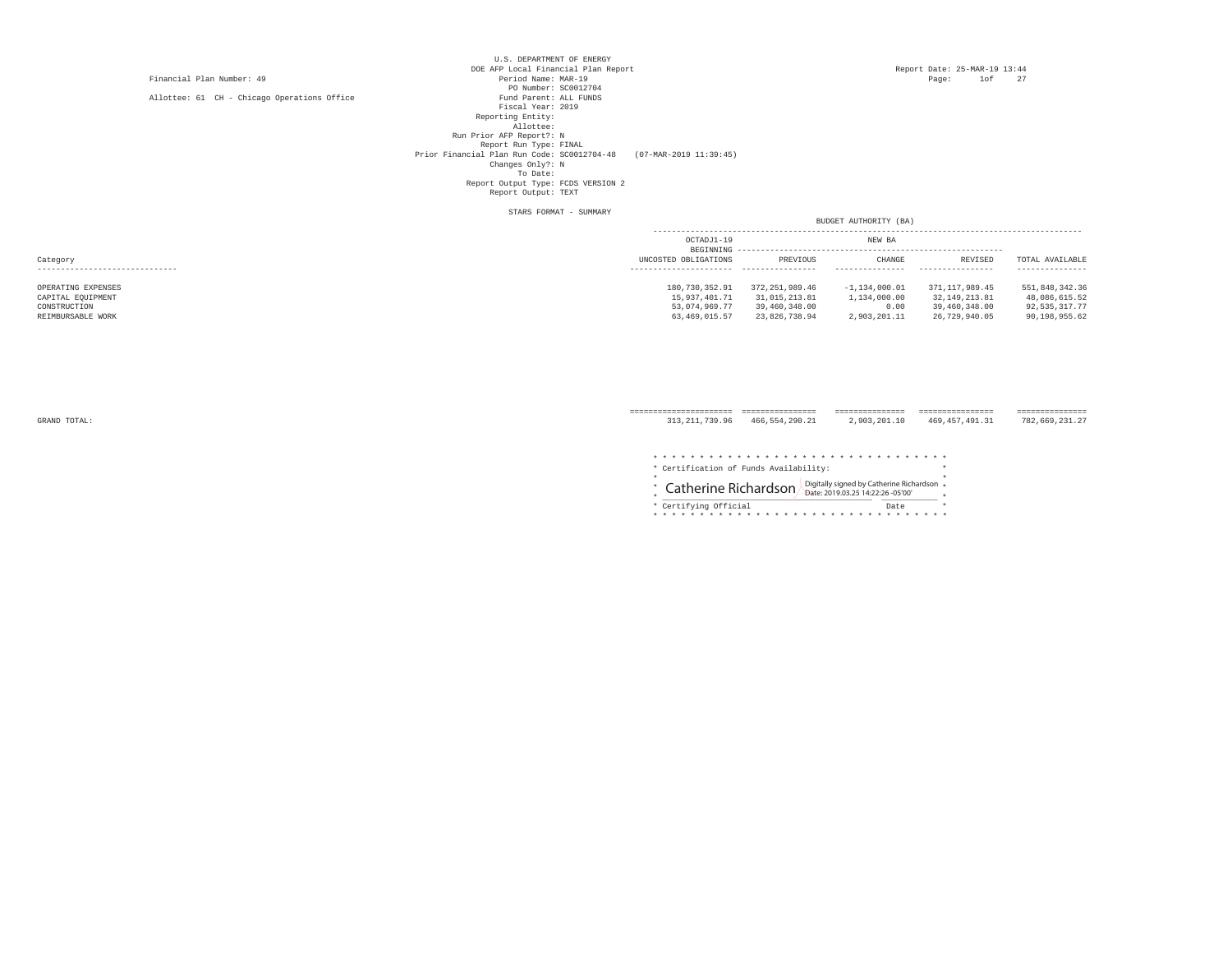U.S. DEPARTMENT OF ENERGY
DOE AFP Local Financial Plan Report

Report Date: 25-MAR-19 13:44

Financial Plan Number: 49

Period Name: MAR-19
PO Number: SC0012704

Allottee: 61 CH - Chicago Operations Office

Fund Parent: ALL FUNDS
Fiscal Year: 2019
Reporting Entity:
Allottee:
Run Prior AFP Report?: N
Report Run Type: FINAL
Prior Financial Plan Run Code: SC0012704-48 (07-MAR-2019 11:39:45)
Changes Only?: N
To Date:
Report Output Type: FCDS VERSION 2
Report Output: TEXT

STARS FORMAT - SUMMARY

| Category | OCTADJ1-19 BEGINNING UNCOSTED OBLIGATIONS | BUDGET AUTHORITY (BA) NEW BA PREVIOUS | CHANGE | REVISED | TOTAL AVAILABLE |
|---|---|---|---|---|---|
| OPERATING EXPENSES | 180,730,352.91 | 372,251,989.46 | -1,134,000.01 | 371,117,989.45 | 551,848,342.36 |
| CAPITAL EQUIPMENT | 15,937,401.71 | 31,015,213.81 | 1,134,000.00 | 32,149,213.81 | 48,086,615.52 |
| CONSTRUCTION | 53,074,969.77 | 39,460,348.00 | 0.00 | 39,460,348.00 | 92,535,317.77 |
| REIMBURSABLE WORK | 63,469,015.57 | 23,826,738.94 | 2,903,201.11 | 26,729,940.05 | 90,198,955.62 |
| GRAND TOTAL: | 313,211,739.96 | 466,554,290.21 | 2,903,201.10 | 469,457,491.31 | 782,669,231.27 |

Certification of Funds Availability:

Catherine Richardson — Digitally signed by Catherine Richardson Date: 2019.03.25 14:22:26 -05'00'

Certifying Official — Date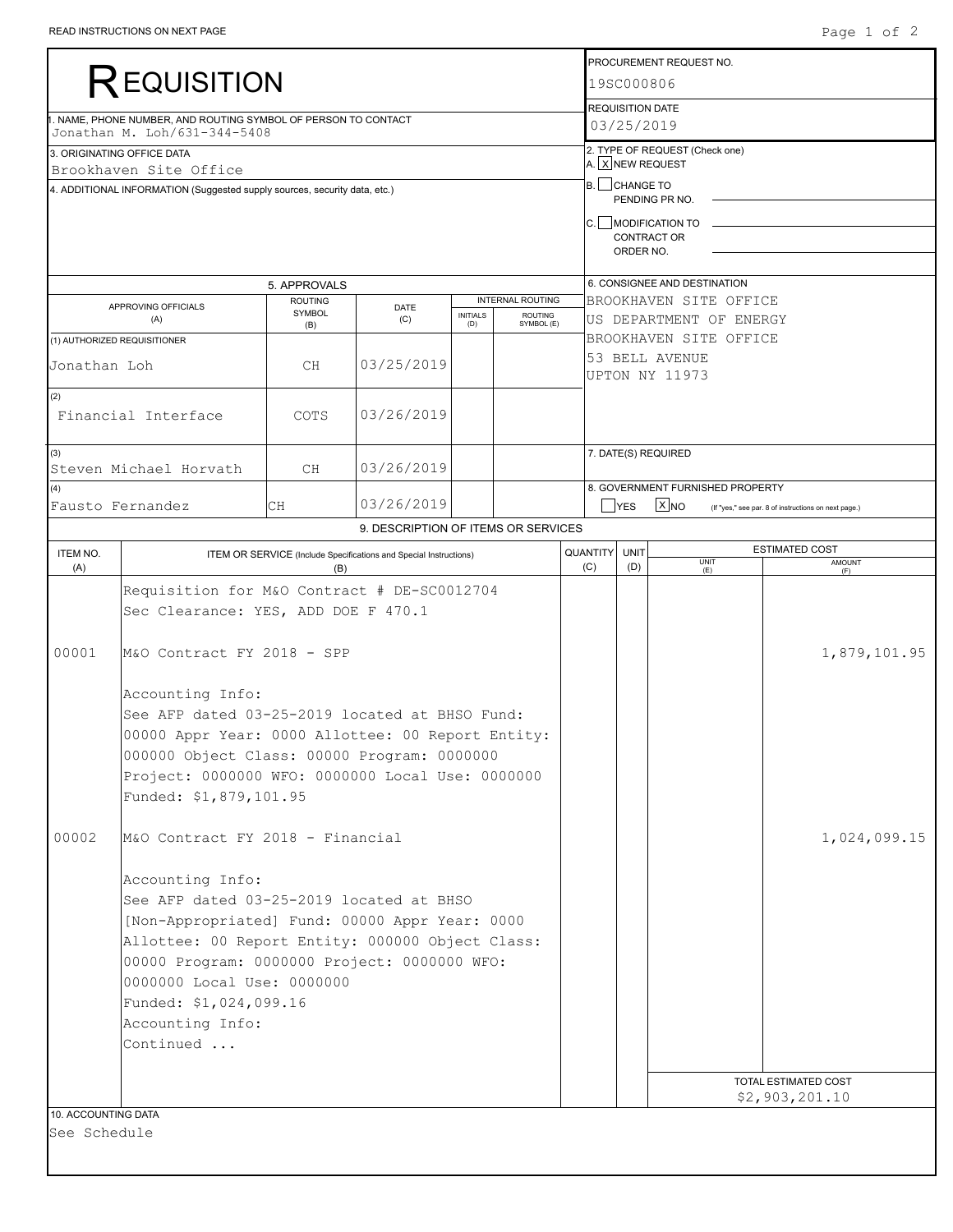READ INSTRUCTIONS ON NEXT PAGE

# REQUISITION

**PROCUREMENT REQUEST NO.** 19SC000806

**REQUISITION DATE** 03/25/2019

**1. NAME, PHONE NUMBER, AND ROUTING SYMBOL OF PERSON TO CONTACT**
Jonathan M. Loh/631-344-5408

**2. TYPE OF REQUEST (Check one)**
A. [X] NEW REQUEST
B. [ ] CHANGE TO PENDING PR NO.
C. [ ] MODIFICATION TO CONTRACT OR ORDER NO.

**3. ORIGINATING OFFICE DATA**
Brookhaven Site Office

**4. ADDITIONAL INFORMATION (Suggested supply sources, security data, etc.)**

**5. APPROVALS**

| APPROVING OFFICIALS (A) | ROUTING SYMBOL (B) | DATE (C) | INTERNAL ROUTING: INITIALS (D) | INTERNAL ROUTING: ROUTING SYMBOL (E) |
|---|---|---|---|---|
| (1) AUTHORIZED REQUISITIONER Jonathan Loh | CH | 03/25/2019 | | |
| (2) Financial Interface | COTS | 03/26/2019 | | |
| (3) Steven Michael Horvath | CH | 03/26/2019 | | |
| (4) Fausto Fernandez | CH | 03/26/2019 | | |

**6. CONSIGNEE AND DESTINATION**
BROOKHAVEN SITE OFFICE
US DEPARTMENT OF ENERGY
BROOKHAVEN SITE OFFICE
53 BELL AVENUE
UPTON NY 11973

**7. DATE(S) REQUIRED**

**8. GOVERNMENT FURNISHED PROPERTY**
[ ] YES [X] NO (If "yes," see par. 8 of instructions on next page.)

**9. DESCRIPTION OF ITEMS OR SERVICES**

| ITEM NO. (A) | ITEM OR SERVICE (Include Specifications and Special Instructions) (B) | QUANTITY (C) | UNIT (D) | ESTIMATED COST: UNIT (E) | ESTIMATED COST: AMOUNT (F) |
|---|---|---|---|---|---|
| | Requisition for M&O Contract # DE-SC0012704<br>Sec Clearance: YES, ADD DOE F 470.1 | | | | |
| 00001 | M&O Contract FY 2018 - SPP<br><br>Accounting Info:<br>See AFP dated 03-25-2019 located at BHSO Fund: 00000 Appr Year: 0000 Allottee: 00 Report Entity: 000000 Object Class: 00000 Program: 0000000 Project: 0000000 WFO: 0000000 Local Use: 0000000<br>Funded: $1,879,101.95 | | | | 1,879,101.95 |
| 00002 | M&O Contract FY 2018 - Financial<br><br>Accounting Info:<br>See AFP dated 03-25-2019 located at BHSO [Non-Appropriated] Fund: 00000 Appr Year: 0000 Allottee: 00 Report Entity: 000000 Object Class: 00000 Program: 0000000 Project: 0000000 WFO: 0000000 Local Use: 0000000<br>Funded: $1,024,099.16<br>Accounting Info:<br>Continued ... | | | | 1,024,099.15 |
| | | | | TOTAL ESTIMATED COST | $2,903,201.10 |

**10. ACCOUNTING DATA**
See Schedule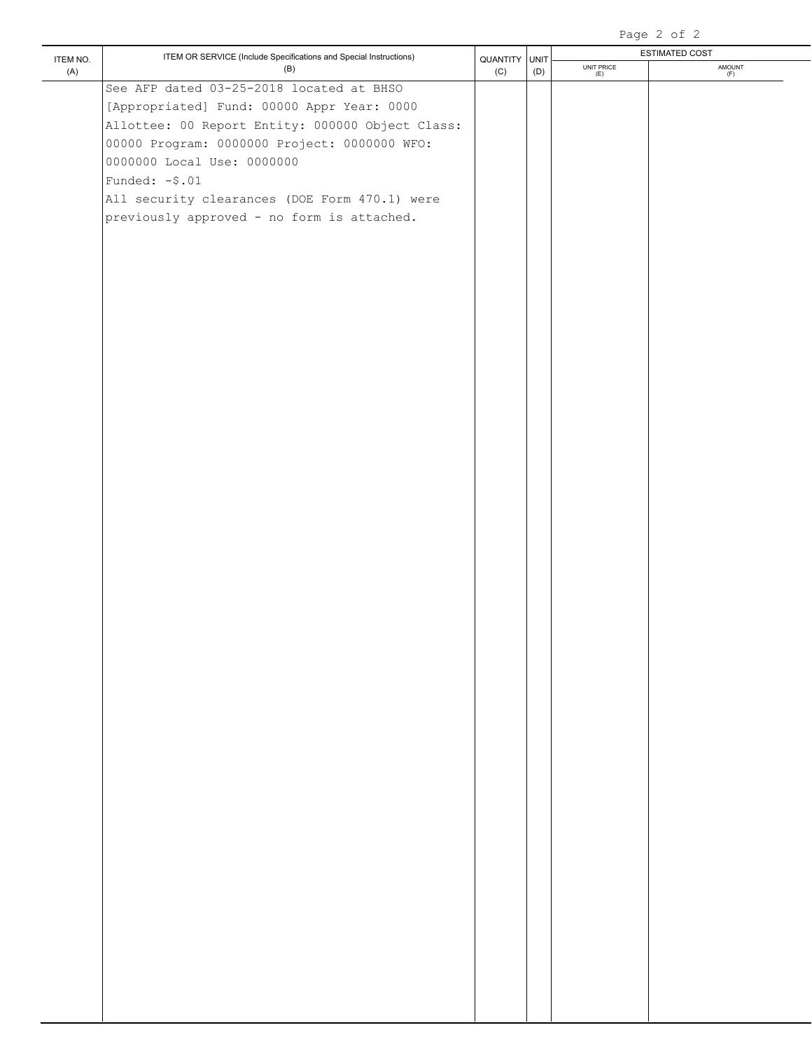| ITEM NO. (A) | ITEM OR SERVICE (Include Specifications and Special Instructions) (B) | QUANTITY (C) | UNIT (D) | ESTIMATED COST | |
|---|---|---|---|---|---|
| | | | | UNIT PRICE (E) | AMOUNT (F) |
| | See AFP dated 03-25-2018 located at BHSO<br>[Appropriated] Fund: 00000 Appr Year: 0000<br>Allottee: 00 Report Entity: 000000 Object Class: 00000 Program: 0000000 Project: 0000000 WFO: 0000000 Local Use: 0000000<br>Funded: -$.01<br>All security clearances (DOE Form 470.1) were previously approved - no form is attached. | | | | |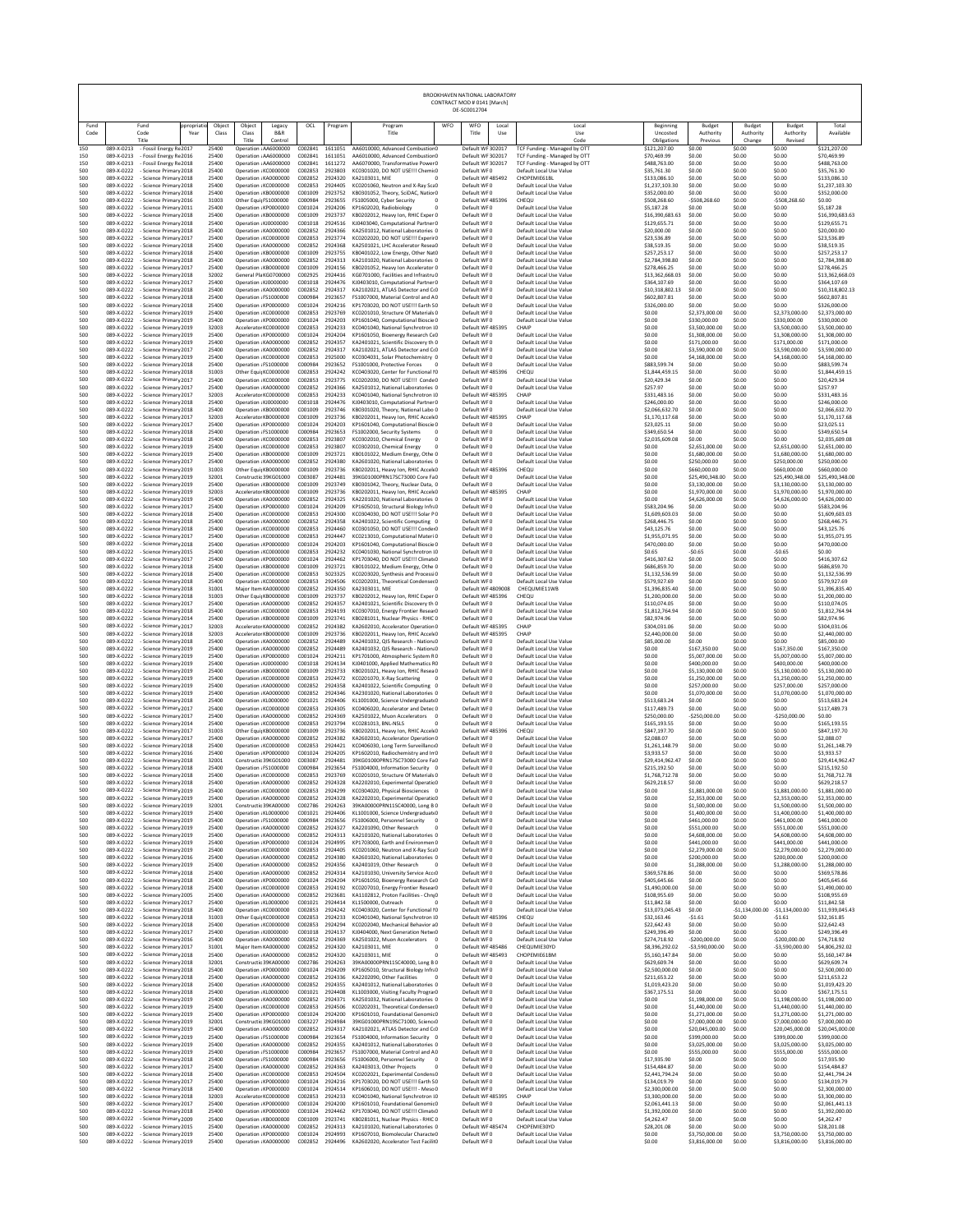BROOKHAVEN NATIONAL LABORATORY
CONTRACT MOD # 0141 [March]
DE-SC0012704

| Fund Code | Fund Code Title | Appropriation Year | Object Class | Object Class Title | Legacy B&R Control | OCL | Program | Program Title | WFO | WFO Title | Local Use | Local Use Code | Beginning Uncosted Obligations | Budget Authority Previous | Budget Authority Change | Budget Authority Revised | Total Available |
|---|---|---|---|---|---|---|---|---|---|---|---|---|---|---|---|---|---|
| 150 | 089-X-0213 - Fossil Energy Re | 2017 | 25400 | Operation | AA6000000 | C002841 | 1611051 | AA6010000, Advanced Combustion | 0 | Default WF | 302017 | TCF Funding - Managed by OTT | $121,207.00 | $0.00 | $0.00 | $0.00 | $121,207.00 |
| 150 | 089-X-0213 - Fossil Energy Re | 2016 | 25400 | Operation | AA6000000 | C002841 | 1611051 | AA6010000, Advanced Combustion | 0 | Default WF | 302017 | TCF Funding - Managed by OTT | $70,469.99 | $0.00 | $0.00 | $0.00 | $70,469.99 |
| 150 | 089-X-0213 - Fossil Energy Re | 2018 | 25400 | Operation | AA6000000 | C002841 | 1611272 | AA6070000, Transformative Power | 0 | Default WF | 302017 | TCF Funding - Managed by OTT | $488,763.00 | $0.00 | $0.00 | $0.00 | $488,763.00 |
| 500 | 089-X-0222 - Science Primary | 2018 | 25400 | Operation | KC0000000 | C002853 | 2923803 | KC0301020, DO NOT USE!!! Chemic | 0 | Default WF | 0 | Default Local Use Value | $35,761.30 | $0.00 | $0.00 | $0.00 | $35,761.30 |
| 500 | 089-X-0222 - Science Primary | 2018 | 25400 | Operation | KA0000000 | C002852 | 2924320 | KA2103011, MIE | 0 | Default WF | 485492 | CHOPEMIE618L | $133,086.10 | $0.00 | $0.00 | $0.00 | $133,086.10 |
| 500 | 089-X-0222 - Science Primary | 2018 | 25400 | Operation | KC0000000 | C002853 | 2924405 | KC0201060, Neutron and X-Ray Scat | 0 | Default WF | 0 | Default Local Use Value | $1,237,103.30 | $0.00 | $0.00 | $0.00 | $1,237,103.30 |
| 500 | 089-X-0222 - Science Primary | 2018 | 25400 | Operation | KB0000000 | C001009 | 2923752 | KB0301052, Theory, SciDAC, Nation | 0 | Default WF | 0 | Default Local Use Value | $352,000.00 | $0.00 | $0.00 | $0.00 | $352,000.00 |
| 500 | 089-X-0222 - Science Primary | 2016 | 31003 | Other Equip | FS1000000 | C000984 | 2923655 | FS1005000, Cyber Security | 0 | Default WF | 485396 | CHEQU | $508,268.60 | -$508,268.60 | $0.00 | -$508,268.60 | $0.00 |
| 500 | 089-X-0222 - Science Primary | 2011 | 25400 | Operation | KP0000000 | C001024 | 2924206 | KP1602020, Radiobiology | 0 | Default WF | 0 | Default Local Use Value | $5,187.28 | $0.00 | $0.00 | $0.00 | $5,187.28 |
| 500 | 089-X-0222 - Science Primary | 2018 | 25400 | Operation | KB0000000 | C001009 | 2923737 | KB0202012, Heavy Ion, RHIC Exper | 0 | Default WF | 0 | Default Local Use Value | $16,390,683.63 | $0.00 | $0.00 | $0.00 | $16,390,683.63 |
| 500 | 089-X-0222 - Science Primary | 2018 | 25400 | Operation | KJ0000000 | C001018 | 2924516 | KJ0403040, Computational Partner | 0 | Default WF | 0 | Default Local Use Value | $129,655.71 | $0.00 | $0.00 | $0.00 | $129,655.71 |
| 500 | 089-X-0222 - Science Primary | 2018 | 25400 | Operation | KA0000000 | C002852 | 2924366 | KA2501012, National Laboratories | 0 | Default WF | 0 | Default Local Use Value | $20,000.00 | $0.00 | $0.00 | $0.00 | $20,000.00 |
| 500 | 089-X-0222 - Science Primary | 2017 | 25400 | Operation | KC0000000 | C002853 | 2923774 | KC0202020, DO NOT USE!!! Experir | 0 | Default WF | 0 | Default Local Use Value | $23,536.89 | $0.00 | $0.00 | $0.00 | $23,536.89 |
| 500 | 089-X-0222 - Science Primary | 2018 | 25400 | Operation | KA0000000 | C002852 | 2924368 | KA2501021, LHC Accelerator Resea | 0 | Default WF | 0 | Default Local Use Value | $38,519.35 | $0.00 | $0.00 | $0.00 | $38,519.35 |
| 500 | 089-X-0222 - Science Primary | 2018 | 25400 | Operation | KB0000000 | C001009 | 2923755 | KB0401022, Low Energy, Other Nat | 0 | Default WF | 0 | Default Local Use Value | $257,253.17 | $0.00 | $0.00 | $0.00 | $257,253.17 |
| 500 | 089-X-0222 - Science Primary | 2018 | 25400 | Operation | KA0000000 | C002852 | 2924313 | KA2101020, National Laboratories | 0 | Default WF | 0 | Default Local Use Value | $2,784,398.80 | $0.00 | $0.00 | $0.00 | $2,784,398.80 |
| 500 | 089-X-0222 - Science Primary | 2017 | 25400 | Operation | KB0000000 | C001009 | 2924156 | KB0201052, Heavy Ion Accelerator | 0 | Default WF | 0 | Default Local Use Value | $278,466.25 | $0.00 | $0.00 | $0.00 | $278,466.25 |
| 500 | 089-X-0222 - Science Primary | 2018 | 32002 | General Pla | KG0700000 | C002925 | 2924416 | KG0701000, Facilities and Infrastru | 0 | Default WF | 0 | Default Local Use Value | $13,362,668.03 | $0.00 | $0.00 | $0.00 | $13,362,668.03 |
| 500 | 089-X-0222 - Science Primary | 2017 | 25400 | Operation | KJ0000000 | C001018 | 2924476 | KJ0403010, Computational Partner | 0 | Default WF | 0 | Default Local Use Value | $364,107.69 | $0.00 | $0.00 | $0.00 | $364,107.69 |
| 500 | 089-X-0222 - Science Primary | 2018 | 25400 | Operation | KA0000000 | C002852 | 2924317 | KA2102021, ATLAS Detector and Co | 0 | Default WF | 0 | Default Local Use Value | $10,318,802.13 | $0.00 | $0.00 | $0.00 | $10,318,802.13 |
| 500 | 089-X-0222 - Science Primary | 2018 | 25400 | Operation | FS1000000 | C000984 | 2923657 | FS1007000, Material Control and A | 0 | Default WF | 0 | Default Local Use Value | $602,807.81 | $0.00 | $0.00 | $0.00 | $602,807.81 |
| 500 | 089-X-0222 - Science Primary | 2018 | 25400 | Operation | KP0000000 | C001024 | 2924216 | KP1703020, DO NOT USE!!! Earth S | 0 | Default WF | 0 | Default Local Use Value | $326,000.00 | $0.00 | $0.00 | $0.00 | $326,000.00 |
| 500 | 089-X-0222 - Science Primary | 2019 | 25400 | Operation | KC0000000 | C002853 | 2923769 | KC0201010, Structure Of Materials | 0 | Default WF | 0 | Default Local Use Value | $0.00 | $2,373,000.00 | $0.00 | $2,373,000.00 | $2,373,000.00 |
| 500 | 089-X-0222 - Science Primary | 2019 | 25400 | Operation | KP0000000 | C001024 | 2924203 | KP1601040, Computational Bioscie | 0 | Default WF | 0 | Default Local Use Value | $0.00 | $330,000.00 | $0.00 | $330,000.00 | $330,000.00 |
| 500 | 089-X-0222 - Science Primary | 2019 | 32003 | Accelerator | KC0000000 | C002853 | 2924233 | KC0401040, National Synchrotron L | 0 | Default WF | 485395 | CHAIP | $0.00 | $3,500,000.00 | $0.00 | $3,500,000.00 | $3,500,000.00 |
| 500 | 089-X-0222 - Science Primary | 2019 | 25400 | Operation | KP0000000 | C001024 | 2924204 | KP1601050, Bioenergy Research Ce | 0 | Default WF | 0 | Default Local Use Value | $0.00 | $1,308,000.00 | $0.00 | $1,308,000.00 | $1,308,000.00 |
| 500 | 089-X-0222 - Science Primary | 2019 | 25400 | Operation | KA0000000 | C002852 | 2924357 | KA2401021, Scientific Discovery th | 0 | Default WF | 0 | Default Local Use Value | $0.00 | $171,000.00 | $0.00 | $171,000.00 | $171,000.00 |
| 500 | 089-X-0222 - Science Primary | 2017 | 25400 | Operation | KA0000000 | C002852 | 2924317 | KA2102021, ATLAS Detector and Co | 0 | Default WF | 0 | Default Local Use Value | $0.00 | $3,590,000.00 | $0.00 | $3,590,000.00 | $3,590,000.00 |
| 500 | 089-X-0222 - Science Primary | 2019 | 25400 | Operation | KC0000000 | C002853 | 2925000 | KC0304031, Solar Photochemistry | 0 | Default WF | 0 | Default Local Use Value | $0.00 | $4,168,000.00 | $0.00 | $4,168,000.00 | $4,168,000.00 |
| 500 | 089-X-0222 - Science Primary | 2018 | 25400 | Operation | FS1000000 | C000984 | 2923652 | FS1001000, Protective Forces | 0 | Default WF | 0 | Default Local Use Value | $883,599.74 | $0.00 | $0.00 | $0.00 | $883,599.74 |
| 500 | 089-X-0222 - Science Primary | 2018 | 31003 | Other Equip | KC0000000 | C002853 | 2924242 | KC0403020, Center for Functional N | 0 | Default WF | 485396 | CHEQU | $1,844,459.15 | $0.00 | $0.00 | $0.00 | $1,844,459.15 |
| 500 | 089-X-0222 - Science Primary | 2017 | 25400 | Operation | KC0000000 | C002853 | 2923775 | KC0202030, DO NOT USE!!! Conde | 0 | Default WF | 0 | Default Local Use Value | $20,429.34 | $0.00 | $0.00 | $0.00 | $20,429.34 |
| 500 | 089-X-0222 - Science Primary | 2017 | 25400 | Operation | KA0000000 | C002852 | 2924366 | KA2501012, National Laboratories | 0 | Default WF | 0 | Default Local Use Value | $257.97 | $0.00 | $0.00 | $0.00 | $257.97 |
| 500 | 089-X-0222 - Science Primary | 2017 | 32003 | Accelerator | KC0000000 | C002853 | 2924233 | KC0401040, National Synchrotron L | 0 | Default WF | 485395 | CHAIP | $331,483.16 | $0.00 | $0.00 | $0.00 | $331,483.16 |
| 500 | 089-X-0222 - Science Primary | 2018 | 25400 | Operation | KJ0000000 | C001018 | 2924476 | KJ0403010, Computational Partner | 0 | Default WF | 0 | Default Local Use Value | $246,000.00 | $0.00 | $0.00 | $0.00 | $246,000.00 |
| 500 | 089-X-0222 - Science Primary | 2018 | 25400 | Operation | KB0000000 | C001009 | 2923746 | KB0301020, Theory, National Labo | 0 | Default WF | 0 | Default Local Use Value | $2,066,632.70 | $0.00 | $0.00 | $0.00 | $2,066,632.70 |
| 500 | 089-X-0222 - Science Primary | 2017 | 32003 | Accelerator | KB0000000 | C001009 | 2923736 | KB0202011, Heavy Ion, RHIC Accel | 0 | Default WF | 485395 | CHAIP | $1,170,117.68 | $0.00 | $0.00 | $0.00 | $1,170,117.68 |
| 500 | 089-X-0222 - Science Primary | 2017 | 25400 | Operation | KP0000000 | C001024 | 2924203 | KP1601040, Computational Bioscie | 0 | Default WF | 0 | Default Local Use Value | $23,025.11 | $0.00 | $0.00 | $0.00 | $23,025.11 |
| 500 | 089-X-0222 - Science Primary | 2018 | 25400 | Operation | FS1000000 | C000984 | 2923653 | FS1002000, Security Systems | 0 | Default WF | 0 | Default Local Use Value | $349,650.54 | $0.00 | $0.00 | $0.00 | $349,650.54 |
| 500 | 089-X-0222 - Science Primary | 2018 | 25400 | Operation | KC0000000 | C002853 | 2923807 | KC0302010, Chemical Energy | 0 | Default WF | 0 | Default Local Use Value | $2,035,609.08 | $0.00 | $0.00 | $0.00 | $2,035,609.08 |
| 500 | 089-X-0222 - Science Primary | 2019 | 25400 | Operation | KC0000000 | C002853 | 2923807 | KC0302010, Chemical Energy | 0 | Default WF | 0 | Default Local Use Value | $0.00 | $2,651,000.00 | $0.00 | $2,651,000.00 | $2,651,000.00 |
| 500 | 089-X-0222 - Science Primary | 2019 | 25400 | Operation | KB0000000 | C001009 | 2923721 | KB0102022, Medium Energy, Othe | 0 | Default WF | 0 | Default Local Use Value | $0.00 | $1,680,000.00 | $0.00 | $1,680,000.00 | $1,680,000.00 |
| 500 | 089-X-0222 - Science Primary | 2017 | 25400 | Operation | KA0000000 | C002852 | 2924380 | KA2601020, National Laboratories | 0 | Default WF | 0 | Default Local Use Value | $0.00 | $250,000.00 | $0.00 | $250,000.00 | $250,000.00 |
| 500 | 089-X-0222 - Science Primary | 2019 | 31003 | Other Equip | KB0000000 | C001009 | 2923736 | KB0202011, Heavy Ion, RHIC Accel | 0 | Default WF | 485396 | CHEQU | $0.00 | $660,000.00 | $0.00 | $660,000.00 | $660,000.00 |
| 500 | 089-X-0222 - Science Primary | 2019 | 32001 | Constructio | 39KG01000 | C003087 | 2924481 | 39KG01000PRN17SC73000 Core Fa | 0 | Default WF | 0 | Default Local Use Value | $0.00 | $25,490,348.00 | $0.00 | $25,490,348.00 | $25,490,348.00 |
| 500 | 089-X-0222 - Science Primary | 2019 | 25400 | Operation | KB0000000 | C001009 | 2923749 | KB0301042, Theory, Nuclear Data, | 0 | Default WF | 0 | Default Local Use Value | $0.00 | $3,130,000.00 | $0.00 | $3,130,000.00 | $3,130,000.00 |
| 500 | 089-X-0222 - Science Primary | 2019 | 32003 | Accelerator | KB0000000 | C001009 | 2923736 | KB0202011, Heavy Ion, RHIC Accel | 0 | Default WF | 485395 | CHAIP | $0.00 | $1,970,000.00 | $0.00 | $1,970,000.00 | $1,970,000.00 |
| 500 | 089-X-0222 - Science Primary | 2019 | 25400 | Operation | KA0000000 | C002852 | 2924325 | KA2201020, National Laboratories | 0 | Default WF | 0 | Default Local Use Value | $0.00 | $4,626,000.00 | $0.00 | $4,626,000.00 | $4,626,000.00 |
| 500 | 089-X-0222 - Science Primary | 2017 | 25400 | Operation | KP0000000 | C001024 | 2924209 | KP1605010, Structural Biology Infr | 0 | Default WF | 0 | Default Local Use Value | $583,204.96 | $0.00 | $0.00 | $0.00 | $583,204.96 |
| 500 | 089-X-0222 - Science Primary | 2018 | 25400 | Operation | KC0000000 | C002853 | 2924300 | KC0304030, DO NOT USE!!! Solar P | 0 | Default WF | 0 | Default Local Use Value | $1,609,603.03 | $0.00 | $0.00 | $0.00 | $1,609,603.03 |
| 500 | 089-X-0222 - Science Primary | 2018 | 25400 | Operation | KA0000000 | C002852 | 2924358 | KA2401022, Scientific Computing | 0 | Default WF | 0 | Default Local Use Value | $268,446.75 | $0.00 | $0.00 | $0.00 | $268,446.75 |
| 500 | 089-X-0222 - Science Primary | 2018 | 25400 | Operation | KC0000000 | C002853 | 2924460 | KC0301050, DO NOT USE!!! Conde | 0 | Default WF | 0 | Default Local Use Value | $43,125.76 | $0.00 | $0.00 | $0.00 | $43,125.76 |
| 500 | 089-X-0222 - Science Primary | 2017 | 25400 | Operation | KC0000000 | C002853 | 2924447 | KC0213010, Computational Materi | 0 | Default WF | 0 | Default Local Use Value | $1,955,071.95 | $0.00 | $0.00 | $0.00 | $1,955,071.95 |
| 500 | 089-X-0222 - Science Primary | 2018 | 25400 | Operation | KP0000000 | C001024 | 2924203 | KP1601040, Computational Bioscie | 0 | Default WF | 0 | Default Local Use Value | $470,000.00 | $0.00 | $0.00 | $0.00 | $470,000.00 |
| 500 | 089-X-0222 - Science Primary | 2015 | 25400 | Operation | KC0000000 | C002853 | 2924232 | KC0401030, National Synchrotron L | 0 | Default WF | 0 | Default Local Use Value | $0.65 | -$0.65 | $0.00 | -$0.65 | $0.00 |
| 500 | 089-X-0222 - Science Primary | 2017 | 25400 | Operation | KP0000000 | C001024 | 2924462 | KP1703040, DO NOT USE!!! Climate | 0 | Default WF | 0 | Default Local Use Value | $416,307.62 | $0.00 | $0.00 | $0.00 | $416,307.62 |
| 500 | 089-X-0222 - Science Primary | 2018 | 25400 | Operation | KB0000000 | C001009 | 2923721 | KB0102022, Medium Energy, Othe | 0 | Default WF | 0 | Default Local Use Value | $686,859.70 | $0.00 | $0.00 | $0.00 | $686,859.70 |
| 500 | 089-X-0222 - Science Primary | 2018 | 25400 | Operation | KC0000000 | C002853 | 3023325 | KC0203020, Synthesis and Process | 0 | Default WF | 0 | Default Local Use Value | $1,132,536.99 | $0.00 | $0.00 | $0.00 | $1,132,536.99 |
| 500 | 089-X-0222 - Science Primary | 2018 | 25400 | Operation | KC0000000 | C002853 | 2924506 | KC0202031, Theoretical Condense | 0 | Default WF | 0 | Default Local Use Value | $579,927.69 | $0.00 | $0.00 | $0.00 | $579,927.69 |
| 500 | 089-X-0222 - Science Primary | 2018 | 31001 | Major Item | KA0000000 | C002852 | 2924350 | KA2303011, MIE | 0 | Default WF | 4809008 | CHEQUMIE11WB | $1,396,835.40 | $0.00 | $0.00 | $0.00 | $1,396,835.40 |
| 500 | 089-X-0222 - Science Primary | 2018 | 31003 | Other Equip | KB0000000 | C001009 | 2923737 | KB0202012, Heavy Ion, RHIC Exper | 0 | Default WF | 485396 | CHEQU | $1,200,000.00 | $0.00 | $0.00 | $0.00 | $1,200,000.00 |
| 500 | 089-X-0222 - Science Primary | 2017 | 25400 | Operation | KA0000000 | C002852 | 2924357 | KA2401021, Scientific Discovery th | 0 | Default WF | 0 | Default Local Use Value | $110,074.05 | $0.00 | $0.00 | $0.00 | $110,074.05 |
| 500 | 089-X-0222 - Science Primary | 2018 | 25400 | Operation | KC0000000 | C002853 | 2924193 | KC0307010, Energy Frontier Resear | 0 | Default WF | 0 | Default Local Use Value | $1,812,764.94 | $0.00 | $0.00 | $0.00 | $1,812,764.94 |
| 500 | 089-X-0222 - Science Primary | 2014 | 25400 | Operation | KB0000000 | C001009 | 2923741 | KB0281011, Nuclear Physics - RHIC | 0 | Default WF | 0 | Default Local Use Value | $82,974.96 | $0.00 | $0.00 | $0.00 | $82,974.96 |
| 500 | 089-X-0222 - Science Primary | 2017 | 32003 | Accelerator | KA0000000 | C002852 | 2924382 | KA2602010, Accelerator Operation | 0 | Default WF | 485395 | CHAIP | $304,031.06 | $0.00 | $0.00 | $0.00 | $304,031.06 |
| 500 | 089-X-0222 - Science Primary | 2018 | 32003 | Accelerator | KB0000000 | C001009 | 2923736 | KB0202011, Heavy Ion, RHIC Accel | 0 | Default WF | 485395 | CHAIP | $2,440,000.00 | $0.00 | $0.00 | $0.00 | $2,440,000.00 |
| 500 | 089-X-0222 - Science Primary | 2018 | 25400 | Operation | KA0000000 | C002852 | 2924489 | KA2401032, QIS Research - Nation | 0 | Default WF | 0 | Default Local Use Value | $85,000.00 | $0.00 | $0.00 | $0.00 | $85,000.00 |
| 500 | 089-X-0222 - Science Primary | 2019 | 25400 | Operation | KA0000000 | C002852 | 2924489 | KA2401032, QIS Research - Nation | 0 | Default WF | 0 | Default Local Use Value | $0.00 | $167,350.00 | $0.00 | $167,350.00 | $167,350.00 |
| 500 | 089-X-0222 - Science Primary | 2019 | 25400 | Operation | KP0000000 | C001024 | 2924211 | KP1701000, Atmospheric System R | 0 | Default WF | 0 | Default Local Use Value | $0.00 | $5,007,000.00 | $0.00 | $5,007,000.00 | $5,007,000.00 |
| 500 | 089-X-0222 - Science Primary | 2019 | 25400 | Operation | KJ0000000 | C001018 | 2924134 | KJ0401000, Applied Mathematics R | 0 | Default WF | 0 | Default Local Use Value | $0.00 | $400,000.00 | $0.00 | $400,000.00 | $400,000.00 |
| 500 | 089-X-0222 - Science Primary | 2019 | 25400 | Operation | KB0000000 | C001009 | 2923733 | KB0201021, Heavy Ion, RHIC Resea | 0 | Default WF | 0 | Default Local Use Value | $0.00 | $5,130,000.00 | $0.00 | $5,130,000.00 | $5,130,000.00 |
| 500 | 089-X-0222 - Science Primary | 2019 | 25400 | Operation | KC0000000 | C002853 | 2924472 | KC0201070, X-Ray Scattering | 0 | Default WF | 0 | Default Local Use Value | $0.00 | $1,250,000.00 | $0.00 | $1,250,000.00 | $1,250,000.00 |
| 500 | 089-X-0222 - Science Primary | 2019 | 25400 | Operation | KA0000000 | C002852 | 2924358 | KA2401022, Scientific Computing | 0 | Default WF | 0 | Default Local Use Value | $0.00 | $257,000.00 | $0.00 | $257,000.00 | $257,000.00 |
| 500 | 089-X-0222 - Science Primary | 2019 | 25400 | Operation | KA0000000 | C002852 | 2924346 | KA2301020, National Laboratories | 0 | Default WF | 0 | Default Local Use Value | $0.00 | $1,070,000.00 | $0.00 | $1,070,000.00 | $1,070,000.00 |
| 500 | 089-X-0222 - Science Primary | 2018 | 25400 | Operation | KL0000000 | C001021 | 2924406 | KL1001000, Science Undergraduat | 0 | Default WF | 0 | Default Local Use Value | $513,683.24 | $0.00 | $0.00 | $0.00 | $513,683.24 |
| 500 | 089-X-0222 - Science Primary | 2017 | 25400 | Operation | KC0000000 | C002853 | 2924305 | KC0406020, Accelerator and Detec | 0 | Default WF | 0 | Default Local Use Value | $117,489.73 | $0.00 | $0.00 | $0.00 | $117,489.73 |
| 500 | 089-X-0222 - Science Primary | 2017 | 25400 | Operation | KA0000000 | C002852 | 2924369 | KA2501022, Muon Accelerators | 0 | Default WF | 0 | Default Local Use Value | $250,000.00 | -$250,000.00 | $0.00 | -$250,000.00 | $0.00 |
| 500 | 089-X-0222 - Science Primary | 2014 | 25400 | Operation | KC0000000 | C002853 | 2923794 | KC0281013, BNL-NSLS | 0 | Default WF | 0 | Default Local Use Value | $165,193.55 | $0.00 | $0.00 | $0.00 | $165,193.55 |
| 500 | 089-X-0222 - Science Primary | 2017 | 31003 | Other Equip | KB0000000 | C001009 | 2923736 | KB0202011, Heavy Ion, RHIC Accel | 0 | Default WF | 485396 | CHEQU | $847,197.70 | $0.00 | $0.00 | $0.00 | $847,197.70 |
| 500 | 089-X-0222 - Science Primary | 2017 | 25400 | Operation | KA0000000 | C002852 | 2924382 | KA2602010, Accelerator Operation | 0 | Default WF | 0 | Default Local Use Value | $2,088.07 | $0.00 | $0.00 | $0.00 | $2,088.07 |
| 500 | 089-X-0222 - Science Primary | 2018 | 25400 | Operation | KC0000000 | C002853 | 2924421 | KC0406030, Long Term Surveillanc | 0 | Default WF | 0 | Default Local Use Value | $1,261,148.79 | $0.00 | $0.00 | $0.00 | $1,261,148.79 |
| 500 | 089-X-0222 - Science Primary | 2016 | 25400 | Operation | KP0000000 | C001024 | 2924205 | KP1602010, Radiochemistry and Im | 0 | Default WF | 0 | Default Local Use Value | $3,933.57 | $0.00 | $0.00 | $0.00 | $3,933.57 |
| 500 | 089-X-0222 - Science Primary | 2018 | 32001 | Constructio | 39KG01000 | C003087 | 2924481 | 39KG01000PRN17SC73000 Core Fa | 0 | Default WF | 0 | Default Local Use Value | $29,414,962.47 | $0.00 | $0.00 | $0.00 | $29,414,962.47 |
| 500 | 089-X-0222 - Science Primary | 2018 | 25400 | Operation | FS1000000 | C000984 | 2923654 | FS1004000, Information Security | 0 | Default WF | 0 | Default Local Use Value | $215,192.50 | $0.00 | $0.00 | $0.00 | $215,192.50 |
| 500 | 089-X-0222 - Science Primary | 2018 | 25400 | Operation | KC0000000 | C002853 | 2923769 | KC0201010, Structure Of Materials | 0 | Default WF | 0 | Default Local Use Value | $1,768,712.78 | $0.00 | $0.00 | $0.00 | $1,768,712.78 |
| 500 | 089-X-0222 - Science Primary | 2018 | 25400 | Operation | KA0000000 | C002852 | 2924328 | KA2202010, Experimental Operatio | 0 | Default WF | 0 | Default Local Use Value | $629,218.57 | $0.00 | $0.00 | $0.00 | $629,218.57 |
| 500 | 089-X-0222 - Science Primary | 2019 | 25400 | Operation | KC0000000 | C002853 | 2924299 | KC0304020, Physical Biosciences | 0 | Default WF | 0 | Default Local Use Value | $0.00 | $1,881,000.00 | $0.00 | $1,881,000.00 | $1,881,000.00 |
| 500 | 089-X-0222 - Science Primary | 2019 | 25400 | Operation | KA0000000 | C002852 | 2924328 | KA2202010, Experimental Operatio | 0 | Default WF | 0 | Default Local Use Value | $0.00 | $2,353,000.00 | $0.00 | $2,353,000.00 | $2,353,000.00 |
| 500 | 089-X-0222 - Science Primary | 2019 | 32001 | Constructio | 39KA00000 | C002786 | 2924263 | 39KA00000PRN11SC40000, Long B | 0 | Default WF | 0 | Default Local Use Value | $0.00 | $1,500,000.00 | $0.00 | $1,500,000.00 | $1,500,000.00 |
| 500 | 089-X-0222 - Science Primary | 2019 | 25400 | Operation | KL0000000 | C001021 | 2924406 | KL1001000, Science Undergraduat | 0 | Default WF | 0 | Default Local Use Value | $0.00 | $1,400,000.00 | $0.00 | $1,400,000.00 | $1,400,000.00 |
| 500 | 089-X-0222 - Science Primary | 2019 | 25400 | Operation | FS1000000 | C000984 | 2923656 | FS1006000, Personnel Security | 0 | Default WF | 0 | Default Local Use Value | $0.00 | $461,000.00 | $0.00 | $461,000.00 | $461,000.00 |
| 500 | 089-X-0222 - Science Primary | 2019 | 25400 | Operation | KA0000000 | C002852 | 2924327 | KA2201090, Other Research | 0 | Default WF | 0 | Default Local Use Value | $0.00 | $551,000.00 | $0.00 | $551,000.00 | $551,000.00 |
| 500 | 089-X-0222 - Science Primary | 2019 | 25400 | Operation | KA0000000 | C002852 | 2924313 | KA2101020, National Laboratories | 0 | Default WF | 0 | Default Local Use Value | $0.00 | $4,608,000.00 | $0.00 | $4,608,000.00 | $4,608,000.00 |
| 500 | 089-X-0222 - Science Primary | 2019 | 25400 | Operation | KP0000000 | C001024 | 2924995 | KP1703000, Earth and Environmen | 0 | Default WF | 0 | Default Local Use Value | $0.00 | $441,000.00 | $0.00 | $441,000.00 | $441,000.00 |
| 500 | 089-X-0222 - Science Primary | 2019 | 25400 | Operation | KC0000000 | C002853 | 2924405 | KC0201060, Neutron and X-Ray Scat | 0 | Default WF | 0 | Default Local Use Value | $0.00 | $2,279,000.00 | $0.00 | $2,279,000.00 | $2,279,000.00 |
| 500 | 089-X-0222 - Science Primary | 2019 | 25400 | Operation | KA0000000 | C002852 | 2924380 | KA2601020, National Laboratories | 0 | Default WF | 0 | Default Local Use Value | $0.00 | $200,000.00 | $0.00 | $200,000.00 | $200,000.00 |
| 500 | 089-X-0222 - Science Primary | 2019 | 25400 | Operation | KA0000000 | C002852 | 2924356 | KA2401019, Other Research | 0 | Default WF | 0 | Default Local Use Value | $0.00 | $1,288,000.00 | $0.00 | $1,288,000.00 | $1,288,000.00 |
| 500 | 089-X-0222 - Science Primary | 2018 | 25400 | Operation | KA0000000 | C002852 | 2924314 | KA2101030, University Service Acc | 0 | Default WF | 0 | Default Local Use Value | $369,578.86 | $0.00 | $0.00 | $0.00 | $369,578.86 |
| 500 | 089-X-0222 - Science Primary | 2018 | 25400 | Operation | KP0000000 | C001024 | 2924204 | KP1601050, Bioenergy Research Ce | 0 | Default WF | 0 | Default Local Use Value | $405,645.66 | $0.00 | $0.00 | $0.00 | $405,645.66 |
| 500 | 089-X-0222 - Science Primary | 2018 | 25400 | Operation | KC0000000 | C002853 | 2924192 | KC0207010, Energy Frontier Resear | 0 | Default WF | 0 | Default Local Use Value | $1,490,000.00 | $0.00 | $0.00 | $0.00 | $1,490,000.00 |
| 500 | 089-X-0222 - Science Primary | 2005 | 25400 | Operation | KA0000000 | C002852 | 2923681 | KA1102812, Proton Facilities - Chng | 0 | Default WF | 0 | Default Local Use Value | $108,955.69 | $0.00 | $0.00 | $0.00 | $108,955.69 |
| 500 | 089-X-0222 - Science Primary | 2017 | 25400 | Operation | KL0000000 | C001021 | 2924414 | KL1500000, Outreach | 0 | Default WF | 0 | Default Local Use Value | $11,842.58 | $0.00 | $0.00 | $0.00 | $11,842.58 |
| 500 | 089-X-0222 - Science Primary | 2018 | 25400 | Operation | KC0000000 | C002853 | 2924242 | KC0403020, Center for Functional N | 0 | Default WF | 0 | Default Local Use Value | $13,073,045.43 | $0.00 | -$1,134,000.00 | -$1,134,000.00 | $11,939,045.43 |
| 500 | 089-X-0222 - Science Primary | 2018 | 31003 | Other Equip | KC0000000 | C002853 | 2924233 | KC0401040, National Synchrotron L | 0 | Default WF | 485396 | CHEQU | $32,163.46 | -$1.61 | $0.00 | -$1.61 | $32,161.85 |
| 500 | 089-X-0222 - Science Primary | 2018 | 25400 | Operation | KC0000000 | C002853 | 2924294 | KC0202040, Mechanical Behavior a | 0 | Default WF | 0 | Default Local Use Value | $22,642.43 | $0.00 | $0.00 | $0.00 | $22,642.43 |
| 500 | 089-X-0222 - Science Primary | 2017 | 25400 | Operation | KJ0000000 | C001018 | 2924137 | KJ0404000, Next Generation Netwo | 0 | Default WF | 0 | Default Local Use Value | $249,396.49 | $0.00 | $0.00 | $0.00 | $249,396.49 |
| 500 | 089-X-0222 - Science Primary | 2018 | 25400 | Operation | KA0000000 | C002852 | 2924369 | KA2501022, Muon Accelerators | 0 | Default WF | 0 | Default Local Use Value | $274,718.92 | -$200,000.00 | $0.00 | -$200,000.00 | $74,718.92 |
| 500 | 089-X-0222 - Science Primary | 2017 | 31001 | Major Item | KA0000000 | C002852 | 2924320 | KA2103011, MIE | 0 | Default WF | 485486 | CHEQUMIE39YD | $8,396,292.02 | -$3,590,000.00 | $0.00 | -$3,590,000.00 | $4,806,292.02 |
| 500 | 089-X-0222 - Science Primary | 2018 | 25400 | Operation | KA0000000 | C002852 | 2924320 | KA2103011, MIE | 0 | Default WF | 485493 | CHOPEMIE618M | $5,160,147.84 | $0.00 | $0.00 | $0.00 | $5,160,147.84 |
| 500 | 089-X-0222 - Science Primary | 2018 | 32001 | Constructio | 39KA00000 | C002786 | 2924263 | 39KA00000PRN11SC40000, Long B | 0 | Default WF | 0 | Default Local Use Value | $629,609.74 | $0.00 | $0.00 | $0.00 | $629,609.74 |
| 500 | 089-X-0222 - Science Primary | 2018 | 25400 | Operation | KP0000000 | C001024 | 2924209 | KP1605010, Structural Biology Infr | 0 | Default WF | 0 | Default Local Use Value | $2,500,000.00 | $0.00 | $0.00 | $0.00 | $2,500,000.00 |
| 500 | 089-X-0222 - Science Primary | 2018 | 25400 | Operation | KA0000000 | C002852 | 2924336 | KA2202090, Other Facilities | 0 | Default WF | 0 | Default Local Use Value | $211,653.22 | $0.00 | $0.00 | $0.00 | $211,653.22 |
| 500 | 089-X-0222 - Science Primary | 2018 | 25400 | Operation | KA0000000 | C002852 | 2924355 | KA2401012, National Laboratories | 0 | Default WF | 0 | Default Local Use Value | $1,019,423.20 | $0.00 | $0.00 | $0.00 | $1,019,423.20 |
| 500 | 089-X-0222 - Science Primary | 2018 | 25400 | Operation | KL0000000 | C001021 | 2924408 | KL1003000, Visiting Faculty Progra | 0 | Default WF | 0 | Default Local Use Value | $367,175.51 | $0.00 | $0.00 | $0.00 | $367,175.51 |
| 500 | 089-X-0222 - Science Primary | 2019 | 25400 | Operation | KA0000000 | C002852 | 2924371 | KA2501032, National Laboratories | 0 | Default WF | 0 | Default Local Use Value | $0.00 | $1,198,000.00 | $0.00 | $1,198,000.00 | $1,198,000.00 |
| 500 | 089-X-0222 - Science Primary | 2019 | 25400 | Operation | KC0000000 | C002853 | 2924506 | KC0202031, Theoretical Condense | 0 | Default WF | 0 | Default Local Use Value | $0.00 | $1,440,000.00 | $0.00 | $1,440,000.00 | $1,440,000.00 |
| 500 | 089-X-0222 - Science Primary | 2019 | 25400 | Operation | KP0000000 | C001024 | 2924200 | KP1601010, Foundational Genomic | 0 | Default WF | 0 | Default Local Use Value | $0.00 | $1,271,000.00 | $0.00 | $1,271,000.00 | $1,271,000.00 |
| 500 | 089-X-0222 - Science Primary | 2019 | 32001 | Constructio | 39KG01000 | C003227 | 2924984 | 39KG01000PRN19SC71000, Scienc | 0 | Default WF | 0 | Default Local Use Value | $0.00 | $7,000,000.00 | $0.00 | $7,000,000.00 | $7,000,000.00 |
| 500 | 089-X-0222 - Science Primary | 2019 | 25400 | Operation | KA0000000 | C002852 | 2924317 | KA2102021, ATLAS Detector and Co | 0 | Default WF | 0 | Default Local Use Value | $0.00 | $20,045,000.00 | $0.00 | $20,045,000.00 | $20,045,000.00 |
| 500 | 089-X-0222 - Science Primary | 2019 | 25400 | Operation | FS1000000 | C000984 | 2923654 | FS1004000, Information Security | 0 | Default WF | 0 | Default Local Use Value | $0.00 | $399,000.00 | $0.00 | $399,000.00 | $399,000.00 |
| 500 | 089-X-0222 - Science Primary | 2019 | 25400 | Operation | KA0000000 | C002852 | 2924355 | KA2401012, National Laboratories | 0 | Default WF | 0 | Default Local Use Value | $0.00 | $3,025,000.00 | $0.00 | $3,025,000.00 | $3,025,000.00 |
| 500 | 089-X-0222 - Science Primary | 2019 | 25400 | Operation | FS1000000 | C000984 | 2923657 | FS1007000, Material Control and A | 0 | Default WF | 0 | Default Local Use Value | $0.00 | $555,000.00 | $0.00 | $555,000.00 | $555,000.00 |
| 500 | 089-X-0222 - Science Primary | 2018 | 25400 | Operation | FS1000000 | C000984 | 2923656 | FS1006000, Personnel Security | 0 | Default WF | 0 | Default Local Use Value | $17,935.90 | $0.00 | $0.00 | $0.00 | $17,935.90 |
| 500 | 089-X-0222 - Science Primary | 2017 | 25400 | Operation | KA0000000 | C002852 | 2924363 | KA2403013, Other Projects | 0 | Default WF | 0 | Default Local Use Value | $154,484.87 | $0.00 | $0.00 | $0.00 | $154,484.87 |
| 500 | 089-X-0222 - Science Primary | 2018 | 25400 | Operation | KC0000000 | C002853 | 2924504 | KC0202021, Experimental Condens | 0 | Default WF | 0 | Default Local Use Value | $2,441,794.24 | $0.00 | $0.00 | $0.00 | $2,441,794.24 |
| 500 | 089-X-0222 - Science Primary | 2017 | 25400 | Operation | KP0000000 | C001024 | 2924216 | KP1703020, DO NOT USE!!! Earth S | 0 | Default WF | 0 | Default Local Use Value | $134,019.79 | $0.00 | $0.00 | $0.00 | $134,019.79 |
| 500 | 089-X-0222 - Science Primary | 2018 | 25400 | Operation | KP0000000 | C001024 | 2924514 | KP1606010, DO NOT USE!!! - Meso | 0 | Default WF | 0 | Default Local Use Value | $2,300,000.00 | $0.00 | $0.00 | $0.00 | $2,300,000.00 |
| 500 | 089-X-0222 - Science Primary | 2018 | 32003 | Accelerator | KC0000000 | C002853 | 2924233 | KC0401040, National Synchrotron L | 0 | Default WF | 485395 | CHAIP | $3,300,000.00 | $0.00 | $0.00 | $0.00 | $3,300,000.00 |
| 500 | 089-X-0222 - Science Primary | 2018 | 25400 | Operation | KP0000000 | C001024 | 2924200 | KP1601010, Foundational Genomic | 0 | Default WF | 0 | Default Local Use Value | $2,061,441.13 | $0.00 | $0.00 | $0.00 | $2,061,441.13 |
| 500 | 089-X-0222 - Science Primary | 2018 | 25400 | Operation | KP0000000 | C001024 | 2924462 | KP1703040, DO NOT USE!!! Climate | 0 | Default WF | 0 | Default Local Use Value | $1,392,000.00 | $0.00 | $0.00 | $0.00 | $1,392,000.00 |
| 500 | 089-X-0222 - Science Primary | 2009 | 25400 | Operation | KB0000000 | C001009 | 2923741 | KB0281011, Nuclear Physics - RHIC | 0 | Default WF | 0 | Default Local Use Value | $4,262.47 | $0.00 | $0.00 | $0.00 | $4,262.47 |
| 500 | 089-X-0222 - Science Primary | 2015 | 25400 | Operation | KA0000000 | C002852 | 2924326 | KA2101020, National Laboratories | 0 | Default WF | 485474 | CHOPEMIE39YD | $28,201.08 | $0.00 | $0.00 | $0.00 | $28,201.08 |
| 500 | 089-X-0222 - Science Primary | 2019 | 25400 | Operation | KP0000000 | C001024 | 2924993 | KP1607010, Biomolecular Characte | 0 | Default WF | 0 | Default Local Use Value | $0.00 | $3,750,000.00 | $0.00 | $3,750,000.00 | $3,750,000.00 |
| 500 | 089-X-0222 - Science Primary | 2019 | 25400 | Operation | KA0000000 | C002852 | 2924496 | KA2602020, Accelerator Test Facilit | 0 | Default WF | 0 | Default Local Use Value | $0.00 | $3,816,000.00 | $0.00 | $3,816,000.00 | $3,816,000.00 |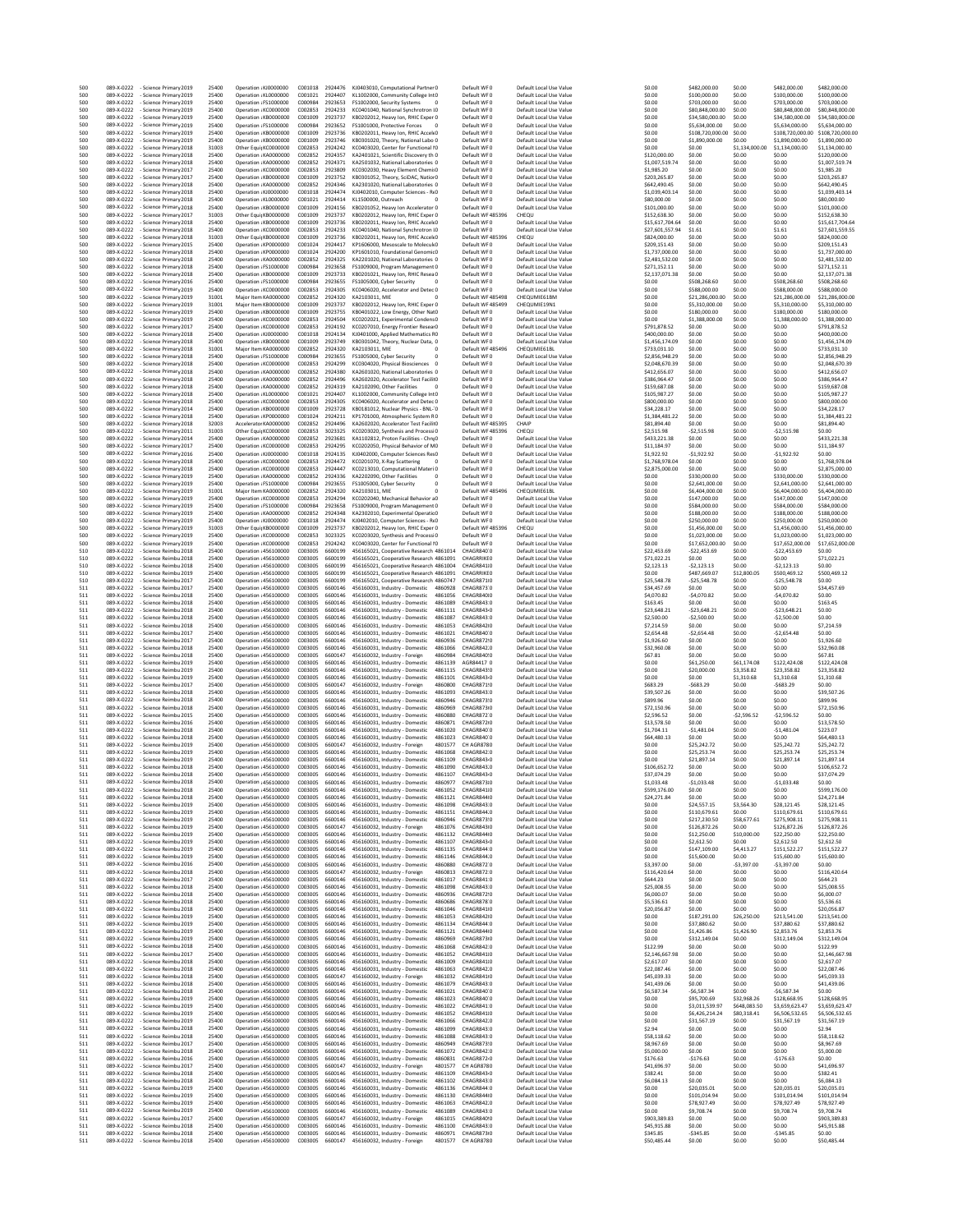| | | | | | | | | | | | | | | | |
|---|---|---|---|---|---|---|---|---|---|---|---|---|---|---|---|
| 500 | 089-X-0222 | - Science Primary 2019 | 25400 | Operation : KJ0000000 | C001018 | 2924476 | KJ0403010, Computational Partner | 0 | Default WF 0 | Default Local Use Value | $0.00 | $482,000.00 | $0.00 | $482,000.00 | $482,000.00 |
| 500 | 089-X-0222 | - Science Primary 2019 | 25400 | Operation : KL0000000 | C001021 | 2924407 | KL1002000, Community College Int | 0 | Default WF 0 | Default Local Use Value | $0.00 | $100,000.00 | $0.00 | $100,000.00 | $100,000.00 |
| 500 | 089-X-0222 | - Science Primary 2019 | 25400 | Operation : FS1000000 | C000984 | 2923653 | FS1002000, Security Systems | 0 | Default WF 0 | Default Local Use Value | $0.00 | $703,000.00 | $0.00 | $703,000.00 | $703,000.00 |
| 500 | 089-X-0222 | - Science Primary 2019 | 25400 | Operation : KC0000000 | C002853 | 2924233 | KC0401040, National Synchrotron Li | 0 | Default WF 0 | Default Local Use Value | $0.00 | $80,848,000.00 | $0.00 | $80,848,000.00 | $80,848,000.00 |
| 500 | 089-X-0222 | - Science Primary 2019 | 25400 | Operation : KB0000000 | C001009 | 2923737 | KB0202012, Heavy Ion, RHIC Exper | 0 | Default WF 0 | Default Local Use Value | $0.00 | $34,580,000.00 | $0.00 | $34,580,000.00 | $34,580,000.00 |
| 500 | 089-X-0222 | - Science Primary 2019 | 25400 | Operation : FS1000000 | C000984 | 2923652 | FS1001000, Protective Forces | 0 | Default WF 0 | Default Local Use Value | $0.00 | $5,634,000.00 | $0.00 | $5,634,000.00 | $5,634,000.00 |
| 500 | 089-X-0222 | - Science Primary 2019 | 25400 | Operation : KB0000000 | C001009 | 2923736 | KB0202011, Heavy Ion, RHIC Accele | 0 | Default WF 0 | Default Local Use Value | $0.00 | $108,720,000.00 | $0.00 | $108,720,000.00 | $108,720,000.00 |
| 500 | 089-X-0222 | - Science Primary 2019 | 25400 | Operation : KB0000000 | C001009 | 2923746 | KB0301020, Theory, National Labs | 0 | Default WF 0 | Default Local Use Value | $0.00 | $1,890,000.00 | $0.00 | $1,890,000.00 | $1,890,000.00 |
| 500 | 089-X-0222 | - Science Primary 2018 | 31003 | Other Equip KC0000000 | C002853 | 2924242 | KC0403020, Center for Functional N | 0 | Default WF 0 | Default Local Use Value | $0.00 | $0.00 | $1,134,000.00 | $1,134,000.00 | $1,134,000.00 |
| 500 | 089-X-0222 | - Science Primary 2018 | 25400 | Operation : KA0000000 | C002852 | 2924357 | KA2401021, Scientific Discovery th | 0 | Default WF 0 | Default Local Use Value | $120,000.00 | $0.00 | $0.00 | $0.00 | $120,000.00 |
| 500 | 089-X-0222 | - Science Primary 2018 | 25400 | Operation : KA0000000 | C002852 | 2924371 | KA2501032, National Laboratories | 0 | Default WF 0 | Default Local Use Value | $1,007,519.74 | $0.00 | $0.00 | $0.00 | $1,007,519.74 |
| 500 | 089-X-0222 | - Science Primary 2017 | 25400 | Operation : KC0000000 | C002853 | 2923809 | KC0302030, Heavy Element Chemis | 0 | Default WF 0 | Default Local Use Value | $1,985.20 | $0.00 | $0.00 | $0.00 | $1,985.20 |
| 500 | 089-X-0222 | - Science Primary 2017 | 25400 | Operation : KB0000000 | C001009 | 2923752 | KB0301052, Theory, SciDAC, Nation | 0 | Default WF 0 | Default Local Use Value | $203,265.87 | $0.00 | $0.00 | $0.00 | $203,265.87 |
| 500 | 089-X-0222 | - Science Primary 2018 | 25400 | Operation : KA0000000 | C002852 | 2924346 | KA2301020, National Laboratories | 0 | Default WF 0 | Default Local Use Value | $642,490.45 | $0.00 | $0.00 | $0.00 | $642,490.45 |
| 500 | 089-X-0222 | - Science Primary 2018 | 25400 | Operation : KJ0000000 | C001018 | 2924474 | KJ0402010, Computer Sciences - Re | 0 | Default WF 0 | Default Local Use Value | $1,039,403.14 | $0.00 | $0.00 | $0.00 | $1,039,403.14 |
| 500 | 089-X-0222 | - Science Primary 2018 | 25400 | Operation : KL0000000 | C001021 | 2924414 | KL1500000, Outreach | 0 | Default WF 0 | Default Local Use Value | $80,000.00 | $0.00 | $0.00 | $0.00 | $80,000.00 |
| 500 | 089-X-0222 | - Science Primary 2018 | 25400 | Operation : KB0000000 | C001009 | 2924156 | KB0201052, Heavy Ion Accelerator | 0 | Default WF 0 | Default Local Use Value | $101,000.00 | $0.00 | $0.00 | $0.00 | $101,000.00 |
| 500 | 089-X-0222 | - Science Primary 2017 | 31003 | Other Equip KB0000000 | C001009 | 2923737 | KB0202012, Heavy Ion, RHIC Exper | 0 | Default WF 485396 CHEQU | | $152,638.30 | $0.00 | $0.00 | $0.00 | $152,638.30 |
| 500 | 089-X-0222 | - Science Primary 2018 | 25400 | Operation : KB0000000 | C001009 | 2923736 | KB0202011, Heavy Ion, RHIC Accele | 0 | Default WF 0 | Default Local Use Value | $15,617,704.64 | $0.00 | $0.00 | $0.00 | $15,617,704.64 |
| 500 | 089-X-0222 | - Science Primary 2018 | 25400 | Operation : KC0000000 | C002853 | 2924233 | KC0401040, National Synchrotron Li | 0 | Default WF 0 | Default Local Use Value | $27,601,557.94 | $1.61 | $0.00 | $1.61 | $27,601,559.55 |
| 500 | 089-X-0222 | - Science Primary 2018 | 31003 | Other Equip KB0000000 | C001009 | 2923736 | KB0202011, Heavy Ion, RHIC Accele | 0 | Default WF 485396 CHEQU | | $824,000.00 | $0.00 | $0.00 | $0.00 | $824,000.00 |
| 500 | 089-X-0222 | - Science Primary 2015 | 25400 | Operation : KP0000000 | C001024 | 2924417 | KP1606000, Mesoscale to Molecule | 0 | Default WF 0 | Default Local Use Value | $209,151.43 | $0.00 | $0.00 | $0.00 | $209,151.43 |
| 500 | 089-X-0222 | - Science Primary 2018 | 25400 | Operation : KP0000000 | C001024 | 2924200 | KP1601010, Foundational Genomic | 0 | Default WF 0 | Default Local Use Value | $1,737,000.00 | $0.00 | $0.00 | $0.00 | $1,737,000.00 |
| 500 | 089-X-0222 | - Science Primary 2018 | 25400 | Operation : KA0000000 | C002852 | 2924325 | KA2201020, National Laboratories | 0 | Default WF 0 | Default Local Use Value | $2,481,532.00 | $0.00 | $0.00 | $0.00 | $2,481,532.00 |
| 500 | 089-X-0222 | - Science Primary 2018 | 25400 | Operation : FS1000000 | C000984 | 2923658 | FS1009000, Program Management | 0 | Default WF 0 | Default Local Use Value | $271,152.11 | $0.00 | $0.00 | $0.00 | $271,152.11 |
| 500 | 089-X-0222 | - Science Primary 2018 | 25400 | Operation : KB0000000 | C001009 | 2923733 | KB0201021, Heavy Ion, RHIC Resear | 0 | Default WF 0 | Default Local Use Value | $2,137,071.38 | $0.00 | $0.00 | $0.00 | $2,137,071.38 |
| 500 | 089-X-0222 | - Science Primary 2016 | 25400 | Operation : FS1000000 | C000984 | 2923655 | FS1005000, Cyber Security | 0 | Default WF 0 | Default Local Use Value | $0.00 | $508,268.60 | $0.00 | $508,268.60 | $508,268.60 |
| 500 | 089-X-0222 | - Science Primary 2019 | 25400 | Operation : KC0000000 | C002853 | 2924305 | KC0406020, Accelerator and Detec | 0 | Default WF 0 | Default Local Use Value | $0.00 | $588,000.00 | $0.00 | $588,000.00 | $588,000.00 |
| 500 | 089-X-0222 | - Science Primary 2019 | 31001 | Major Item KA0000000 | C002852 | 2924320 | KA2103011, MIE | 0 | Default WF 485498 CHEQUMIE61BM | | $0.00 | $21,286,000.00 | $0.00 | $21,286,000.00 | $21,286,000.00 |
| 500 | 089-X-0222 | - Science Primary 2019 | 31001 | Major Item KB0000000 | C001009 | 2923737 | KB0202012, Heavy Ion, RHIC Exper | 0 | Default WF 485499 CHEQUMIE19N1 | | $0.00 | $5,310,000.00 | $0.00 | $5,310,000.00 | $5,310,000.00 |
| 500 | 089-X-0222 | - Science Primary 2019 | 25400 | Operation : KB0000000 | C001009 | 2923755 | KB0401022, Low Energy, Other Nat | 0 | Default WF 0 | Default Local Use Value | $0.00 | $180,000.00 | $0.00 | $180,000.00 | $180,000.00 |
| 500 | 089-X-0222 | - Science Primary 2019 | 25400 | Operation : KC0000000 | C002853 | 2924504 | KC0202021, Experimental Condens | 0 | Default WF 0 | Default Local Use Value | $0.00 | $1,388,000.00 | $0.00 | $1,388,000.00 | $1,388,000.00 |
| 500 | 089-X-0222 | - Science Primary 2017 | 25400 | Operation : KC0000000 | C002853 | 2924192 | KC0207010, Energy Frontier Resear | 0 | Default WF 0 | Default Local Use Value | $791,878.52 | $0.00 | $0.00 | $0.00 | $791,878.52 |
| 500 | 089-X-0222 | - Science Primary 2018 | 25400 | Operation : KJ0000000 | C001018 | 2924134 | KJ0401000, Applied Mathematics R | 0 | Default WF 0 | Default Local Use Value | $400,000.00 | $0.00 | $0.00 | $0.00 | $400,000.00 |
| 500 | 089-X-0222 | - Science Primary 2018 | 25400 | Operation : KB0000000 | C001009 | 2923749 | KB0301042, Theory, Nuclear Data, | 0 | Default WF 0 | Default Local Use Value | $1,456,174.09 | $0.00 | $0.00 | $0.00 | $1,456,174.09 |
| 500 | 089-X-0222 | - Science Primary 2018 | 31001 | Major Item KA0000000 | C002852 | 2924320 | KA2103011, MIE | 0 | Default WF 485496 CHEQUMIE61BL | | $733,031.10 | $0.00 | $0.00 | $0.00 | $733,031.10 |
| 500 | 089-X-0222 | - Science Primary 2018 | 25400 | Operation : FS1000000 | C000984 | 2923655 | FS1005000, Cyber Security | 0 | Default WF 0 | Default Local Use Value | $2,856,948.29 | $0.00 | $0.00 | $0.00 | $2,856,948.29 |
| 500 | 089-X-0222 | - Science Primary 2018 | 25400 | Operation : KC0000000 | C002853 | 2924299 | KC0304020, Physical Biosciences | 0 | Default WF 0 | Default Local Use Value | $2,048,670.39 | $0.00 | $0.00 | $0.00 | $2,048,670.39 |
| 500 | 089-X-0222 | - Science Primary 2018 | 25400 | Operation : KA0000000 | C002852 | 2924380 | KA2601020, National Laboratories | 0 | Default WF 0 | Default Local Use Value | $412,656.07 | $0.00 | $0.00 | $0.00 | $412,656.07 |
| 500 | 089-X-0222 | - Science Primary 2018 | 25400 | Operation : KA0000000 | C002852 | 2924496 | KA2602020, Accelerator Test Faciliti | 0 | Default WF 0 | Default Local Use Value | $386,964.47 | $0.00 | $0.00 | $0.00 | $386,964.47 |
| 500 | 089-X-0222 | - Science Primary 2018 | 25400 | Operation : KA0000000 | C002852 | 2924319 | KA2102090, Other Facilities | 0 | Default WF 0 | Default Local Use Value | $159,687.08 | $0.00 | $0.00 | $0.00 | $159,687.08 |
| 500 | 089-X-0222 | - Science Primary 2018 | 25400 | Operation : KL0000000 | C001021 | 2924407 | KL1002000, Community College Int | 0 | Default WF 0 | Default Local Use Value | $105,987.27 | $0.00 | $0.00 | $0.00 | $105,987.27 |
| 500 | 089-X-0222 | - Science Primary 2018 | 25400 | Operation : KC0000000 | C002853 | 2924305 | KC0406020, Accelerator and Detec | 0 | Default WF 0 | Default Local Use Value | $800,000.00 | $0.00 | $0.00 | $0.00 | $800,000.00 |
| 500 | 089-X-0222 | - Science Primary 2014 | 25400 | Operation : KB0000000 | C001009 | 2923728 | KB0181012, Nuclear Physics - BNL | 0 | Default WF 0 | Default Local Use Value | $34,228.17 | $0.00 | $0.00 | $0.00 | $34,228.17 |
| 500 | 089-X-0222 | - Science Primary 2018 | 25400 | Operation : KP0000000 | C001024 | 2924211 | KP1701000, Atmospheric System R | 0 | Default WF 0 | Default Local Use Value | $1,384,481.22 | $0.00 | $0.00 | $0.00 | $1,384,481.22 |
| 500 | 089-X-0222 | - Science Primary 2018 | 32003 | Accelerator KA0000000 | C002852 | 2924496 | KA2602020, Accelerator Test Faciliti | 0 | Default WF 485395 CHAIP | | $81,894.40 | $0.00 | $0.00 | $0.00 | $81,894.40 |
| 500 | 089-X-0222 | - Science Primary 2011 | 31003 | Other Equip KC0000000 | C002853 | 3023325 | KC0203020, Synthesis and Processi | 0 | Default WF 485396 CHEQU | | $2,515.98 | -$2,515.98 | $0.00 | -$2,515.98 | $0.00 |
| 500 | 089-X-0222 | - Science Primary 2014 | 25400 | Operation : KA0000000 | C002852 | 2923681 | KA1102812, Proton Facilities - Chrys | 0 | Default WF 0 | Default Local Use Value | $433,221.38 | $0.00 | $0.00 | $0.00 | $433,221.38 |
| 500 | 089-X-0222 | - Science Primary 2017 | 25400 | Operation : KC0000000 | C002853 | 2924295 | KC0202050, Physical Behavior of M | 0 | Default WF 0 | Default Local Use Value | $11,184.97 | $0.00 | $0.00 | $0.00 | $11,184.97 |
| 500 | 089-X-0222 | - Science Primary 2016 | 25400 | Operation : KJ0000000 | C001018 | 2924135 | KJ0402000, Computer Sciences Res | 0 | Default WF 0 | Default Local Use Value | $1,922.92 | -$1,922.92 | $0.00 | -$1,922.92 | $0.00 |
| 500 | 089-X-0222 | - Science Primary 2018 | 25400 | Operation : KC0000000 | C002853 | 2924472 | KC0201070, X-Ray Scattering | 0 | Default WF 0 | Default Local Use Value | $1,768,978.04 | $0.00 | $0.00 | $0.00 | $1,768,978.04 |
| 500 | 089-X-0222 | - Science Primary 2018 | 25400 | Operation : KC0000000 | C002853 | 2924447 | KC0213010, Computational Materi | 0 | Default WF 0 | Default Local Use Value | $2,875,000.00 | $0.00 | $0.00 | $0.00 | $2,875,000.00 |
| 500 | 089-X-0222 | - Science Primary 2019 | 25400 | Operation : KA0000000 | C002852 | 2924336 | KA2202090, Other Facilities | 0 | Default WF 0 | Default Local Use Value | $0.00 | $330,000.00 | $0.00 | $330,000.00 | $330,000.00 |
| 500 | 089-X-0222 | - Science Primary 2019 | 25400 | Operation : FS1000000 | C000984 | 2923655 | FS1005000, Cyber Security | 0 | Default WF 0 | Default Local Use Value | $0.00 | $2,641,000.00 | $0.00 | $2,641,000.00 | $2,641,000.00 |
| 500 | 089-X-0222 | - Science Primary 2019 | 31001 | Major Item KA0000000 | C002852 | 2924320 | KA2103011, MIE | 0 | Default WF 485496 CHEQUMIE61BL | | $0.00 | $6,404,000.00 | $0.00 | $6,404,000.00 | $6,404,000.00 |
| 500 | 089-X-0222 | - Science Primary 2019 | 25400 | Operation : KC0000000 | C002853 | 2924294 | KC0202040, Mechanical Behavior an | 0 | Default WF 0 | Default Local Use Value | $0.00 | $147,000.00 | $0.00 | $147,000.00 | $147,000.00 |
| 500 | 089-X-0222 | - Science Primary 2019 | 25400 | Operation : FS1000000 | C000984 | 2923658 | FS1009000, Program Management | 0 | Default WF 0 | Default Local Use Value | $0.00 | $584,000.00 | $0.00 | $584,000.00 | $584,000.00 |
| 500 | 089-X-0222 | - Science Primary 2019 | 25400 | Operation : KA0000000 | C002852 | 2924348 | KA2302010, Experimental Operatio | 0 | Default WF 0 | Default Local Use Value | $0.00 | $188,000.00 | $0.00 | $188,000.00 | $188,000.00 |
| 500 | 089-X-0222 | - Science Primary 2019 | 25400 | Operation : KJ0000000 | C001018 | 2924474 | KJ0402010, Computer Sciences - Re | 0 | Default WF 0 | Default Local Use Value | $0.00 | $250,000.00 | $0.00 | $250,000.00 | $250,000.00 |
| 500 | 089-X-0222 | - Science Primary 2019 | 31003 | Other Equip KB0000000 | C001009 | 2923737 | KB0202012, Heavy Ion, RHIC Exper | 0 | Default WF 485396 CHEQU | | $0.00 | $1,456,000.00 | $0.00 | $1,456,000.00 | $1,456,000.00 |
| 500 | 089-X-0222 | - Science Primary 2019 | 25400 | Operation : KC0000000 | C002853 | 3023325 | KC0203020, Synthesis and Processi | 0 | Default WF 0 | Default Local Use Value | $0.00 | $1,023,000.00 | $0.00 | $1,023,000.00 | $1,023,000.00 |
| 500 | 089-X-0222 | - Science Primary 2019 | 25400 | Operation : KC0000000 | C002853 | 2924242 | KC0403020, Center for Functional N | 0 | Default WF 0 | Default Local Use Value | $0.00 | $17,652,000.00 | $0.00 | $17,652,000.00 | $17,652,000.00 |
| 510 | 089-X-0222 | - Science Reimbu 2018 | 25400 | Operation : 456100000 | C003005 | 6600199 | 456165021, Cooperative Research | 4861014 | CHAGR840 0 | Default Local Use Value | $22,453.69 | -$22,453.69 | $0.00 | -$22,453.69 | $0.00 |
| 510 | 089-X-0222 | - Science Reimbu 2019 | 25400 | Operation : 456100000 | C003005 | 6600199 | 456165021, Cooperative Research | 4861091 | CHAGRRIKE0 | Default Local Use Value | $71,022.21 | $0.00 | $0.00 | $0.00 | $71,022.21 |
| 510 | 089-X-0222 | - Science Reimbu 2018 | 25400 | Operation : 456100000 | C003005 | 6600199 | 456165021, Cooperative Research | 4861004 | CHAGR841 0 | Default Local Use Value | $2,123.13 | -$2,123.13 | $0.00 | -$2,123.13 | $0.00 |
| 510 | 089-X-0222 | - Science Reimbu 2019 | 25400 | Operation : 456100000 | C003005 | 6600199 | 456165021, Cooperative Research | 4861091 | CHAGRRIKE0 | Default Local Use Value | $0.00 | $487,669.07 | $12,800.05 | $500,469.12 | $500,469.12 |
| 510 | 089-X-0222 | - Science Reimbu 2017 | 25400 | Operation : 456100000 | C003005 | 6600199 | 456165021, Cooperative Research | 4860747 | CHAGR731 0 | Default Local Use Value | $25,548.78 | -$25,548.78 | $0.00 | -$25,548.78 | $0.00 |
| 511 | 089-X-0222 | - Science Reimbu 2017 | 25400 | Operation : 456100000 | C003005 | 6600146 | 456160031, Industry - Domestic | 4860928 | CHAGR873 0 | Default Local Use Value | $34,457.69 | $0.00 | $0.00 | $0.00 | $34,457.69 |
| 511 | 089-X-0222 | - Science Reimbu 2018 | 25400 | Operation : 456100000 | C003005 | 6600146 | 456160031, Industry - Domestic | 4861056 | CHAGR840 0 | Default Local Use Value | $4,070.82 | -$4,070.82 | $0.00 | -$4,070.82 | $0.00 |
| 511 | 089-X-0222 | - Science Reimbu 2018 | 25400 | Operation : 456100000 | C003005 | 6600146 | 456160031, Industry - Domestic | 4861089 | CHAGR843 0 | Default Local Use Value | $163.45 | $0.00 | $0.00 | $0.00 | $163.45 |
| 511 | 089-X-0222 | - Science Reimbu 2018 | 25400 | Operation : 456100000 | C003005 | 6600146 | 456160031, Industry - Domestic | 4861111 | CHAGR843 0 | Default Local Use Value | $23,648.21 | -$23,648.21 | $0.00 | -$23,648.21 | $0.00 |
| 511 | 089-X-0222 | - Science Reimbu 2018 | 25400 | Operation : 456100000 | C003005 | 6600146 | 456160031, Industry - Domestic | 4861087 | CHAGR843 0 | Default Local Use Value | $2,500.00 | -$2,500.00 | $0.00 | -$2,500.00 | $0.00 |
| 511 | 089-X-0222 | - Science Reimbu 2018 | 25400 | Operation : 456100000 | C003005 | 6600146 | 456160031, Industry - Domestic | 4861053 | CHAGR842 0 | Default Local Use Value | $7,214.59 | $0.00 | $0.00 | $0.00 | $7,214.59 |
| 511 | 089-X-0222 | - Science Reimbu 2017 | 25400 | Operation : 456100000 | C003005 | 6600146 | 456160031, Industry - Domestic | 4861021 | CHAGR840 0 | Default Local Use Value | $2,654.48 | -$2,654.48 | $0.00 | -$2,654.48 | $0.00 |
| 511 | 089-X-0222 | - Science Reimbu 2017 | 25400 | Operation : 456100000 | C003005 | 6600146 | 456160031, Industry - Domestic | 4860936 | CHAGR872 0 | Default Local Use Value | $1,926.60 | $0.00 | $0.00 | $0.00 | $1,926.60 |
| 511 | 089-X-0222 | - Science Reimbu 2018 | 25400 | Operation : 456100000 | C003005 | 6600146 | 456160031, Industry - Domestic | 4861066 | CHAGR842 0 | Default Local Use Value | $32,960.08 | $0.00 | $0.00 | $0.00 | $32,960.08 |
| 511 | 089-X-0222 | - Science Reimbu 2018 | 25400 | Operation : 456100000 | C003005 | 6600147 | 456160032, Industry - Foreign | 4860984 | CHAGR842 0 | Default Local Use Value | $67.81 | $0.00 | $0.00 | $0.00 | $67.81 |
| 511 | 089-X-0222 | - Science Reimbu 2019 | 25400 | Operation : 456100000 | C003005 | 6600146 | 456160031, Industry - Domestic | 4861139 | AGR84417 0 | Default Local Use Value | $0.00 | $61,250.00 | $61,174.08 | $122,424.08 | $122,424.08 |
| 511 | 089-X-0222 | - Science Reimbu 2019 | 25400 | Operation : 456100000 | C003005 | 6600146 | 456160031, Industry - Domestic | 4861115 | CHAGR843 0 | Default Local Use Value | $0.00 | $20,000.00 | $3,358.82 | $23,358.82 | $23,358.82 |
| 511 | 089-X-0222 | - Science Reimbu 2019 | 25400 | Operation : 456100000 | C003005 | 6600146 | 456160031, Industry - Domestic | 4861101 | CHAGR843 0 | Default Local Use Value | $0.00 | $0.00 | $1,310.68 | $1,310.68 | $1,310.68 |
| 511 | 089-X-0222 | - Science Reimbu 2017 | 25400 | Operation : 456100000 | C003005 | 6600147 | 456160032, Industry - Foreign | 4860800 | CHAGR871 0 | Default Local Use Value | $683.29 | -$683.29 | $0.00 | -$683.29 | $0.00 |
| 511 | 089-X-0222 | - Science Reimbu 2018 | 25400 | Operation : 456100000 | C003005 | 6600146 | 456160031, Industry - Domestic | 4861093 | CHAGR843 0 | Default Local Use Value | $39,507.26 | $0.00 | $0.00 | $0.00 | $39,507.26 |
| 511 | 089-X-0222 | - Science Reimbu 2017 | 25400 | Operation : 456100000 | C003005 | 6600146 | 456160031, Industry - Domestic | 4860946 | CHAGR873 0 | Default Local Use Value | $899.96 | $0.00 | $0.00 | $0.00 | $899.96 |
| 511 | 089-X-0222 | - Science Reimbu 2018 | 25400 | Operation : 456100000 | C003005 | 6600146 | 456160031, Industry - Domestic | 4860969 | CHAGR873 0 | Default Local Use Value | $72,150.96 | $0.00 | $0.00 | $0.00 | $72,150.96 |
| 511 | 089-X-0222 | - Science Reimbu 2015 | 25400 | Operation : 456100000 | C003005 | 6600146 | 456160031, Industry - Domestic | 4860880 | CHAGR872 0 | Default Local Use Value | $2,596.52 | $0.00 | -$2,596.52 | -$2,596.52 | $0.00 |
| 511 | 089-X-0222 | - Science Reimbu 2016 | 25400 | Operation : 456100000 | C003005 | 6600146 | 456160031, Industry - Domestic | 4860871 | CHAGR872 0 | Default Local Use Value | $13,578.50 | $0.00 | $0.00 | $0.00 | $13,578.50 |
| 511 | 089-X-0222 | - Science Reimbu 2018 | 25400 | Operation : 456100000 | C003005 | 6600146 | 456160031, Industry - Domestic | 4861020 | CHAGR840 0 | Default Local Use Value | $1,704.11 | -$1,481.04 | $0.00 | -$1,481.04 | $223.07 |
| 511 | 089-X-0222 | - Science Reimbu 2018 | 25400 | Operation : 456100000 | C003005 | 6600146 | 456160031, Industry - Domestic | 4861023 | CHAGR840 0 | Default Local Use Value | $64,480.13 | $0.00 | $0.00 | $0.00 | $64,480.13 |
| 511 | 089-X-0222 | - Science Reimbu 2019 | 25400 | Operation : 456100000 | C003005 | 6600147 | 456160032, Industry - Foreign | 4801577 | CH AGR8780 | Default Local Use Value | $0.00 | $25,242.72 | $0.00 | $25,242.72 | $25,242.72 |
| 511 | 089-X-0222 | - Science Reimbu 2019 | 25400 | Operation : 456100000 | C003005 | 6600146 | 456160031, Industry - Domestic | 4861068 | CHAGR842 0 | Default Local Use Value | $0.00 | $25,253.74 | $0.00 | $25,253.74 | $25,253.74 |
| 511 | 089-X-0222 | - Science Reimbu 2019 | 25400 | Operation : 456100000 | C003005 | 6600146 | 456160031, Industry - Domestic | 4861109 | CHAGR843 0 | Default Local Use Value | $0.00 | $21,897.14 | $0.00 | $21,897.14 | $21,897.14 |
| 511 | 089-X-0222 | - Science Reimbu 2018 | 25400 | Operation : 456100000 | C003005 | 6600146 | 456160031, Industry - Domestic | 4861090 | CHAGR843 0 | Default Local Use Value | $106,652.72 | $0.00 | $0.00 | $0.00 | $106,652.72 |
| 511 | 089-X-0222 | - Science Reimbu 2018 | 25400 | Operation : 456100000 | C003005 | 6600146 | 456160031, Industry - Domestic | 4861107 | CHAGR843 0 | Default Local Use Value | $37,074.29 | $0.00 | $0.00 | $0.00 | $37,074.29 |
| 511 | 089-X-0222 | - Science Reimbu 2018 | 25400 | Operation : 456100000 | C003005 | 6600146 | 456160031, Industry - Domestic | 4860977 | CHAGR873 0 | Default Local Use Value | $1,033.48 | -$1,033.48 | $0.00 | -$1,033.48 | $0.00 |
| 511 | 089-X-0222 | - Science Reimbu 2018 | 25400 | Operation : 456100000 | C003005 | 6600146 | 456160031, Industry - Domestic | 4861052 | CHAGR841 0 | Default Local Use Value | $599,176.00 | $0.00 | $0.00 | $0.00 | $599,176.00 |
| 511 | 089-X-0222 | - Science Reimbu 2018 | 25400 | Operation : 456100000 | C003005 | 6600146 | 456160031, Industry - Domestic | 4861121 | CHAGR844 0 | Default Local Use Value | $24,271.84 | $0.00 | $0.00 | $0.00 | $24,271.84 |
| 511 | 089-X-0222 | - Science Reimbu 2019 | 25400 | Operation : 456100000 | C003005 | 6600146 | 456160031, Industry - Domestic | 4861098 | CHAGR843 0 | Default Local Use Value | $0.00 | $24,557.15 | $3,564.30 | $28,121.45 | $28,121.45 |
| 511 | 089-X-0222 | - Science Reimbu 2019 | 25400 | Operation : 456100000 | C003005 | 6600146 | 456160031, Industry - Domestic | 4861151 | CHAGR844 0 | Default Local Use Value | $0.00 | $110,679.61 | $0.00 | $110,679.61 | $110,679.61 |
| 511 | 089-X-0222 | - Science Reimbu 2019 | 25400 | Operation : 456100000 | C003005 | 6600146 | 456160031, Industry - Domestic | 4860946 | CHAGR873 0 | Default Local Use Value | $0.00 | $217,230.50 | $58,677.61 | $275,908.11 | $275,908.11 |
| 511 | 089-X-0222 | - Science Reimbu 2019 | 25400 | Operation : 456100000 | C003005 | 6600147 | 456160032, Industry - Foreign | 4861076 | CHAGR843 0 | Default Local Use Value | $0.00 | $126,872.26 | $0.00 | $126,872.26 | $126,872.26 |
| 511 | 089-X-0222 | - Science Reimbu 2019 | 25400 | Operation : 456100000 | C003005 | 6600146 | 456160031, Industry - Domestic | 4861132 | CHAGR844 0 | Default Local Use Value | $0.00 | $12,250.00 | $10,000.00 | $22,250.00 | $22,250.00 |
| 511 | 089-X-0222 | - Science Reimbu 2019 | 25400 | Operation : 456100000 | C003005 | 6600146 | 456160031, Industry - Domestic | 4861107 | CHAGR843 0 | Default Local Use Value | $0.00 | $2,612.50 | $0.00 | $2,612.50 | $2,612.50 |
| 511 | 089-X-0222 | - Science Reimbu 2019 | 25400 | Operation : 456100000 | C003005 | 6600146 | 456160031, Industry - Domestic | 4861135 | CHAGR844 0 | Default Local Use Value | $0.00 | $147,109.00 | $4,413.27 | $151,522.27 | $151,522.27 |
| 511 | 089-X-0222 | - Science Reimbu 2019 | 25400 | Operation : 456100000 | C003005 | 6600146 | 456160031, Industry - Domestic | 4861146 | CHAGR844 0 | Default Local Use Value | $0.00 | $15,600.00 | $0.00 | $15,600.00 | $15,600.00 |
| 511 | 089-X-0222 | - Science Reimbu 2016 | 25400 | Operation : 456100000 | C003005 | 6600146 | 456160031, Industry - Domestic | 4860880 | CHAGR872 0 | Default Local Use Value | $3,397.00 | $0.00 | -$3,397.00 | -$3,397.00 | $0.00 |
| 511 | 089-X-0222 | - Science Reimbu 2018 | 25400 | Operation : 456100000 | C003005 | 6600147 | 456160032, Industry - Foreign | 4860813 | CHAGR872 0 | Default Local Use Value | $116,420.64 | $0.00 | $0.00 | $0.00 | $116,420.64 |
| 511 | 089-X-0222 | - Science Reimbu 2017 | 25400 | Operation : 456100000 | C003005 | 6600146 | 456160031, Industry - Domestic | 4861017 | CHAGR841 0 | Default Local Use Value | $644.23 | $0.00 | $0.00 | $0.00 | $644.23 |
| 511 | 089-X-0222 | - Science Reimbu 2018 | 25400 | Operation : 456100000 | C003005 | 6600146 | 456160031, Industry - Domestic | 4861098 | CHAGR843 0 | Default Local Use Value | $25,008.55 | $0.00 | $0.00 | $0.00 | $25,008.55 |
| 511 | 089-X-0222 | - Science Reimbu 2018 | 25400 | Operation : 456100000 | C003005 | 6600146 | 456160031, Industry - Domestic | 4860936 | CHAGR872 0 | Default Local Use Value | $6,000.07 | $0.00 | $0.00 | $0.00 | $6,000.07 |
| 511 | 089-X-0222 | - Science Reimbu 2018 | 25400 | Operation : 456100000 | C003005 | 6600146 | 456160031, Industry - Domestic | 4860686 | CHAGR878 0 | Default Local Use Value | $5,536.61 | $0.00 | $0.00 | $0.00 | $5,536.61 |
| 511 | 089-X-0222 | - Science Reimbu 2018 | 25400 | Operation : 456100000 | C003005 | 6600146 | 456160031, Industry - Domestic | 4861046 | CHAGR841 0 | Default Local Use Value | $20,056.87 | $0.00 | $0.00 | $0.00 | $20,056.87 |
| 511 | 089-X-0222 | - Science Reimbu 2019 | 25400 | Operation : 456100000 | C003005 | 6600146 | 456160031, Industry - Domestic | 4861053 | CHAGR842 0 | Default Local Use Value | $0.00 | $187,291.00 | $26,250.00 | $213,541.00 | $213,541.00 |
| 511 | 089-X-0222 | - Science Reimbu 2019 | 25400 | Operation : 456100000 | C003005 | 6600146 | 456160031, Industry - Domestic | 4861134 | CHAGR844 0 | Default Local Use Value | $0.00 | $37,880.62 | $0.00 | $37,880.62 | $37,880.62 |
| 511 | 089-X-0222 | - Science Reimbu 2019 | 25400 | Operation : 456100000 | C003005 | 6600146 | 456160031, Industry - Domestic | 4861121 | CHAGR844 0 | Default Local Use Value | $0.00 | $1,426.86 | $1,426.90 | $2,853.76 | $2,853.76 |
| 511 | 089-X-0222 | - Science Reimbu 2019 | 25400 | Operation : 456100000 | C003005 | 6600146 | 456160031, Industry - Domestic | 4860969 | CHAGR873 0 | Default Local Use Value | $0.00 | $312,149.04 | $0.00 | $312,149.04 | $312,149.04 |
| 511 | 089-X-0222 | - Science Reimbu 2018 | 25400 | Operation : 456100000 | C003005 | 6600146 | 456160031, Industry - Domestic | 4861068 | CHAGR842 0 | Default Local Use Value | $122.99 | $0.00 | $0.00 | $0.00 | $122.99 |
| 511 | 089-X-0222 | - Science Reimbu 2018 | 25400 | Operation : 456100000 | C003005 | 6600146 | 456160031, Industry - Domestic | 4861052 | CHAGR841 0 | Default Local Use Value | $2,146,667.98 | $0.00 | $0.00 | $0.00 | $2,146,667.98 |
| 511 | 089-X-0222 | - Science Reimbu 2018 | 25400 | Operation : 456100000 | C003005 | 6600146 | 456160031, Industry - Domestic | 4861009 | CHAGR841 0 | Default Local Use Value | $2,617.07 | $0.00 | $0.00 | $0.00 | $2,617.07 |
| 511 | 089-X-0222 | - Science Reimbu 2018 | 25400 | Operation : 456100000 | C003005 | 6600146 | 456160031, Industry - Domestic | 4861063 | CHAGR842 0 | Default Local Use Value | $22,087.46 | $0.00 | $0.00 | $0.00 | $22,087.46 |
| 511 | 089-X-0222 | - Science Reimbu 2018 | 25400 | Operation : 456100000 | C003005 | 6600147 | 456160032, Industry - Foreign | 4861032 | CHAGR841 0 | Default Local Use Value | $45,039.33 | $0.00 | $0.00 | $0.00 | $45,039.33 |
| 511 | 089-X-0222 | - Science Reimbu 2018 | 25400 | Operation : 456100000 | C003005 | 6600146 | 456160031, Industry - Domestic | 4861079 | CHAGR843 0 | Default Local Use Value | $41,439.06 | $0.00 | $0.00 | $0.00 | $41,439.06 |
| 511 | 089-X-0222 | - Science Reimbu 2018 | 25400 | Operation : 456100000 | C003005 | 6600146 | 456160031, Industry - Domestic | 4861021 | CHAGR840 0 | Default Local Use Value | $6,587.34 | -$6,587.34 | $0.00 | -$6,587.34 | $0.00 |
| 511 | 089-X-0222 | - Science Reimbu 2019 | 25400 | Operation : 456100000 | C003005 | 6600146 | 456160031, Industry - Domestic | 4861023 | CHAGR840 0 | Default Local Use Value | $0.00 | $95,700.69 | $32,968.26 | $128,668.95 | $128,668.95 |
| 511 | 089-X-0222 | - Science Reimbu 2019 | 25400 | Operation : 456100000 | C003005 | 6600146 | 456160031, Industry - Domestic | 4861022 | CHAGR841 0 | Default Local Use Value | $0.00 | $3,011,539.97 | $648,083.50 | $3,659,623.47 | $3,659,623.47 |
| 511 | 089-X-0222 | - Science Reimbu 2019 | 25400 | Operation : 456100000 | C003005 | 6600146 | 456160031, Industry - Domestic | 4861052 | CHAGR841 0 | Default Local Use Value | $0.00 | $6,426,214.24 | $80,318.41 | $6,506,532.65 | $6,506,532.65 |
| 511 | 089-X-0222 | - Science Reimbu 2019 | 25400 | Operation : 456100000 | C003005 | 6600146 | 456160031, Industry - Domestic | 4861066 | CHAGR842 0 | Default Local Use Value | $0.00 | $31,567.19 | $0.00 | $31,567.19 | $31,567.19 |
| 511 | 089-X-0222 | - Science Reimbu 2018 | 25400 | Operation : 456100000 | C003005 | 6600146 | 456160031, Industry - Domestic | 4861099 | CHAGR843 0 | Default Local Use Value | $2.94 | $0.00 | $0.00 | $0.00 | $2.94 |
| 511 | 089-X-0222 | - Science Reimbu 2018 | 25400 | Operation : 456100000 | C003005 | 6600146 | 456160031, Industry - Domestic | 4861088 | CHAGR843 0 | Default Local Use Value | $58,118.62 | $0.00 | $0.00 | $0.00 | $58,118.62 |
| 511 | 089-X-0222 | - Science Reimbu 2017 | 25400 | Operation : 456100000 | C003005 | 6600146 | 456160031, Industry - Domestic | 4860949 | CHAGR873 0 | Default Local Use Value | $8,967.69 | $0.00 | $0.00 | $0.00 | $8,967.69 |
| 511 | 089-X-0222 | - Science Reimbu 2018 | 25400 | Operation : 456100000 | C003005 | 6600146 | 456160031, Industry - Domestic | 4861072 | CHAGR842 0 | Default Local Use Value | $5,000.00 | $0.00 | $0.00 | $0.00 | $5,000.00 |
| 511 | 089-X-0222 | - Science Reimbu 2016 | 25400 | Operation : 456100000 | C003005 | 6600146 | 456160031, Industry - Domestic | 4860831 | CHAGR872 0 | Default Local Use Value | $176.63 | -$176.63 | $0.00 | -$176.63 | $0.00 |
| 511 | 089-X-0222 | - Science Reimbu 2017 | 25400 | Operation : 456100000 | C003005 | 6600147 | 456160032, Industry - Foreign | 4801577 | CH AGR8780 | Default Local Use Value | $41,696.97 | $0.00 | $0.00 | $0.00 | $41,696.97 |
| 511 | 089-X-0222 | - Science Reimbu 2018 | 25400 | Operation : 456100000 | C003005 | 6600146 | 456160031, Industry - Domestic | 4861109 | CHAGR843 0 | Default Local Use Value | $382.41 | $0.00 | $0.00 | $0.00 | $382.41 |
| 511 | 089-X-0222 | - Science Reimbu 2018 | 25400 | Operation : 456100000 | C003005 | 6600146 | 456160031, Industry - Domestic | 4861102 | CHAGR843 0 | Default Local Use Value | $6,084.13 | $0.00 | $0.00 | $0.00 | $6,084.13 |
| 511 | 089-X-0222 | - Science Reimbu 2019 | 25400 | Operation : 456100000 | C003005 | 6600146 | 456160031, Industry - Domestic | 4861136 | CHAGR844 0 | Default Local Use Value | $0.00 | $20,035.01 | $0.00 | $20,035.01 | $20,035.01 |
| 511 | 089-X-0222 | - Science Reimbu 2019 | 25400 | Operation : 456100000 | C003005 | 6600146 | 456160031, Industry - Domestic | 4861130 | CHAGR844 0 | Default Local Use Value | $0.00 | $101,014.94 | $0.00 | $101,014.94 | $101,014.94 |
| 511 | 089-X-0222 | - Science Reimbu 2019 | 25400 | Operation : 456100000 | C003005 | 6600146 | 456160031, Industry - Domestic | 4861063 | CHAGR842 0 | Default Local Use Value | $0.00 | $78,927.49 | $0.00 | $78,927.49 | $78,927.49 |
| 511 | 089-X-0222 | - Science Reimbu 2019 | 25400 | Operation : 456100000 | C003005 | 6600146 | 456160031, Industry - Domestic | 4861089 | CHAGR843 0 | Default Local Use Value | $0.00 | $9,708.74 | $0.00 | $9,708.74 | $9,708.74 |
| 511 | 089-X-0222 | - Science Reimbu 2017 | 25400 | Operation : 456100000 | C003005 | 6600147 | 456160032, Industry - Foreign | 4861015 | CHAGR840 0 | Default Local Use Value | $903,389.83 | $0.00 | $0.00 | $0.00 | $903,389.83 |
| 511 | 089-X-0222 | - Science Reimbu 2018 | 25400 | Operation : 456100000 | C003005 | 6600146 | 456160031, Industry - Domestic | 4861100 | CHAGR843 0 | Default Local Use Value | $45,915.88 | $0.00 | $0.00 | $0.00 | $45,915.88 |
| 511 | 089-X-0222 | - Science Reimbu 2018 | 25400 | Operation : 456100000 | C003005 | 6600146 | 456160031, Industry - Domestic | 4860971 | CHAGR873 0 | Default Local Use Value | $345.85 | -$345.85 | $0.00 | -$345.85 | $0.00 |
| 511 | 089-X-0222 | - Science Reimbu 2018 | 25400 | Operation : 456100000 | C003005 | 6600147 | 456160032, Industry - Foreign | 4801577 | CH AGR8780 | Default Local Use Value | $50,485.44 | $0.00 | $0.00 | $0.00 | $50,485.44 |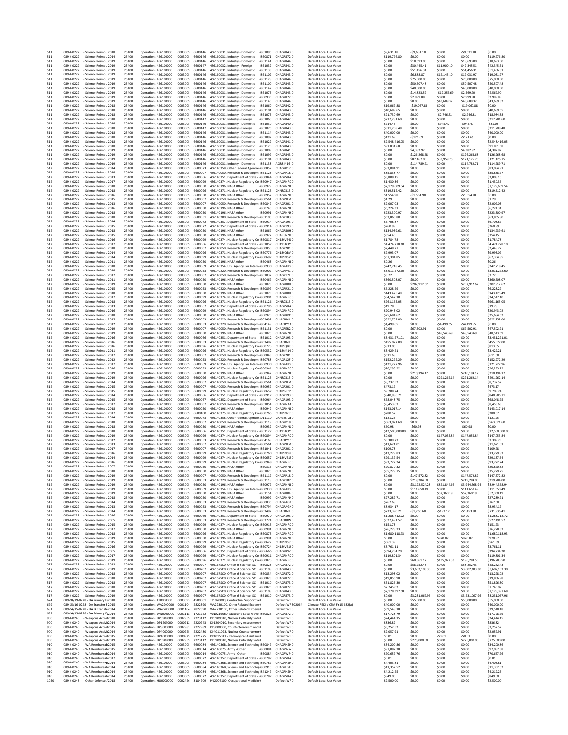| | | | | | | | | | | | | | | |
|---|---|---|---|---|---|---|---|---|---|---|---|---|---|---|
| 511 | 089-X-0222 - Science Reimbu 2018 | 25400 | Operation :456100000 | C003005 | 6600146 | 456160031, Industry - Domestic | 4861096 | CHAGR843:0 | Default Local Use Value | $9,631.18 | -$9,631.18 | $0.00 | -$9,631.18 | $0.00 |
| 511 | 089-X-0222 - Science Reimbu 2014 | 25400 | Operation :456100000 | C003005 | 6600146 | 456160031, Industry - Domestic | 4860871 | CHAGR872:0 | Default Local Use Value | $119,776.80 | $0.00 | $0.00 | $0.00 | $119,776.80 |
| 511 | 089-X-0222 - Science Reimbu 2019 | 25400 | Operation :456100000 | C003005 | 6600146 | 456160031, Industry - Domestic | 4861141 | CHAGR844:0 | Default Local Use Value | $0.00 | $18,693.00 | $0.00 | $18,693.00 | $18,693.00 |
| 511 | 089-X-0222 - Science Reimbu 2019 | 25400 | Operation :456100000 | C003005 | 6600147 | 456160032, Industry - Foreign | 4861032 | CHAGR843:0 | Default Local Use Value | $0.00 | $30,445.41 | $11,900.10 | $42,345.51 | $42,345.51 |
| 511 | 089-X-0222 - Science Reimbu 2019 | 25400 | Operation :456100000 | C003005 | 6600146 | 456160031, Industry - Domestic | 4861133 | CHAGR844:0 | Default Local Use Value | $0.00 | $51,456.31 | $0.00 | $51,456.31 | $51,456.31 |
| 511 | 089-X-0222 - Science Reimbu 2019 | 25400 | Operation :456100000 | C003005 | 6600146 | 456160031, Industry - Domestic | 4861102 | CHAGR843:0 | Default Local Use Value | $0.00 | $6,888.87 | $12,143.10 | $19,031.97 | $19,031.97 |
| 511 | 089-X-0222 - Science Reimbu 2019 | 25400 | Operation :456100000 | C003005 | 6600146 | 456160031, Industry - Domestic | 4861128 | CHAGR844:0 | Default Local Use Value | $0.00 | $75,000.00 | $0.00 | $75,000.00 | $75,000.00 |
| 511 | 089-X-0222 - Science Reimbu 2019 | 25400 | Operation :456100000 | C003005 | 6600146 | 456160031, Industry - Domestic | 4861100 | CHAGR843:0 | Default Local Use Value | $0.00 | $50,507.48 | $0.00 | $50,507.48 | $50,507.48 |
| 511 | 089-X-0222 - Science Reimbu 2019 | 25400 | Operation :456100000 | C003005 | 6600146 | 456160031, Industry - Domestic | 4861142 | CHAGR844:0 | Default Local Use Value | $0.00 | $40,000.00 | $0.00 | $40,000.00 | $40,000.00 |
| 511 | 089-X-0222 - Science Reimbu 2019 | 25400 | Operation :456100000 | C003005 | 6600146 | 456160031, Industry - Domestic | 4861075 | CHAGR843:0 | Default Local Use Value | $0.00 | $14,823.59 | -$12,253.69 | $2,569.90 | $2,569.90 |
| 511 | 089-X-0222 - Science Reimbu 2019 | 25400 | Operation :456100000 | C003005 | 6600146 | 456160031, Industry - Domestic | 4860936 | CHAGR872:0 | Default Local Use Value | $0.00 | $2,999.88 | $0.00 | $2,999.88 | $2,999.88 |
| 511 | 089-X-0222 - Science Reimbu 2019 | 25400 | Operation :456100000 | C003005 | 6600146 | 456160031, Industry - Domestic | 4861145 | CHAGR844:0 | Default Local Use Value | $0.00 | $0.00 | $43,689.32 | $43,689.32 | $43,689.32 |
| 511 | 089-X-0222 - Science Reimbu 2018 | 25400 | Operation :456100000 | C003005 | 6600146 | 456160031, Industry - Domestic | 4861060 | CHAGR842:0 | Default Local Use Value | $19,067.88 | -$19,067.88 | $0.00 | -$19,067.88 | $0.00 |
| 511 | 089-X-0222 - Science Reimbu 2018 | 25400 | Operation :456100000 | C003005 | 6600146 | 456160031, Industry - Domestic | 4861101 | CHAGR843:0 | Default Local Use Value | $40,689.65 | $0.00 | $0.00 | $0.00 | $40,689.65 |
| 511 | 089-X-0222 - Science Reimbu 2018 | 25400 | Operation :456100000 | C003005 | 6600146 | 456160031, Industry - Domestic | 4861076 | CHAGR843:0 | Default Local Use Value | $21,730.69 | $0.00 | -$2,746.31 | -$2,746.31 | $18,984.38 |
| 511 | 089-X-0222 - Science Reimbu 2018 | 25400 | Operation :456100000 | C003005 | 6600147 | 456160032, Industry - Foreign | 4861065 | CHAGR842:0 | Default Local Use Value | $217,281.60 | $0.00 | $0.00 | $0.00 | $217,281.60 |
| 511 | 089-X-0222 - Science Reimbu 2018 | 25400 | Operation :456100000 | C003005 | 6600146 | 456160031, Industry - Domestic | 4861030 | CHAGR840:0 | Default Local Use Value | $914.45 | $0.00 | -$945.47 | -$945.47 | -$31.02 |
| 511 | 089-X-0222 - Science Reimbu 2018 | 25400 | Operation :456100000 | C003005 | 6600147 | 456160032, Industry - Foreign | 4861076 | CHAGR843:0 | Default Local Use Value | $311,208.48 | $0.00 | $0.00 | $0.00 | $311,208.48 |
| 511 | 089-X-0222 - Science Reimbu 2018 | 25400 | Operation :456100000 | C003005 | 6600146 | 456160031, Industry - Domestic | 4861114 | CHAGR843:0 | Default Local Use Value | $40,000.00 | $0.00 | $0.00 | $0.00 | $40,000.00 |
| 511 | 089-X-0222 - Science Reimbu 2018 | 25400 | Operation :456100000 | C003005 | 6600146 | 456160031, Industry - Domestic | 4861092 | CHAGR843:0 | Default Local Use Value | $121.69 | -$121.69 | $0.00 | -$121.69 | $0.00 |
| 511 | 089-X-0222 - Science Reimbu 2018 | 25400 | Operation :456100000 | C003005 | 6600146 | 456160031, Industry - Domestic | 4861022 | CHAGR841:0 | Default Local Use Value | $2,548,416.05 | $0.00 | $0.00 | $0.00 | $2,548,416.05 |
| 511 | 089-X-0222 - Science Reimbu 2018 | 25400 | Operation :456100000 | C003005 | 6600146 | 456160031, Industry - Domestic | 4861120 | CHAGR843:0 | Default Local Use Value | $91,831.68 | $0.00 | $0.00 | $0.00 | $91,831.68 |
| 511 | 089-X-0222 - Science Reimbu 2019 | 25400 | Operation :456100000 | C003005 | 6600146 | 456160031, Industry - Domestic | 4861009 | CHAGR841:0 | Default Local Use Value | $0.00 | $4,382.92 | $0.00 | $4,382.92 | $4,382.92 |
| 511 | 089-X-0222 - Science Reimbu 2019 | 25400 | Operation :456100000 | C003005 | 6600146 | 456160031, Industry - Domestic | 4861099 | CHAGR843:0 | Default Local Use Value | $0.00 | $126,268.68 | $0.00 | $126,268.68 | $126,268.68 |
| 511 | 089-X-0222 - Science Reimbu 2019 | 25400 | Operation :456100000 | C003005 | 6600146 | 456160031, Industry - Domestic | 4861104 | CHAGR843:0 | Default Local Use Value | $0.00 | $87,167.00 | $33,959.75 | $121,126.75 | $121,126.75 |
| 511 | 089-X-0222 - Science Reimbu 2019 | 25400 | Operation :456100000 | C003005 | 6600146 | 456160031, Industry - Domestic | 4861138 | AGR84416:0 | Default Local Use Value | $0.00 | $114,789.71 | $0.00 | $114,789.71 | $114,789.71 |
| 512 | 089-X-0222 - Science Reimbu 2014 | 25400 | Operation :456100000 | C003005 | 6600073 | 456140358, Other Federal Agencie | 4860852 | CHAGR017:0 | Default Local Use Value | $83,084.91 | $0.00 | $0.00 | $0.00 | $83,084.91 |
| 512 | 089-X-0222 - Science Reimbu 2018 | 25400 | Operation :456100000 | C003005 | 6600007 | 456140050, Research & Developm | 4861123 | CHAGRP18:0 | Default Local Use Value | $85,838.77 | $0.00 | $0.00 | $0.00 | $85,838.77 |
| 512 | 089-X-0222 - Science Reimbu 2013 | 25400 | Operation :456100000 | C003005 | 6600066 | 456140351, Department of State - | 4860844 | CHAGRSIA:0 | Default Local Use Value | $3,808.15 | $0.00 | $0.00 | $0.00 | $3,808.15 |
| 512 | 089-X-0222 - Science Reimbu 2017 | 25400 | Operation :456100000 | C003005 | 6600099 | 456140374, Nuclear Regulatory Co | 4860947 | CHAGRNRC:0 | Default Local Use Value | $1,430.36 | $0.00 | $0.00 | $0.00 | $1,430.36 |
| 512 | 089-X-0222 - Science Reimbu 2018 | 25400 | Operation :456100000 | C003005 | 6600050 | 456140196, NASA Other | 4860979 | CHAGRNNJ:0 | Default Local Use Value | $7,179,609.54 | $0.00 | $0.00 | $0.00 | $7,179,609.54 |
| 512 | 089-X-0222 - Science Reimbu 2018 | 25400 | Operation :456100000 | C003005 | 6600096 | 456140371, Nuclear Regulatory Co | 4861125 | CHNRC313:0 | Default Local Use Value | $319,512.42 | $0.00 | $0.00 | $0.00 | $319,512.42 |
| 512 | 089-X-0222 - Science Reimbu 2016 | 25400 | Operation :456100000 | C003005 | 6600050 | 456140196, NASA Other | 4860957 | CHAGRNNL:0 | Default Local Use Value | $1,554.98 | -$1,554.98 | $0.00 | -$1,554.98 | $0.00 |
| 512 | 089-X-0222 - Science Reimbu 2015 | 25400 | Operation :456100000 | C003005 | 6600007 | 456140050, Research & Developm | 4860561 | CHAGR9EW:0 | Default Local Use Value | $1.29 | $0.00 | $0.00 | $0.00 | $1.29 |
| 512 | 089-X-0222 - Science Reimbu 2013 | 25400 | Operation :456100000 | C003005 | 6600007 | 456140050, Research & Developm | 4860849 | CHAGR201:0 | Default Local Use Value | $2,007.03 | $0.00 | $0.00 | $0.00 | $2,007.03 |
| 512 | 089-X-0222 - Science Reimbu 2016 | 25400 | Operation :456100000 | C003005 | 6600050 | 456140196, NASA Other | 4860745 | CHAGRNNJ:0 | Default Local Use Value | $6,224.31 | $0.00 | $0.00 | $0.00 | $6,224.31 |
| 512 | 089-X-0222 - Science Reimbu 2018 | 25400 | Operation :456100000 | C003005 | 6600050 | 456140196, NASA Other | 4860991 | CHAGRNNH:0 | Default Local Use Value | $223,300.97 | $0.00 | $0.00 | $0.00 | $223,300.97 |
| 512 | 089-X-0222 - Science Reimbu 2018 | 25400 | Operation :456100000 | C003005 | 6600051 | 456140200, Research & Developm | 4861105 | CHAGR183:0 | Default Local Use Value | $63,865.80 | $0.00 | $0.00 | $0.00 | $63,865.80 |
| 512 | 089-X-0222 - Science Reimbu 2014 | 25400 | Operation :456100000 | C003005 | 6600072 | 456140357, Department of State - | 4860914 | CHAGR193:0 | Default Local Use Value | $6,708.87 | $0.00 | $0.00 | $0.00 | $6,708.87 |
| 512 | 089-X-0222 - Science Reimbu 2015 | 25400 | Operation :456100000 | C003005 | 6600072 | 456140357, Department of State - | 4860914 | CHAGR193:0 | Default Local Use Value | $260.99 | $0.00 | $0.00 | $0.00 | $260.99 |
| 512 | 089-X-0222 - Science Reimbu 2018 | 25400 | Operation :456100000 | C003005 | 6600050 | 456140196, NASA Other | 4861069 | CHAGR80H:0 | Default Local Use Value | $134,939.61 | $0.00 | $0.00 | $0.00 | $134,939.61 |
| 512 | 089-X-0222 - Science Reimbu 2015 | 25400 | Operation :456100000 | C003005 | 6600050 | 456140196, NASA Other | 4860927 | CHARGNNL:0 | Default Local Use Value | $354.45 | $0.00 | $0.00 | $0.00 | $354.45 |
| 512 | 089-X-0222 - Science Reimbu 2016 | 25400 | Operation :456100000 | C003005 | 6600099 | 456140374, Nuclear Regulatory Co | 4860817 | CH189V64:0 | Default Local Use Value | $1,784.78 | $0.00 | $0.00 | $0.00 | $1,784.78 |
| 512 | 089-X-0222 - Science Reimbu 2017 | 25400 | Operation :456100000 | C003005 | 6600066 | 456140351, Department of State - | 4861057 | CH1931CP:0 | Default Local Use Value | $4,474,778.10 | $0.00 | $0.00 | $0.00 | $4,474,778.10 |
| 512 | 089-X-0222 - Science Reimbu 2015 | 25400 | Operation :456100000 | C003005 | 6600007 | 456140050, Research & Developm | 4860850 | CHAGR201:0 | Default Local Use Value | $2,448.77 | $0.00 | $0.00 | $0.00 | $2,448.77 |
| 512 | 089-X-0222 - Science Reimbu 2016 | 25400 | Operation :456100000 | C003005 | 6600096 | 456140371, Nuclear Regulatory Co | 4860776 | CH189QBV:0 | Default Local Use Value | $9,993.07 | $0.00 | $0.00 | $0.00 | $9,993.07 |
| 512 | 089-X-0222 - Science Reimbu 2014 | 25400 | Operation :456100000 | C003005 | 6600099 | 456140374, Nuclear Regulatory Co | 4860697 | CH189N67:0 | Default Local Use Value | $67,304.85 | $0.00 | $0.00 | $0.00 | $67,304.85 |
| 512 | 089-X-0222 - Science Reimbu 2011 | 25400 | Operation :456100000 | C003005 | 6600050 | 456140196, NASA Other | 4860463 | CHAGRNNJ:0 | Default Local Use Value | $0.26 | $0.00 | $0.00 | $0.00 | $0.26 |
| 512 | 089-X-0222 - Science Reimbu 2018 | 25400 | Operation :456100000 | C003005 | 6600069 | 456140354, U.S. Agency For Intern | 4860930 | CHAGRAID:0 | Default Local Use Value | $242,718.45 | $0.00 | $0.00 | $0.00 | $242,718.45 |
| 512 | 089-X-0222 - Science Reimbu 2018 | 25400 | Operation :456100000 | C003005 | 6600053 | 456140220, Research & Developm | 4860902 | CHAGRP41:0 | Default Local Use Value | $3,011,272.60 | $0.00 | $0.00 | $0.00 | $3,011,272.60 |
| 512 | 089-X-0222 - Science Reimbu 2017 | 25400 | Operation :456100000 | C003005 | 6600007 | 456140050, Research & Developm | 4861037 | CHAGR17E:0 | Default Local Use Value | $3.72 | $0.00 | $0.00 | $0.00 | $3.72 |
| 512 | 089-X-0222 - Science Reimbu 2011 | 25400 | Operation :456100000 | C003005 | 6600050 | 456140196, NASA Other | 4860467 | CHAGRNNJ:0 | Default Local Use Value | $360,508.07 | $0.00 | $0.00 | $0.00 | $360,508.07 |
| 512 | 089-X-0222 - Science Reimbu 2019 | 25400 | Operation :456100000 | C003005 | 6600050 | 456140196, NASA Other | 4861073 | CHAGR80H:0 | Default Local Use Value | $0.00 | $202,912.62 | $0.00 | $202,912.62 | $202,912.62 |
| 512 | 089-X-0222 - Science Reimbu 2015 | 25400 | Operation :456100000 | C003005 | 6600053 | 456140220, Research & Developm | 4860897 | CHAGR21:0 | Default Local Use Value | $6,228.29 | $0.00 | $0.00 | $0.00 | $6,228.29 |
| 512 | 089-X-0222 - Science Reimbu 2018 | 25400 | Operation :456100000 | C003005 | 6600050 | 456140196, NASA Other | 4861073 | CHAGR80H:0 | Default Local Use Value | $143,425.49 | $0.00 | $0.00 | $0.00 | $143,425.49 |
| 512 | 089-X-0222 - Science Reimbu 2017 | 25400 | Operation :456100000 | C003005 | 6600099 | 456140374, Nuclear Regulatory Co | 4860901 | CHAGRNRC:0 | Default Local Use Value | $34,547.10 | $0.00 | $0.00 | $0.00 | $34,547.10 |
| 512 | 089-X-0222 - Science Reimbu 2018 | 25400 | Operation :456100000 | C003005 | 6600096 | 456140371, Nuclear Regulatory Co | 4861126 | CHNRC313:0 | Default Local Use Value | $961,165.05 | $0.00 | $0.00 | $0.00 | $961,165.05 |
| 512 | 089-X-0222 - Science Reimbu 2013 | 25400 | Operation :456100000 | C003005 | 6600067 | 456140352, Department of State - | 4860796 | CHAGRSIA:0 | Default Local Use Value | $19.78 | $0.00 | $0.00 | $0.00 | $19.78 |
| 512 | 089-X-0222 - Science Reimbu 2016 | 25400 | Operation :456100000 | C003005 | 6600099 | 456140374, Nuclear Regulatory Co | 4860894 | CHAGRNRC:0 | Default Local Use Value | $20,943.02 | $0.00 | $0.00 | $0.00 | $20,943.02 |
| 512 | 089-X-0222 - Science Reimbu 2018 | 25400 | Operation :456100000 | C003005 | 6600050 | 456140196, NASA Other | 4860920 | CHAGRPO:0 | Default Local Use Value | $25,684.62 | $0.00 | $0.00 | $0.00 | $25,684.62 |
| 512 | 089-X-0222 - Science Reimbu 2015 | 25400 | Operation :456100000 | C003005 | 6600053 | 456140220, Research & Developm | 4803492 | CH AGRNIH:0 | Default Local Use Value | $822,752.00 | $0.00 | $0.00 | $0.00 | $822,752.00 |
| 512 | 089-X-0222 - Science Reimbu 2012 | 25400 | Operation :456100000 | C003005 | 6600053 | 456140220, Research & Developm | 4804149 | CH AGRY1A:0 | Default Local Use Value | $4,499.65 | $0.00 | -$4,499.65 | -$4,499.65 | $0.00 |
| 512 | 089-X-0222 - Science Reimbu 2019 | 25400 | Operation :456100000 | C003005 | 6600007 | 456140050, Research & Developm | 4861131 | CHAGRER2:0 | Default Local Use Value | $0.00 | $67,502.91 | $0.00 | $67,502.91 | $67,502.91 |
| 512 | 089-X-0222 - Science Reimbu 2019 | 25400 | Operation :456100000 | C003005 | 6600050 | 456140196, NASA Other | 4861025 | CHAGRNNH:0 | Default Local Use Value | $0.00 | $0.00 | $48,543.69 | $48,543.69 | $48,543.69 |
| 512 | 089-X-0222 - Science Reimbu 2016 | 25400 | Operation :456100000 | C003005 | 6600066 | 456140351, Department of State - | 4861012 | CHAGR193:0 | Default Local Use Value | $3,431,271.01 | $0.00 | $0.00 | $0.00 | $3,431,271.01 |
| 512 | 089-X-0222 - Science Reimbu 2016 | 25400 | Operation :456100000 | C003005 | 6600053 | 456140220, Research & Developm | 4803492 | CH AGRNIH:0 | Default Local Use Value | $455,077.00 | $0.00 | $0.00 | $0.00 | $455,077.00 |
| 512 | 089-X-0222 - Science Reimbu 2016 | 25400 | Operation :456100000 | C003005 | 6600096 | 456140371, Nuclear Regulatory Co | 4860773 | CH189QB0:0 | Default Local Use Value | $813.05 | $0.00 | $0.00 | $0.00 | $813.05 |
| 512 | 089-X-0222 - Science Reimbu 2011 | 25400 | Operation :456100000 | C003005 | 6600096 | 456140371, Nuclear Regulatory Co | 4860532 | CH189J414:0 | Default Local Use Value | $3,429.21 | $0.00 | $0.00 | $0.00 | $3,429.21 |
| 512 | 089-X-0222 - Science Reimbu 2017 | 25400 | Operation :456100000 | C003005 | 6600007 | 456140050, Research & Developm | 4860843 | CHAGR201:0 | Default Local Use Value | $611.68 | $0.00 | $0.00 | $0.00 | $611.68 |
| 512 | 089-X-0222 - Science Reimbu 2012 | 25400 | Operation :456100000 | C003005 | 6600053 | 456140220, Research & Developm | 4860788 | CHAGR12F:0 | Default Local Use Value | $152,272.29 | $0.00 | $0.00 | $0.00 | $152,272.29 |
| 512 | 089-X-0222 - Science Reimbu 2017 | 25400 | Operation :456100000 | C003005 | 6600069 | 456140354, U.S. Agency For Intern | 4860930 | CHAGRAID:0 | Default Local Use Value | $121,227.96 | $0.00 | $0.00 | $0.00 | $121,227.96 |
| 512 | 089-X-0222 - Science Reimbu 2016 | 25400 | Operation :456100000 | C003005 | 6600099 | 456140374, Nuclear Regulatory Co | 4860941 | CHAGRNRC:0 | Default Local Use Value | $26,293.22 | $0.00 | $0.00 | $0.00 | $26,293.22 |
| 512 | 089-X-0222 - Science Reimbu 2019 | 25400 | Operation :456100000 | C003005 | 6600050 | 456140196, NASA Other | 4860942 | CHAGRNNJ:0 | Default Local Use Value | $0.00 | $210,194.17 | $0.00 | $210,194.17 | $210,194.17 |
| 512 | 089-X-0222 - Science Reimbu 2019 | 25400 | Operation :456100000 | C003005 | 6600096 | 456140371, Nuclear Regulatory Co | 4861125 | CHNRC313:0 | Default Local Use Value | $0.00 | $0.00 | $291,262.14 | $291,262.14 | $291,262.14 |
| 512 | 089-X-0222 - Science Reimbu 2014 | 25400 | Operation :456100000 | C003005 | 6600007 | 456140050, Research & Developm | 4860561 | CHAGR9EW:0 | Default Local Use Value | $8,737.52 | $0.00 | $0.00 | $0.00 | $8,737.52 |
| 512 | 089-X-0222 - Science Reimbu 2015 | 25400 | Operation :456100000 | C003005 | 6600007 | 456140050, Research & Developm | 4860959 | CHAGR201:0 | Default Local Use Value | $473.17 | $0.00 | $0.00 | $0.00 | $473.17 |
| 512 | 089-X-0222 - Science Reimbu 2015 | 25400 | Operation :456100000 | C003005 | 6600099 | 456140374, Nuclear Regulatory Co | 4860657 | CH189V615:0 | Default Local Use Value | $9,708.74 | $0.00 | $0.00 | $0.00 | $9,708.74 |
| 512 | 089-X-0222 - Science Reimbu 2014 | 25400 | Operation :456100000 | C003005 | 6600066 | 456140351, Department of State - | 4860917 | CHAGR193:0 | Default Local Use Value | $840,986.71 | $0.00 | $0.00 | $0.00 | $840,986.71 |
| 512 | 089-X-0222 - Science Reimbu 2015 | 25400 | Operation :456100000 | C003005 | 6600067 | 456140352, Department of State - | 4860964 | CHAGR193:0 | Default Local Use Value | $68,048.75 | $0.00 | $0.00 | $0.00 | $68,048.75 |
| 512 | 089-X-0222 - Science Reimbu 2017 | 25400 | Operation :456100000 | C003005 | 6600007 | 456140050, Research & Developm | 4861054 | CHAGRNA1:0 | Default Local Use Value | $8,453.63 | $0.00 | $0.00 | $0.00 | $8,453.63 |
| 512 | 089-X-0222 - Science Reimbu 2018 | 25400 | Operation :456100000 | C003005 | 6600050 | 456140196, NASA Other | 4860942 | CHAGRNNJ:0 | Default Local Use Value | $143,017.14 | $0.00 | $0.00 | $0.00 | $143,017.14 |
| 512 | 089-X-0222 - Science Reimbu 2017 | 25400 | Operation :456100000 | C003005 | 6600100 | 456140375, Nuclear Regulatory Co | 4860765 | CH189N75:0 | Default Local Use Value | $280.57 | $0.00 | $0.00 | $0.00 | $280.57 |
| 512 | 089-X-0222 - Science Reimbu 2014 | 25400 | Operation :456100000 | C003005 | 6600073 | 456140358, Other Federal Agencie | 3011110 | CHAGRS-OE:0 | Default Local Use Value | $121.25 | $0.00 | $0.00 | $0.00 | $121.25 |
| 512 | 089-X-0222 - Science Reimbu 2018 | 25400 | Operation :456100000 | C003005 | 6600007 | 456140050, Research & Developm | 4861119 | CHAGRP18:0 | Default Local Use Value | $563,021.60 | $0.00 | $0.00 | $0.00 | $563,021.60 |
| 512 | 089-X-0222 - Science Reimbu 2018 | 25400 | Operation :456100000 | C003005 | 6600050 | 456140196, NASA Other | 4860932 | CHAGRNNC:0 | Default Local Use Value | $60.98 | -$60.98 | $0.00 | -$60.98 | $0.00 |
| 512 | 089-X-0222 - Science Reimbu 2018 | 25400 | Operation :456100000 | C003005 | 6600066 | 456140351, Department of State - | 4861127 | CH1931CP1:0 | Default Local Use Value | $12,500,000.00 | $0.00 | $0.00 | $0.00 | $12,500,000.00 |
| 512 | 089-X-0222 - Science Reimbu 2019 | 25400 | Operation :456100000 | C003005 | 6600099 | 456140374, Nuclear Regulatory Co | 4860894 | CHAGRNRC:0 | Default Local Use Value | $0.00 | $0.00 | $147,055.84 | $147,055.84 | $147,055.84 |
| 512 | 089-X-0222 - Science Reimbu 2012 | 25400 | Operation :456100000 | C003005 | 6600053 | 456140220, Research & Developm | 4804168 | CH AGRY1C:0 | Default Local Use Value | $3,309.73 | $0.00 | $0.00 | $0.00 | $3,309.73 |
| 512 | 089-X-0222 - Science Reimbu 2013 | 25400 | Operation :456100000 | C003005 | 6600007 | 456140050, Research & Developm | 4860561 | CHAGR9EW:0 | Default Local Use Value | $11,621.01 | $0.00 | $0.00 | $0.00 | $11,621.01 |
| 512 | 089-X-0222 - Science Reimbu 2017 | 25400 | Operation :456100000 | C003005 | 6600007 | 456140050, Research & Developm | 4861041 | CHAGR201:0 | Default Local Use Value | $109.78 | $0.00 | $0.00 | $0.00 | $109.78 |
| 512 | 089-X-0222 - Science Reimbu 2016 | 25400 | Operation :456100000 | C003005 | 6600099 | 456140374, Nuclear Regulatory Co | 4860760 | CH189N69:0 | Default Local Use Value | $13,279.83 | $0.00 | $0.00 | $0.00 | $13,279.83 |
| 512 | 089-X-0222 - Science Reimbu 2015 | 25400 | Operation :456100000 | C003005 | 6600099 | 456140374, Nuclear Regulatory Co | 4860657 | CH189V615:0 | Default Local Use Value | $29,137.54 | $0.00 | $0.00 | $0.00 | $29,137.54 |
| 512 | 089-X-0222 - Science Reimbu 2016 | 25400 | Operation :456100000 | C003005 | 6600099 | 456140374, Nuclear Regulatory Co | 4860948 | CHAGRNRC:0 | Default Local Use Value | $93,722.24 | $0.00 | $0.00 | $0.00 | $93,722.24 |
| 512 | 089-X-0222 - Science Reimbu 2007 | 25400 | Operation :456100000 | C003005 | 6600050 | 456140196, NASA Other | 4860316 | CHAGRNNJ:0 | Default Local Use Value | $20,870.32 | $0.00 | $0.00 | $0.00 | $20,870.32 |
| 512 | 089-X-0222 - Science Reimbu 2018 | 25400 | Operation :456100000 | C003005 | 6600050 | 456140196, NASA Other | 4861076 | CHAGRNNH:0 | Default Local Use Value | $35,279.75 | $0.00 | $0.00 | $0.00 | $35,279.75 |
| 512 | 089-X-0222 - Science Reimbu 2019 | 25400 | Operation :456100000 | C003005 | 6600007 | 456140050, Research & Developm | 4861119 | CHAGRP18:0 | Default Local Use Value | $0.00 | $147,572.82 | $0.00 | $147,572.82 | $147,572.82 |
| 512 | 089-X-0222 - Science Reimbu 2019 | 25400 | Operation :456100000 | C003005 | 6600053 | 456140220, Research & Developm | 4861118 | CHAGRER2:0 | Default Local Use Value | $0.00 | $219,284.00 | $0.00 | $219,284.00 | $219,284.00 |
| 512 | 089-X-0222 - Science Reimbu 2019 | 25400 | Operation :456100000 | C003005 | 6600050 | 456140196, NASA Other | 4860979 | CHAGRNNJ:0 | Default Local Use Value | $0.00 | $3,122,524.28 | $821,844.66 | $3,944,368.94 | $3,944,368.94 |
| 512 | 089-X-0222 - Science Reimbu 2019 | 25400 | Operation :456100000 | C003005 | 6600069 | 456140354, U.S. Agency For Intern | 4860930 | CHAGRAID:0 | Default Local Use Value | $0.00 | $111,650.49 | $0.00 | $111,650.49 | $111,650.49 |
| 512 | 089-X-0222 - Science Reimbu 2019 | 25400 | Operation :456100000 | C003005 | 6600050 | 456140196, NASA Other | 4861154 | CHAGR80U:0 | Default Local Use Value | $0.00 | $0.00 | $52,360.19 | $52,360.19 | $52,360.19 |
| 512 | 089-X-0222 - Science Reimbu 2018 | 25400 | Operation :456100000 | C003005 | 6600050 | 456140196, NASA Other | 4860992 | CHAGRNNA:0 | Default Local Use Value | $27,289.71 | $0.00 | $0.00 | $0.00 | $27,289.71 |
| 512 | 089-X-0222 - Science Reimbu 2014 | 25400 | Operation :456100000 | C003005 | 6600053 | 456140220, Research & Developm | 4860836 | CHAGRAGA:0 | Default Local Use Value | $767.68 | $0.00 | $0.00 | $0.00 | $767.68 |
| 512 | 089-X-0222 - Science Reimbu 2013 | 25400 | Operation :456100000 | C003005 | 6600053 | 456140220, Research & Developm | 4860794 | CHAGRAGA:0 | Default Local Use Value | $8,934.17 | $0.00 | $0.00 | $0.00 | $8,934.17 |
| 512 | 089-X-0222 - Science Reimbu 2014 | 25400 | Operation :456100000 | C003005 | 6600053 | 456140220, Research & Developm | 4803492 | CH AGRNIH:0 | Default Local Use Value | $733,390.21 | -$1,260.68 | -$193.12 | -$1,453.80 | $731,936.41 |
| 512 | 089-X-0222 - Science Reimbu 2016 | 25400 | Operation :456100000 | C003005 | 6600066 | 456140351, Department of State - | 4860970 | CHAGR193:0 | Default Local Use Value | $1,288,712.72 | $0.00 | $0.00 | $0.00 | $1,288,712.72 |
| 512 | 089-X-0222 - Science Reimbu 2005 | 25400 | Operation :456100000 | C003005 | 6600053 | 456140220, Research & Developm | 4803774 | CH AGRRW:0 | Default Local Use Value | $527,491.57 | $0.00 | $0.00 | $0.00 | $527,491.57 |
| 512 | 089-X-0222 - Science Reimbu 2016 | 25400 | Operation :456100000 | C003005 | 6600099 | 456140374, Nuclear Regulatory Co | 4860913 | CHAGRNRC:0 | Default Local Use Value | $151.73 | $0.00 | $0.00 | $0.00 | $151.73 |
| 512 | 089-X-0222 - Science Reimbu 2017 | 25400 | Operation :456100000 | C003005 | 6600050 | 456140196, NASA Other | 4860991 | CHAGRNNH:0 | Default Local Use Value | $76,278.33 | $0.00 | $0.00 | $0.00 | $76,278.33 |
| 512 | 089-X-0222 - Science Reimbu 2018 | 25400 | Operation :456100000 | C003005 | 6600096 | 456140371, Nuclear Regulatory Co | 4860873 | CHAGRNRC:0 | Default Local Use Value | $1,680,118.93 | $0.00 | $0.00 | $0.00 | $1,680,118.93 |
| 512 | 089-X-0222 - Science Reimbu 2019 | 25400 | Operation :456100000 | C003005 | 6600050 | 456140196, NASA Other | 4860991 | CHAGRNNH:0 | Default Local Use Value | $0.00 | $0.00 | $970.87 | $970.87 | $970.87 |
| 512 | 089-X-0222 - Science Reimbu 2015 | 25400 | Operation :456100000 | C003005 | 6600099 | 456140374, Nuclear Regulatory Co | 4860622 | CH189N68:0 | Default Local Use Value | $561.39 | $0.00 | $0.00 | $0.00 | $561.39 |
| 512 | 089-X-0222 - Science Reimbu 2016 | 25400 | Operation :456100000 | C003005 | 6600099 | 456140374, Nuclear Regulatory Co | 4860724 | CH189V61:0 | Default Local Use Value | $3,761.11 | $0.00 | $0.00 | $0.00 | $3,761.11 |
| 512 | 089-X-0222 - Science Reimbu 2005 | 25400 | Operation :456100000 | C003005 | 6600066 | 456140351, Department of State - | 4860666 | CHAGRWI:0 | Default Local Use Value | $394,234.20 | $0.00 | $0.00 | $0.00 | $394,234.20 |
| 512 | 089-X-0222 - Science Reimbu 2017 | 25400 | Operation :456100000 | C003005 | 6600099 | 456140374, Nuclear Regulatory Co | 4860911 | CHAGRNRC:0 | Default Local Use Value | $119,801.34 | $0.00 | $0.00 | $0.00 | $119,801.34 |
| 512 | 089-X-0222 - Science Reimbu 2019 | 25400 | Operation :456100000 | C003005 | 6600096 | 456140371, Nuclear Regulatory Co | 4860873 | CHAGRNRC:0 | Default Local Use Value | $0.00 | $60,361.17 | $135,922.33 | $196,283.50 | $196,283.50 |
| 517 | 089-X-0222 - Science Reimbu 2019 | 25400 | Operation :456100000 | C003005 | 6600207 | 456167SC0, Office of Science SC | 4860823 | CHAGR872:0 | Default Local Use Value | $0.00 | $58,252.43 | $0.00 | $58,252.43 | $58,252.43 |
| 517 | 089-X-0222 - Science Reimbu 2019 | 25400 | Operation :456100000 | C003005 | 6600207 | 456167SC0, Office of Science SC | 4861108 | CHAGR843:0 | Default Local Use Value | $0.00 | $3,602,103.30 | $0.00 | $3,602,103.30 | $3,602,103.30 |
| 517 | 089-X-0222 - Science Reimbu 2018 | 25400 | Operation :456100000 | C003005 | 6600207 | 456167SC0, Office of Science SC | 4860834 | CHAGR872:0 | Default Local Use Value | $13,298.02 | $0.00 | $0.00 | $0.00 | $13,298.02 |
| 517 | 089-X-0222 - Science Reimbu 2018 | 25400 | Operation :456100000 | C003005 | 6600207 | 456167SC0, Office of Science SC | 4860823 | CHAGR872:0 | Default Local Use Value | $19,856.98 | $0.00 | $0.00 | $0.00 | $19,856.98 |
| 517 | 089-X-0222 - Science Reimbu 2018 | 25400 | Operation :456100000 | C003005 | 6600207 | 456167SC0, Office of Science SC | 4861010 | CHAGR873:0 | Default Local Use Value | $51,826.30 | $0.00 | $0.00 | $0.00 | $51,826.30 |
| 517 | 089-X-0222 - Science Reimbu 2018 | 25400 | Operation :456100000 | C003005 | 6600207 | 456167SC0, Office of Science SC | 4860826 | CHAGR872:0 | Default Local Use Value | $7,745.02 | $0.00 | $0.00 | $0.00 | $7,745.02 |
| 517 | 089-X-0222 - Science Reimbu 2018 | 25400 | Operation :456100000 | C003005 | 6600207 | 456167SC0, Office of Science SC | 4861108 | CHAGR843:0 | Default Local Use Value | $7,178,397.68 | $0.00 | $0.00 | $0.00 | $7,178,397.68 |
| 517 | 089-X-0222 - Science Reimbu 2019 | 25400 | Operation :456100000 | C003005 | 6600207 | 456167SC0, Office of Science SC | 4861010 | CHAGR873:0 | Default Local Use Value | $0.00 | $3,231,067.96 | $0.00 | $3,231,067.96 | $3,231,067.96 |
| 674 | 089-18/19-0228 - DA Primary F 2018 | 25400 | Operation :TT0000000 | C003093 | 4500001 | TT1020000, Contractual Support Se | 0 | Default WF 0 | Default Local Use Value | $0.00 | $55,000.00 | $0.00 | $55,000.00 | $55,000.00 |
| 679 | 089-15/16-0228 - DA Transfer f 2015 | 25400 | Operation :WA2200000 | C001104 | 2822390 | WA2230100, Other Related Expens | 0 | Default WF 302064 | Climate REDI / CEM FY15 632(a) | $40,000.00 | $0.00 | $0.00 | $0.00 | $40,000.00 |
| 681 | 089-14/15-0228 - DA IA Transfe 2014 | 25400 | Operation :WA2200000 | C001104 | 2822390 | WA2230100, Other Related Expens | 0 | Default WF 0 | Default Local Use Value | $39,548.18 | $0.00 | $0.00 | $0.00 | $39,548.18 |
| 692 | 089-14/15-0228 - DA Primary F 2014 | 25400 | Operation :WN0000000 | C001118 | 1721222 | WN0219060, State and Local Gove | 4860825 | CHAGR872:0 | Default Local Use Value | $17,728.79 | $0.00 | $0.00 | $0.00 | $17,728.79 |
| 900 | 089-X-0240 - Weapons Activit 2018 | 25400 | Operation :DP0909000 | C002955 | 2223112 | DP0909010, Nuclear Criticality Safe | 0 | Default WF 0 | Default Local Use Value | $24,444.15 | $0.00 | $0.00 | $0.00 | $24,444.15 |
| 900 | 089-X-0240 - Weapons Activit 2015 | 25400 | Operation :DP1204000 | C000912 | 2220743 | DP1204010, Secondary Assessmen | 0 | Default WF 0 | Default Local Use Value | $836.82 | $0.00 | $0.00 | $0.00 | $836.82 |
| 900 | 089-X-0240 - Weapons Activit 2015 | 25400 | Operation :DP8000000 | C002982 | 2222989 | DP8000000, Counterterrorism and | 0 | Default WF 0 | Default Local Use Value | $3,252.52 | $0.00 | $0.00 | $0.00 | $3,252.52 |
| 900 | 089-X-0240 - Weapons Activit 2014 | 25400 | Operation :DP4000000 | C000925 | 2222480 | DP4011093, Nuclear Counterterror | 0 | Default WF 0 | Default Local Use Value | $2,057.91 | $0.00 | $0.00 | $0.00 | $2,057.91 |
| 900 | 089-X-0240 - Weapons Activit 2015 | 25400 | Operation :DP4000000 | C000925 | 2221775 | DP4015011 - Radiological Assistanc | 0 | Default WF 0 | Default Local Use Value | $0.01 | $0.00 | -$0.01 | -$0.01 | $0.00 |
| 900 | 089-X-0240 - Weapons Activit 2019 | 25400 | Operation :DP0909000 | C002955 | 2223112 | DP0909010, Nuclear Criticality Safe | 0 | Default WF 0 | Default Local Use Value | $0.00 | $275,000.00 | $0.00 | $275,000.00 | $275,000.00 |
| 910 | 089-X-0240 - WA Reimbursab 2015 | 25400 | Operation :456100000 | C003005 | 6600084 | 456140368, Science and Technolog | 4860847 | CHAGRHSH:0 | Default Local Use Value | $34,200.86 | $0.00 | $0.00 | $0.00 | $34,200.86 |
| 910 | 089-X-0240 - WA Reimbursab 2015 | 25400 | Operation :456100000 | C003005 | 6600014 | 456140075, Army - Other | 4860884 | CHAGRW7:0 | Default Local Use Value | $97,087.38 | $0.00 | $0.00 | $0.00 | $97,087.38 |
| 910 | 089-X-0240 - WA Reimbursab 2014 | 25400 | Operation :456100000 | C003005 | 6600014 | 456140075, Army - Other | 4860884 | CHAGRW7:0 | Default Local Use Value | $70,657.76 | $0.00 | $0.00 | $0.00 | $70,657.76 |
| 910 | 089-X-0240 - WA Reimbursab 2015 | 25400 | Operation :456100000 | C003005 | 6600072 | 456140357, Department of State - | 4860787 | CHAGRSIA:0 | Default Local Use Value | $0.01 | $0.00 | $0.00 | $0.00 | $0.01 |
| 910 | 089-X-0240 - WA Reimbursab 2014 | 25400 | Operation :456100000 | C003005 | 6600084 | 456140368, Science and Technolog | 4860789 | CHAGRHSH:0 | Default Local Use Value | $4,403.81 | $0.00 | $0.00 | $0.00 | $4,403.81 |
| 910 | 089-X-0240 - WA Reimbursab 2014 | 25400 | Operation :456100000 | C003005 | 6600084 | 456140368, Science and Technolog | 4860915 | CHAGRHSH:0 | Default Local Use Value | $11,352.52 | $0.00 | $0.00 | $0.00 | $11,352.52 |
| 910 | 089-X-0240 - WA Reimbursab 2014 | 25400 | Operation :456100000 | C003005 | 6600084 | 456140368, Science and Technolog | 4861247 | CHAGRHSH:0 | Default Local Use Value | $4,212.25 | $0.00 | $0.00 | $0.00 | $4,212.25 |
| 910 | 089-X-0240 - WA Reimbursab 2014 | 25400 | Operation :456100000 | C003005 | 6600072 | 456140357, Department of State - | 4860787 | CHAGRSIA:0 | Default Local Use Value | $849.00 | $0.00 | $0.00 | $0.00 | $849.00 |
| 1050 | 089-X-0243 - Other Defense 2018 | 25400 | Operation :HU0000000 | C002426 | 3184709 | HU2006100, Occupational Medicin | 0 | Default WF 0 | Default Local Use Value | $2,500.00 | $0.00 | $0.00 | $0.00 | $2,500.00 |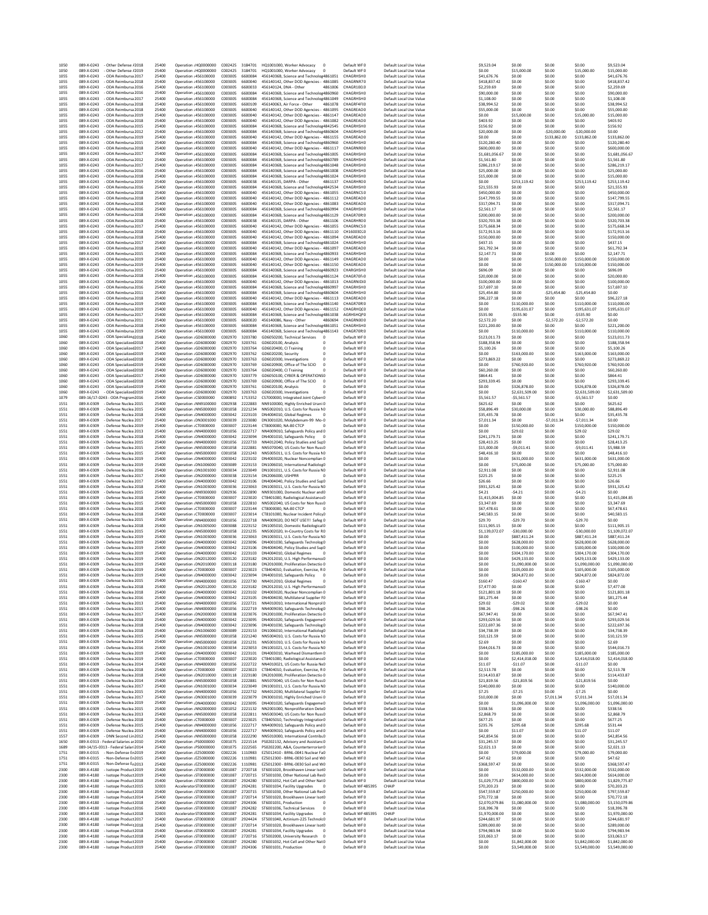| | | | | | | | | | | | | | | |
|---|---|---|---|---|---|---|---|---|---|---|---|---|---|---|
| 1050 | 089-X-0243 | - Other Defense #2018 | 25400 | Operation : HQ0000000 | C002425 | 3184701 | HQ1001000, Worker Advocacy 0 | Default WF 0 | Default Local Use Value | $9,523.04 | $0.00 | $0.00 | $0.00 | $9,523.04 |
| 1050 | 089-X-0243 | - Other Defense #2019 | 25400 | Operation : HQ0000000 | C002425 | 3184701 | HQ1001000, Worker Advocacy 0 | Default WF 0 | Default Local Use Value | $0.00 | $15,000.00 | $0.00 | $15,000.00 | $15,000.00 |
| 1055 | 089-X-0243 | - ODA Reimbursa 2017 | 25400 | Operation : 456100000 | C003005 | 6600084 | 456140368, Science and Technolog 4861051 | CHAGRHSH0 | Default Local Use Value | $41,676.76 | $0.00 | $0.00 | $0.00 | $41,676.76 |
| 1055 | 089-X-0243 | - ODA Reimbursa 2018 | 25400 | Operation : 456100000 | C003005 | 6600040 | 456140142, Other DOD Agencies - 4861085 | CHAGRNR70 | Default Local Use Value | $418,837.42 | $0.00 | $0.00 | $0.00 | $418,837.42 |
| 1055 | 089-X-0243 | - ODA Reimbursa 2016 | 25400 | Operation : 456100000 | C003005 | 6600033 | 456140124, DNA - Other 4861006 | CHAGR10C0 | Default Local Use Value | $2,259.69 | $0.00 | $0.00 | $0.00 | $2,259.69 |
| 1055 | 089-X-0243 | - ODA Reimbursa 2016 | 25400 | Operation : 456100000 | C003005 | 6600084 | 456140368, Science and Technolog 4860960 | CHAGRHSH0 | Default Local Use Value | $90,000.00 | $0.00 | $0.00 | $0.00 | $90,000.00 |
| 1055 | 089-X-0243 | - ODA Reimbursa 2017 | 25400 | Operation : 456100000 | C003005 | 6600084 | 456140368, Science and Technolog 4861049 | CHAGRHSH0 | Default Local Use Value | $1,108.00 | $0.00 | $0.00 | $0.00 | $1,108.00 |
| 1055 | 089-X-0243 | - ODA Reimbursa 2018 | 25400 | Operation : 456100000 | C003005 | 6600109 | 456140063, Air Force - Other 4861078 | CHAGRF4FI0 | Default Local Use Value | $38,994.52 | $0.00 | $0.00 | $0.00 | $38,994.52 |
| 1055 | 089-X-0243 | - ODA Reimbursa 2018 | 25400 | Operation : 456100000 | C003005 | 6600040 | 456140142, Other DOD Agencies - 4861095 | CHAGREAO0 | Default Local Use Value | $55,000.00 | $0.00 | $0.00 | $0.00 | $55,000.00 |
| 1055 | 089-X-0243 | - ODA Reimbursa 2019 | 25400 | Operation : 456100000 | C003005 | 6600040 | 456140142, Other DOD Agencies - 4861147 | CHAGREAO0 | Default Local Use Value | $0.00 | $15,000.00 | $0.00 | $15,000.00 | $15,000.00 |
| 1055 | 089-X-0243 | - ODA Reimbursa 2018 | 25400 | Operation : 456100000 | C003005 | 6600040 | 456140142, Other DOD Agencies - 4861082 | CHAGREAO0 | Default Local Use Value | $403.92 | $0.00 | $0.00 | $0.00 | $403.92 |
| 1055 | 089-X-0243 | - ODA Reimbursa 2015 | 25400 | Operation : 456100000 | C003005 | 6600084 | 456140368, Science and Technolog 4842545 | CHAGRHSH0 | Default Local Use Value | $156.92 | $0.00 | $0.00 | $0.00 | $156.92 |
| 1055 | 089-X-0243 | - ODA Reimbursa 2012 | 25400 | Operation : 456100000 | C003005 | 6600084 | 456140368, Science and Technolog 4860604 | CHAGRHSH0 | Default Local Use Value | $20,000.00 | $0.00 | -$20,000.00 | -$20,000.00 | $0.00 |
| 1055 | 089-X-0243 | - ODA Reimbursa 2019 | 25400 | Operation : 456100000 | C003005 | 6600040 | 456140142, Other DOD Agencies - 4861155 | CHAGREAO0 | Default Local Use Value | $0.00 | $0.00 | $133,862.00 | $133,862.00 | $133,862.00 |
| 1055 | 089-X-0243 | - ODA Reimbursa 2015 | 25400 | Operation : 456100000 | C003005 | 6600084 | 456140368, Science and Technolog 4860960 | CHAGRHSH0 | Default Local Use Value | $120,280.40 | $0.00 | $0.00 | $0.00 | $120,280.40 |
| 1055 | 089-X-0243 | - ODA Reimbursa 2018 | 25400 | Operation : 456100000 | C003005 | 6600040 | 456140142, Other DOD Agencies - 4861117 | CHAGRNR00 | Default Local Use Value | $600,000.00 | $0.00 | $0.00 | $0.00 | $600,000.00 |
| 1055 | 089-X-0243 | - ODA Reimbursa 2017 | 25400 | Operation : 456100000 | C003005 | 6600084 | 456140368, Science and Technolog 4861005 | CHAGRHSH0 | Default Local Use Value | $1,681,056.67 | $0.00 | $0.00 | $0.00 | $1,681,056.67 |
| 1055 | 089-X-0243 | - ODA Reimbursa 2012 | 25400 | Operation : 456100000 | C003005 | 6600084 | 456140368, Science and Technolog 4860789 | CHAGRHSH0 | Default Local Use Value | $1,561.80 | $0.00 | $0.00 | $0.00 | $1,561.80 |
| 1055 | 089-X-0243 | - ODA Reimbursa 2017 | 25400 | Operation : 456100000 | C003005 | 6600084 | 456140368, Science and Technolog 4861048 | CHAGRHSH0 | Default Local Use Value | $286,219.17 | $0.00 | $0.00 | $0.00 | $286,219.17 |
| 1055 | 089-X-0243 | - ODA Reimbursa 2016 | 25400 | Operation : 456100000 | C003005 | 6600084 | 456140368, Science and Technolog 4861008 | CHAGRHSH0 | Default Local Use Value | $25,000.00 | $0.00 | $0.00 | $0.00 | $25,000.00 |
| 1055 | 089-X-0243 | - ODA Reimbursa 2018 | 25400 | Operation : 456100000 | C003005 | 6600084 | 456140368, Science and Technolog 4861024 | CHAGRHSH0 | Default Local Use Value | $15,000.00 | $0.00 | $0.00 | $0.00 | $15,000.00 |
| 1055 | 089-X-0243 | - ODA Reimbursa 2019 | 25400 | Operation : 456100000 | C003005 | 6600038 | 456140135, DARPA - Other 4861137 | CHAGRHR00 | Default Local Use Value | $0.00 | $253,119.42 | $0.00 | $253,119.42 | $253,119.42 |
| 1055 | 089-X-0243 | - ODA Reimbursa 2016 | 25400 | Operation : 456100000 | C003005 | 6600084 | 456140368, Science and Technolog 4842534 | CHAGRHSH0 | Default Local Use Value | $21,555.93 | $0.00 | $0.00 | $0.00 | $21,555.93 |
| 1055 | 089-X-0243 | - ODA Reimbursa 2018 | 25400 | Operation : 456100000 | C003005 | 6600040 | 456140142, Other DOD Agencies - 4861055 | CHAGRNCS0 | Default Local Use Value | $450,000.00 | $0.00 | $0.00 | $0.00 | $450,000.00 |
| 1055 | 089-X-0243 | - ODA Reimbursa 2018 | 25400 | Operation : 456100000 | C003005 | 6600040 | 456140142, Other DOD Agencies - 4861112 | CHAGREAO0 | Default Local Use Value | $147,799.55 | $0.00 | $0.00 | $0.00 | $147,799.55 |
| 1055 | 089-X-0243 | - ODA Reimbursa 2018 | 25400 | Operation : 456100000 | C003005 | 6600040 | 456140142, Other DOD Agencies - 4861083 | CHAGREAO0 | Default Local Use Value | $317,094.71 | $0.00 | $0.00 | $0.00 | $317,094.71 |
| 1055 | 089-X-0243 | - ODA Reimbursa 2016 | 25400 | Operation : 456100000 | C003005 | 6600084 | 456140368, Science and Technolog 4860994 | CHAGRHSH0 | Default Local Use Value | $2,561.17 | $0.00 | $0.00 | $0.00 | $2,561.17 |
| 1055 | 089-X-0243 | - ODA Reimbursa 2018 | 25400 | Operation : 456100000 | C003005 | 6600084 | 456140368, Science and Technolog 4861129 | CHAGR70R0 | Default Local Use Value | $200,000.00 | $0.00 | $0.00 | $0.00 | $200,000.00 |
| 1055 | 089-X-0243 | - ODA Reimbursa 2018 | 25400 | Operation : 456100000 | C003005 | 6600038 | 456140135, DARPA - Other 4861106 | CHAGRHR00 | Default Local Use Value | $320,703.38 | $0.00 | $0.00 | $0.00 | $320,703.38 |
| 1055 | 089-X-0243 | - ODA Reimbursa 2017 | 25400 | Operation : 456100000 | C003005 | 6600040 | 456140142, Other DOD Agencies - 4861055 | CHAGRNCS0 | Default Local Use Value | $175,668.34 | $0.00 | $0.00 | $0.00 | $175,668.34 |
| 1055 | 089-X-0243 | - ODA Reimbursa 2018 | 25400 | Operation : 456100000 | C003005 | 6600040 | 456140142, Other DOD Agencies - 4861110 | CH16003D0 | Default Local Use Value | $172,913.16 | $0.00 | $0.00 | $0.00 | $172,913.16 |
| 1055 | 089-X-0243 | - ODA Reimbursa 2018 | 25400 | Operation : 456100000 | C003005 | 6600040 | 456140142, Other DOD Agencies - 4861094 | CHAGREAO0 | Default Local Use Value | $150,000.00 | $0.00 | $0.00 | $0.00 | $150,000.00 |
| 1055 | 089-X-0243 | - ODA Reimbursa 2017 | 25400 | Operation : 456100000 | C003005 | 6600084 | 456140368, Science and Technolog 4861024 | CHAGRHSH0 | Default Local Use Value | $437.15 | $0.00 | $0.00 | $0.00 | $437.15 |
| 1055 | 089-X-0243 | - ODA Reimbursa 2018 | 25400 | Operation : 456100000 | C003005 | 6600040 | 456140142, Other DOD Agencies - 4861097 | CHAGREAO0 | Default Local Use Value | $61,792.34 | $0.00 | $0.00 | $0.00 | $61,792.34 |
| 1055 | 089-X-0243 | - ODA Reimbursa 2015 | 25400 | Operation : 456100000 | C003005 | 6600084 | 456140368, Science and Technolog 4860933 | CHAGRHSH0 | Default Local Use Value | $2,147.71 | $0.00 | $0.00 | $0.00 | $2,147.71 |
| 1055 | 089-X-0243 | - ODA Reimbursa 2019 | 25400 | Operation : 456100000 | C003005 | 6600040 | 456140142, Other DOD Agencies - 4861149 | CHAGREAO0 | Default Local Use Value | $0.00 | $0.00 | $150,000.00 | $150,000.00 | $150,000.00 |
| 1055 | 089-X-0243 | - ODA Reimbursa 2019 | 25400 | Operation : 456100000 | C003005 | 6600040 | 456140142, Other DOD Agencies - 4861150 | CHAGREAO0 | Default Local Use Value | $0.00 | $0.00 | $150,000.00 | $150,000.00 | $150,000.00 |
| 1055 | 089-X-0243 | - ODA Reimbursa 2015 | 25400 | Operation : 456100000 | C003005 | 6600084 | 456140368, Science and Technolog 4860923 | CHARGHSH0 | Default Local Use Value | $696.09 | $0.00 | $0.00 | $0.00 | $696.09 |
| 1055 | 089-X-0243 | - ODA Reimbursa 2018 | 25400 | Operation : 456100000 | C003005 | 6600084 | 456140368, Science and Technolog 4861124 | CHAGR70Fr0 | Default Local Use Value | $20,000.00 | $0.00 | $0.00 | $0.00 | $20,000.00 |
| 1055 | 089-X-0243 | - ODA Reimbursa 2016 | 25400 | Operation : 456100000 | C003005 | 6600040 | 456140142, Other DOD Agencies - 4861013 | CHAGRIDI0 | Default Local Use Value | $100,000.00 | $0.00 | $0.00 | $0.00 | $100,000.00 |
| 1055 | 089-X-0243 | - ODA Reimbursa 2016 | 25400 | Operation : 456100000 | C003005 | 6600084 | 456140368, Science and Technolog 4860997 | CHAGRHSH0 | Default Local Use Value | $17,697.10 | $0.00 | $0.00 | $0.00 | $17,697.10 |
| 1055 | 089-X-0243 | - ODA Reimbursa 2011 | 25400 | Operation : 456100000 | C003005 | 6600084 | 456140368, Science and Technolog 4860604 | CHAGRHSH0 | Default Local Use Value | $25,454.80 | $0.00 | -$25,454.80 | -$25,454.80 | $0.00 |
| 1055 | 089-X-0243 | - ODA Reimbursa 2018 | 25400 | Operation : 456100000 | C003005 | 6600040 | 456140142, Other DOD Agencies - 4861113 | CHAGREAO0 | Default Local Use Value | $96,227.18 | $0.00 | $0.00 | $0.00 | $96,227.18 |
| 1055 | 089-X-0243 | - ODA Reimbursa 2019 | 25400 | Operation : 456100000 | C003005 | 6600084 | 456140368, Science and Technolog 4861140 | CHAGR70R0 | Default Local Use Value | $0.00 | $110,000.00 | $0.00 | $110,000.00 | $110,000.00 |
| 1055 | 089-X-0243 | - ODA Reimbursa 2019 | 25400 | Operation : 456100000 | C003005 | 6600040 | 456140142, Other DOD Agencies - 4861152 | CHAGRHQC0 | Default Local Use Value | $0.00 | $195,631.07 | $0.00 | $195,631.07 | $195,631.07 |
| 1055 | 089-X-0243 | - ODA Reimbursa 2017 | 25400 | Operation : 456100000 | C003005 | 6600084 | 456140368, Science and Technolog 4861038 | AGRHSHQP0 | Default Local Use Value | $535.90 | -$535.90 | $0.00 | -$535.90 | $0.00 |
| 1055 | 089-X-0243 | - ODA Reimbursa 2011 | 25400 | Operation : 456100000 | C003005 | 6600020 | 456140086, Navy - Other 4860694 | CHAGRN000 | Default Local Use Value | $2,572.20 | $0.00 | -$2,572.20 | -$2,572.20 | $0.00 |
| 1055 | 089-X-0243 | - ODA Reimbursa 2018 | 25400 | Operation : 456100000 | C003005 | 6600084 | 456140368, Science and Technolog 4861051 | CHAGRHSH0 | Default Local Use Value | $221,200.00 | $0.00 | $0.00 | $0.00 | $221,200.00 |
| 1055 | 089-X-0243 | - ODA Reimbursa 2019 | 25400 | Operation : 456100000 | C003005 | 6600084 | 456140368, Science and Technolog 4861143 | CHAGR70R0 | Default Local Use Value | $0.00 | $110,000.00 | $0.00 | $110,000.00 | $110,000.00 |
| 1060 | 089-X-0243 | - ODA Specialized 2018 | 25400 | Operation : GD6000000 | C002970 | 3203780 | GD6050200, Technical Services 0 | Default WF 0 | Default Local Use Value | $123,011.73 | $0.00 | $0.00 | $0.00 | $123,011.73 |
| 1060 | 089-X-0243 | - ODA Specialized 2018 | 25400 | Operation : GD6000000 | C002970 | 3203761 | GD6020100, Analysis 0 | Default WF 0 | Default Local Use Value | $188,358.94 | $0.00 | $0.00 | $0.00 | $188,358.94 |
| 1060 | 089-X-0243 | - ODA Specialized 2017 | 25400 | Operation : GD6000000 | C002970 | 3203764 | GD6020400, CI Training 0 | Default WF 0 | Default Local Use Value | $5,100.26 | $0.00 | $0.00 | $0.00 | $5,100.26 |
| 1060 | 089-X-0243 | - ODA Specialized 2019 | 25400 | Operation : GD6000000 | C002970 | 3203762 | GD6020200, Security 0 | Default WF 0 | Default Local Use Value | $0.00 | $163,000.00 | $0.00 | $163,000.00 | $163,000.00 |
| 1060 | 089-X-0243 | - ODA Specialized 2018 | 25400 | Operation : GD6000000 | C002970 | 3203763 | GD6020300, Investigations 0 | Default WF 0 | Default Local Use Value | $273,869.22 | $0.00 | $0.00 | $0.00 | $273,869.22 |
| 1060 | 089-X-0243 | - ODA Specialized 2019 | 25400 | Operation : GD6000000 | C002970 | 3203769 | GD6029000, Office of The SCIO 0 | Default WF 0 | Default Local Use Value | $0.00 | $760,920.00 | $0.00 | $760,920.00 | $760,920.00 |
| 1060 | 089-X-0243 | - ODA Specialized 2018 | 25400 | Operation : GD6000000 | C002970 | 3203764 | GD6020400, CI Training 0 | Default WF 0 | Default Local Use Value | $60,260.00 | $0.00 | $0.00 | $0.00 | $60,260.00 |
| 1060 | 089-X-0243 | - ODA Specialized 2017 | 25400 | Operation : GD6000000 | C002970 | 3203779 | GD6050100, CYBER & OPERATIONS 0 | Default WF 0 | Default Local Use Value | $864.41 | $0.00 | $0.00 | $0.00 | $864.41 |
| 1060 | 089-X-0243 | - ODA Specialized 2018 | 25400 | Operation : GD6000000 | C002970 | 3203769 | GD6029000, Office of The SCIO 0 | Default WF 0 | Default Local Use Value | $293,339.45 | $0.00 | $0.00 | $0.00 | $293,339.45 |
| 1060 | 089-X-0243 | - ODA Specialized 2019 | 25400 | Operation : GD6000000 | C002970 | 3203761 | GD6020100, Analysis 0 | Default WF 0 | Default Local Use Value | $0.00 | $326,878.00 | $0.00 | $326,878.00 | $326,878.00 |
| 1060 | 089-X-0243 | - ODA Specialized 2019 | 25400 | Operation : GD6000000 | C002970 | 3203763 | GD6020300, Investigations 0 | Default WF 0 | Default Local Use Value | $0.00 | $2,631,509.00 | $0.00 | $2,631,509.00 | $2,631,509.00 |
| 1079 | 089-16/17-0243 - ODA Program 2016 | | 25400 | Operation : CS0000000 | C000892 | 1713352 | CS7000000, Integrated Joint Cyber 0 | Default WF 0 | Default Local Use Value | $5,561.57 | -$5,561.57 | $0.00 | -$5,561.57 | $0.00 |
| 1551 | 089-X-0309 | - Defense Nuclea 2015 | 25400 | Operation : NN9100000 | C002938 | 2222883 | NN9100000, Highly Enriched Urani 0 | Default WF 0 | Default Local Use Value | $625.62 | $0.00 | $0.00 | $0.00 | $625.62 |
| 1551 | 089-X-0309 | - Defense Nuclea 2015 | 25400 | Operation : NN5000000 | C001058 | 2221234 | NN5002010, U.S. Costs for Russia N 0 | Default WF 0 | Default Local Use Value | $58,896.49 | $30,000.00 | $0.00 | $30,000.00 | $88,896.49 |
| 1551 | 089-X-0309 | - Defense Nuclea 2018 | 25400 | Operation : DN4000000 | C003042 | 2223103 | DN4004010, Global Regimes 0 | Default WF 0 | Default Local Use Value | $35,435.78 | $0.00 | $0.00 | $0.00 | $35,435.78 |
| 1551 | 089-X-0309 | - Defense Nuclea 2017 | 25400 | Operation : DN3001000 | C003039 | 2223080 | DN3001020, Molybdenum-99 Mo- 0 | Default WF 0 | Default Local Use Value | $7,011.34 | $0.00 | -$7,011.34 | -$7,011.34 | $0.00 |
| 1551 | 089-X-0309 | - Defense Nuclea 2019 | 25400 | Operation : CT0000000 | C003007 | 2223144 | CT8000000, NA-80 CTCP 0 | Default WF 0 | Default Local Use Value | $0.00 | $150,000.00 | $0.00 | $150,000.00 | $150,000.00 |
| 1551 | 089-X-0309 | - Defense Nuclea 2013 | 25400 | Operation : NN4000000 | C001056 | 2222717 | NN4009010, Safeguards Policy and 0 | Default WF 0 | Default Local Use Value | $0.00 | $29.02 | $0.00 | $29.02 | $29.02 |
| 1551 | 089-X-0309 | - Defense Nuclea 2018 | 25400 | Operation : DN4000000 | C003042 | 2223094 | DN4001010, Safeguards Policy 0 | Default WF 0 | Default Local Use Value | $241,179.71 | $0.00 | $0.00 | $0.00 | $241,179.71 |
| 1551 | 089-X-0309 | - Defense Nuclea 2015 | 25400 | Operation : NN4000000 | C001056 | 2222733 | NN4012040, Policy Studies and Sup 0 | Default WF 0 | Default Local Use Value | $28,413.25 | $0.00 | $0.00 | $0.00 | $28,413.25 |
| 1551 | 089-X-0309 | - Defense Nuclea 2015 | 25400 | Operation : NN5000000 | C001058 | 2222881 | NN5070040, US Costs for Non Russ 0 | Default WF 0 | Default Local Use Value | $15,000.00 | -$9,011.41 | $0.00 | -$9,011.41 | $5,988.59 |
| 1551 | 089-X-0309 | - Defense Nuclea 2015 | 25400 | Operation : NN5000000 | C001058 | 2221243 | NN5005011, U.S. Costs for Russia N 0 | Default WF 0 | Default Local Use Value | $48,416.10 | $0.00 | $0.00 | $0.00 | $48,416.10 |
| 1551 | 089-X-0309 | - Defense Nuclea 2019 | 25400 | Operation : DN4000000 | C003042 | 2223102 | DN4003020, Nuclear Noncomplian 0 | Default WF 0 | Default Local Use Value | $0.00 | $631,000.00 | $0.00 | $631,000.00 | $631,000.00 |
| 1551 | 089-X-0309 | - Defense Nuclea 2019 | 25400 | Operation : DN1006000 | C003089 | 2223153 | DN1006010, International Radiolog 0 | Default WF 0 | Default Local Use Value | $0.00 | $75,000.00 | $0.00 | $75,000.00 | $75,000.00 |
| 1551 | 089-X-0309 | - Defense Nuclea 2016 | 25400 | Operation : DN1001000 | C003034 | 2223049 | DN1001011, U.S. Costs for Russia N 0 | Default WF 0 | Default Local Use Value | $2,911.08 | $0.00 | $0.00 | $0.00 | $2,911.08 |
| 1551 | 089-X-0309 | - Defense Nuclea 2017 | 25400 | Operation : DN2000000 | C003038 | 2223154 | DN2006000, USHPRR 0 | Default WF 0 | Default Local Use Value | $225.25 | $0.00 | $0.00 | $0.00 | $225.25 |
| 1551 | 089-X-0309 | - Defense Nuclea 2017 | 25400 | Operation : DN4000000 | C003042 | 2223106 | DN4004040, Policy Studies and Sup 0 | Default WF 0 | Default Local Use Value | $26.66 | $0.00 | $0.00 | $0.00 | $26.66 |
| 1551 | 089-X-0309 | - Defense Nuclea 2018 | 25400 | Operation : DN1003000 | C003036 | 2223063 | DN1003011, U.S. Costs for Russia N 0 | Default WF 0 | Default Local Use Value | $931,325.42 | $0.00 | $0.00 | $0.00 | $931,325.42 |
| 1551 | 089-X-0309 | - Defense Nuclea 2015 | 25400 | Operation : NN9300000 | C002936 | 2222890 | NN9301000, Domestic Nuclear and 0 | Default WF 0 | Default Local Use Value | $4.21 | -$4.21 | $0.00 | -$4.21 | $0.00 |
| 1551 | 089-X-0309 | - Defense Nuclea 2018 | 25400 | Operation : CT0000000 | C003007 | 2223020 | CT8401000, Radiological Assistance 0 | Default WF 0 | Default Local Use Value | $1,415,004.85 | $0.00 | $0.00 | $0.00 | $1,415,004.85 |
| 1551 | 089-X-0309 | - Defense Nuclea 2015 | 25400 | Operation : NN5000000 | C001058 | 2222810 | NN5002040, US Costs for Non Russ 0 | Default WF 0 | Default Local Use Value | $3,347.69 | $0.00 | $0.00 | $0.00 | $3,347.69 |
| 1551 | 089-X-0309 | - Defense Nuclea 2018 | 25400 | Operation : CT0000000 | C003007 | 2223144 | CT8000000, NA-80 CTCP 0 | Default WF 0 | Default Local Use Value | $67,478.61 | $0.00 | $0.00 | $0.00 | $67,478.61 |
| 1551 | 089-X-0309 | - Defense Nuclea 2018 | 25400 | Operation : CT0000000 | C003007 | 2223014 | CT8101000, Nuclear Incident Policy 0 | Default WF 0 | Default Local Use Value | $40,583.15 | $0.00 | $0.00 | $0.00 | $40,583.15 |
| 1551 | 089-X-0309 | - Defense Nuclea 2015 | 25400 | Operation : NN4000000 | C001056 | 2222718 | NN4009020, DO NOT USE!!! Safeg 0 | Default WF 0 | Default Local Use Value | $29.70 | -$29.70 | $0.00 | -$29.70 | $0.00 |
| 1551 | 089-X-0309 | - Defense Nuclea 2018 | 25400 | Operation : DN1005000 | C003088 | 2223152 | DN1005010, Domestic Radiological 0 | Default WF 0 | Default Local Use Value | $111,905.15 | $0.00 | $0.00 | $0.00 | $111,905.15 |
| 1551 | 089-X-0309 | - Defense Nuclea 2015 | 25400 | Operation : NN5000000 | C001058 | 2221235 | NN5002020, In-Country Costs for R 0 | Default WF 0 | Default Local Use Value | $1,139,072.07 | -$30,000.00 | $0.00 | -$30,000.00 | $1,109,072.07 |
| 1551 | 089-X-0309 | - Defense Nuclea 2019 | 25400 | Operation : DN1003000 | C003036 | 2223063 | DN1003011, U.S. Costs for Russia N 0 | Default WF 0 | Default Local Use Value | $0.00 | $887,411.24 | $0.00 | $887,411.24 | $887,411.24 |
| 1551 | 089-X-0309 | - Defense Nuclea 2019 | 25400 | Operation : DN4000000 | C003042 | 2223096 | DN4001030, Safeguards Technolog 0 | Default WF 0 | Default Local Use Value | $0.00 | $628,000.00 | $0.00 | $628,000.00 | $628,000.00 |
| 1551 | 089-X-0309 | - Defense Nuclea 2019 | 25400 | Operation : DN4000000 | C003042 | 2223106 | DN4004040, Policy Studies and Sup 0 | Default WF 0 | Default Local Use Value | $0.00 | $100,000.00 | $0.00 | $100,000.00 | $100,000.00 |
| 1551 | 089-X-0309 | - Defense Nuclea 2019 | 25400 | Operation : DN4000000 | C003042 | 2223103 | DN4004010, Global Regimes 0 | Default WF 0 | Default Local Use Value | $0.00 | $304,170.00 | $0.00 | $304,170.00 | $304,170.00 |
| 1551 | 089-X-0309 | - Defense Nuclea 2019 | 25400 | Operation : DN2012000 | C003120 | 2223182 | DN2012010, U.S. High Performanc 0 | Default WF 0 | Default Local Use Value | $0.00 | $429,133.00 | $0.00 | $429,133.00 | $429,133.00 |
| 1551 | 089-X-0309 | - Defense Nuclea 2019 | 25400 | Operation : DN2010000 | C003118 | 2223180 | DN2010000, Proliferation Detectio 0 | Default WF 0 | Default Local Use Value | $0.00 | $1,090,000.00 | $0.00 | $1,090,000.00 | $1,090,000.00 |
| 1551 | 089-X-0309 | - Defense Nuclea 2019 | 25400 | Operation : CT0000000 | C003007 | 2223023 | CT8404010, Evaluation, Exercise, R 0 | Default WF 0 | Default Local Use Value | $0.00 | $105,000.00 | $0.00 | $105,000.00 | $105,000.00 |
| 1551 | 089-X-0309 | - Defense Nuclea 2019 | 25400 | Operation : DN4000000 | C003042 | 2223094 | DN4001010, Safeguards Policy 0 | Default WF 0 | Default Local Use Value | $0.00 | $824,872.00 | $0.00 | $824,872.00 | $824,872.00 |
| 1551 | 089-X-0309 | - Defense Nuclea 2015 | 25400 | Operation : NN4000000 | C001056 | 2222730 | NN4012010, Global Regimes 0 | Default WF 0 | Default Local Use Value | $160.47 | -$160.47 | $0.00 | -$160.47 | $0.00 |
| 1551 | 089-X-0309 | - Defense Nuclea 2018 | 25400 | Operation : DN2012000 | C003120 | 2223182 | DN2012010, U.S. High Performanc 0 | Default WF 0 | Default Local Use Value | $7,477.00 | $0.00 | $0.00 | $0.00 | $7,477.00 |
| 1551 | 089-X-0309 | - Defense Nuclea 2018 | 25400 | Operation : DN4000000 | C003042 | 2223102 | DN4003020, Nuclear Noncomplian 0 | Default WF 0 | Default Local Use Value | $121,801.18 | $0.00 | $0.00 | $0.00 | $121,801.18 |
| 1551 | 089-X-0309 | - Defense Nuclea 2016 | 25400 | Operation : DN4000000 | C003042 | 2223105 | DN4004030, Multilateral Supplier F 0 | Default WF 0 | Default Local Use Value | $81,275.44 | $0.00 | $0.00 | $0.00 | $81,275.44 |
| 1551 | 089-X-0309 | - Defense Nuclea 2013 | 25400 | Operation : NN4000000 | C001056 | 2222721 | NN4010010, International Nonprol 0 | Default WF 0 | Default Local Use Value | $29.02 | -$29.02 | $0.00 | -$29.02 | $0.00 |
| 1551 | 089-X-0309 | - Defense Nuclea 2015 | 25400 | Operation : NN4000000 | C001056 | 2222719 | NN4009030, Safeguards Technolog 0 | Default WF 0 | Default Local Use Value | $98.26 | -$98.26 | $0.00 | -$98.26 | $0.00 |
| 1551 | 089-X-0309 | - Defense Nuclea 2017 | 25400 | Operation : DN2000000 | C003038 | 2223076 | DN2001000, Proliferation Detectio 0 | Default WF 0 | Default Local Use Value | $67,947.41 | $0.00 | $0.00 | $0.00 | $67,947.41 |
| 1551 | 089-X-0309 | - Defense Nuclea 2018 | 25400 | Operation : DN4000000 | C003042 | 2223095 | DN4001020, Safeguards Engageme 0 | Default WF 0 | Default Local Use Value | $293,029.56 | $0.00 | $0.00 | $0.00 | $293,029.56 |
| 1551 | 089-X-0309 | - Defense Nuclea 2018 | 25400 | Operation : DN4000000 | C003042 | 2223096 | DN4001030, Safeguards Technolog 0 | Default WF 0 | Default Local Use Value | $222,697.36 | $0.00 | $0.00 | $0.00 | $222,697.36 |
| 1551 | 089-X-0309 | - Defense Nuclea 2018 | 25400 | Operation : DN1006000 | C003089 | 2223153 | DN1006010, International Radiolog 0 | Default WF 0 | Default Local Use Value | $34,738.39 | $0.00 | $0.00 | $0.00 | $34,738.39 |
| 1551 | 089-X-0309 | - Defense Nuclea 2015 | 25400 | Operation : NN5000000 | C001058 | 2221240 | NN5004010, U.S. Costs for Russia N 0 | Default WF 0 | Default Local Use Value | $10,121.59 | $0.00 | $0.00 | $0.00 | $10,121.59 |
| 1551 | 089-X-0309 | - Defense Nuclea 2014 | 25400 | Operation : NN5000000 | C001058 | 2221231 | NN5001010, U.S. Costs for Russia N 0 | Default WF 0 | Default Local Use Value | $2.69 | $0.00 | $0.00 | $0.00 | $2.69 |
| 1551 | 089-X-0309 | - Defense Nuclea 2016 | 25400 | Operation : DN1001000 | C003034 | 2223053 | DN1001021, U.S. Costs for Russia N 0 | Default WF 0 | Default Local Use Value | $544,016.73 | $0.00 | $0.00 | $0.00 | $544,016.73 |
| 1551 | 089-X-0309 | - Defense Nuclea 2019 | 25400 | Operation : DN4000000 | C003042 | 2223101 | DN4003010, Warhead Dismantlem 0 | Default WF 0 | Default Local Use Value | $0.00 | $185,000.00 | $0.00 | $185,000.00 | $185,000.00 |
| 1551 | 089-X-0309 | - Defense Nuclea 2019 | 25400 | Operation : CT0000000 | C003007 | 2223020 | CT8401000, Radiological Assistance 0 | Default WF 0 | Default Local Use Value | $0.00 | $2,414,018.00 | $0.00 | $2,414,018.00 | $2,414,018.00 |
| 1551 | 089-X-0309 | - Defense Nuclea 2015 | 25400 | Operation : NN4000000 | C001056 | 2222722 | NN4010021, U.S. Costs for Russia N 0 | Default WF 0 | Default Local Use Value | $11.07 | -$11.07 | $0.00 | -$11.07 | $0.00 |
| 1551 | 089-X-0309 | - Defense Nuclea 2018 | 25400 | Operation : CT0000000 | C003007 | 2223023 | CT8404010, Evaluation, Exercise, R 0 | Default WF 0 | Default Local Use Value | $2,513.78 | $0.00 | $0.00 | $0.00 | $2,513.78 |
| 1551 | 089-X-0309 | - Defense Nuclea 2018 | 25400 | Operation : DN2010000 | C003118 | 2223180 | DN2010000, Proliferation Detectio 0 | Default WF 0 | Default Local Use Value | $114,433.87 | $0.00 | $0.00 | $0.00 | $114,433.87 |
| 1551 | 089-X-0309 | - Defense Nuclea 2014 | 25400 | Operation : NN5000000 | C001058 | 2222881 | NN5070040, US Costs for Non Russ 0 | Default WF 0 | Default Local Use Value | $21,819.56 | -$21,819.56 | $0.00 | -$21,819.56 | $0.00 |
| 1551 | 089-X-0309 | - Defense Nuclea 2017 | 25400 | Operation : DN1001000 | C003034 | 2223049 | DN1001011, U.S. Costs for Russia N 0 | Default WF 0 | Default Local Use Value | $140,000.00 | $0.00 | $0.00 | $0.00 | $140,000.00 |
| 1551 | 089-X-0309 | - Defense Nuclea 2015 | 25400 | Operation : NN4000000 | C001056 | 2222732 | NN4012030, Multilateral Supplier F 0 | Default WF 0 | Default Local Use Value | $7.25 | -$7.25 | $0.00 | -$7.25 | $0.00 |
| 1551 | 089-X-0309 | - Defense Nuclea 2017 | 25400 | Operation : DN3001000 | C003039 | 2223079 | DN3001010, Highly Enriched Urani 0 | Default WF 0 | Default Local Use Value | $10,000.00 | $0.00 | $7,011.34 | $7,011.34 | $17,011.34 |
| 1551 | 089-X-0309 | - Defense Nuclea 2019 | 25400 | Operation : DN4000000 | C003042 | 2223095 | DN4001020, Safeguards Engageme 0 | Default WF 0 | Default Local Use Value | $0.00 | $1,096,000.00 | $0.00 | $1,096,000.00 | $1,096,000.00 |
| 1551 | 089-X-0309 | - Defense Nuclea 2015 | 25400 | Operation : NN2000000 | C000052 | 2221132 | NN2001000, Nonproliferation Dete 0 | Default WF 0 | Default Local Use Value | $338.56 | $0.00 | $0.00 | $0.00 | $338.56 |
| 1551 | 089-X-0309 | - Defense Nuclea 2013 | 25400 | Operation : NN5000000 | C001058 | 2222811 | NN5003040, US Costs for Non Russ 0 | Default WF 0 | Default Local Use Value | $2,868.79 | $0.00 | $0.00 | $0.00 | $2,868.79 |
| 1551 | 089-X-0309 | - Defense Nuclea 2018 | 25400 | Operation : CT0000000 | C003007 | 2223025 | CT8405010, Technology Integration 0 | Default WF 0 | Default Local Use Value | $677.25 | $0.00 | $0.00 | $0.00 | $677.25 |
| 1551 | 089-X-0309 | - Defense Nuclea 2015 | 25400 | Operation : NN4000000 | C001056 | 2222717 | NN4009010, Safeguards Policy and 0 | Default WF 0 | Default Local Use Value | $235.76 | $295.68 | $0.00 | $295.68 | $531.44 |
| 1551 | 089-X-0309 | - Defense Nuclea 2014 | 25400 | Operation : NN4000000 | C001056 | 2222717 | NN4009010, Safeguards Policy and 0 | Default WF 0 | Default Local Use Value | $0.00 | $11.07 | $0.00 | $11.07 | $11.07 |
| 1557 | 089-X-0309 | - DNN Second Lin 2012 | 25400 | Operation : NN5000000 | C001058 | 2222290 | NN5010000, International Contribu 0 | Default WF 0 | Default Local Use Value | $42,854.56 | $0.00 | $0.00 | $0.00 | $42,854.56 |
| 1650 | 089-X-0313 | - Federal Salaries ar 2010 | 25400 | Operation : PS0000000 | C000075 | 2221514 | PS0202132, Advisory and Assistanc 0 | Default WF 0 | Default Local Use Value | $31,245.57 | $0.00 | $0.00 | $0.00 | $31,245.57 |
| 1689 | 089-14/15-0313 - Federal Salari 2014 | | 25400 | Operation : PS0000000 | C001075 | 2222565 | PS0202200, A&A, Counterterrorism 0 | Default WF 0 | Default Local Use Value | $2,021.13 | $0.00 | $0.00 | $0.00 | $2,021.13 |
| 1751 | 089-X-0315 | - Non-Defense En 2019 | 25400 | Operation : EZ5000000 | C002226 | 1110983 | EZ5012410 - BRNL-0041 Nuclear Fa 0 | Default WF 0 | Default Local Use Value | $0.00 | $79,000.00 | $0.00 | $79,000.00 | $79,000.00 |
| 1751 | 089-X-0315 | - Non-Defense En 2015 | 25400 | Operation : EZ5000000 | C002226 | 1110981 | EZ5012300 - BRNL-0030 Soil and W 0 | Default WF 0 | Default Local Use Value | $47.62 | $0.00 | $0.00 | $0.00 | $47.62 |
| 1751 | 089-X-0315 | - Non-Defense En 2013 | 25400 | Operation : EZ5000000 | C002226 | 1110981 | EZ5012300 - BRNL-0030 Soil and W 0 | Default WF 0 | Default Local Use Value | $368,597.47 | $0.00 | $0.00 | $0.00 | $368,597.47 |
| 2300 | 089-X-4180 | - Isotope Product 2019 | 25400 | Operation : ST0000000 | C001087 | 2720718 | ST6001020, Brookhaven Linear Isot 0 | Default WF 0 | Default Local Use Value | $0.00 | $532,000.00 | $0.00 | $532,000.00 | $532,000.00 |
| 2300 | 089-X-4180 | - Isotope Product 2019 | 25400 | Operation : ST0000000 | C001087 | 2720715 | ST5001030, Other National Lab Res 0 | Default WF 0 | Default Local Use Value | $0.00 | $614,000.00 | $0.00 | $614,000.00 | $614,000.00 |
| 2300 | 089-X-4180 | - Isotope Product 2018 | 25400 | Operation : ST0000000 | C001087 | 2924280 | ST6001032, Hot Cell and Other Nat 0 | Default WF 0 | Default Local Use Value | $1,029,775.87 | $800,000.00 | $0.00 | $800,000.00 | $1,829,775.87 |
| 2300 | 089-X-4180 | - Isotope Product 2015 | 32003 | Accelerator : ST0000000 | C001087 | 2924281 | ST6001034, Facility Upgrades 0 | Default WF 485395 | CHAIP | $70,203.23 | $0.00 | $0.00 | $0.00 | $70,203.23 |
| 2300 | 089-X-4180 | - Isotope Product 2018 | 25400 | Operation : ST0000000 | C001087 | 2720715 | ST5001030, Other National Lab Res 0 | Default WF 0 | Default Local Use Value | $547,559.87 | $250,000.00 | $0.00 | $250,000.00 | $797,559.87 |
| 2300 | 089-X-4180 | - Isotope Product 2014 | 25400 | Operation : ST0000000 | C001087 | 2720714 | ST5001020, Brookhaven Linear Isot 0 | Default WF 0 | Default Local Use Value | $70,772.18 | $0.00 | $0.00 | $0.00 | $70,772.18 |
| 2300 | 089-X-4180 | - Isotope Product 2018 | 25400 | Operation : ST0000000 | C001087 | 2924306 | ST6001031, Production 0 | Default WF 0 | Default Local Use Value | $2,070,079.86 | $1,080,000.00 | $0.00 | $1,080,000.00 | $3,150,079.86 |
| 2300 | 089-X-4180 | - Isotope Product 2016 | 25400 | Operation : ST0000000 | C001087 | 2924282 | ST6001036, Technical Services 0 | Default WF 0 | Default Local Use Value | $18,396.78 | $0.00 | $0.00 | $0.00 | $18,396.78 |
| 2300 | 089-X-4180 | - Isotope Product 2018 | 32003 | Accelerator : ST0000000 | C001087 | 2924281 | ST6001034, Facility Upgrades 0 | Default WF 485395 | CHAIP | $1,970,000.00 | $0.00 | $0.00 | $0.00 | $1,970,000.00 |
| 2300 | 089-X-4180 | - Isotope Product 2017 | 25400 | Operation : ST0000000 | C001087 | 2924424 | ST5001040, Actinium-225 Technolo 0 | Default WF 0 | Default Local Use Value | $244,681.97 | $0.00 | $0.00 | $0.00 | $244,681.97 |
| 2300 | 089-X-4180 | - Isotope Product 2018 | 25400 | Operation : ST0000000 | C001087 | 2720714 | ST5001020, Brookhaven Linear Isot 0 | Default WF 0 | Default Local Use Value | $289,000.00 | $0.00 | $0.00 | $0.00 | $289,000.00 |
| 2300 | 089-X-4180 | - Isotope Product 2018 | 25400 | Operation : ST0000000 | C001087 | 2924281 | ST6001034, Facility Upgrades 0 | Default WF 0 | Default Local Use Value | $794,983.94 | $0.00 | $0.00 | $0.00 | $794,983.94 |
| 2300 | 089-X-4180 | - Isotope Product 2018 | 25400 | Operation : ST0000000 | C001087 | 2720716 | ST5002000, University Research 0 | Default WF 0 | Default Local Use Value | $33,063.17 | $0.00 | $0.00 | $0.00 | $33,063.17 |
| 2300 | 089-X-4180 | - Isotope Product 2019 | 25400 | Operation : ST0000000 | C001087 | 2924280 | ST6001032, Hot Cell and Other Nat 0 | Default WF 0 | Default Local Use Value | $0.00 | $1,842,000.00 | $0.00 | $1,842,000.00 | $1,842,000.00 |
| 2300 | 089-X-4180 | - Isotope Product 2019 | 25400 | Operation : ST0000000 | C001087 | 2924306 | ST6001031, Production 0 | Default WF 0 | Default Local Use Value | $0.00 | $3,549,000.00 | $0.00 | $3,549,000.00 | $3,549,000.00 |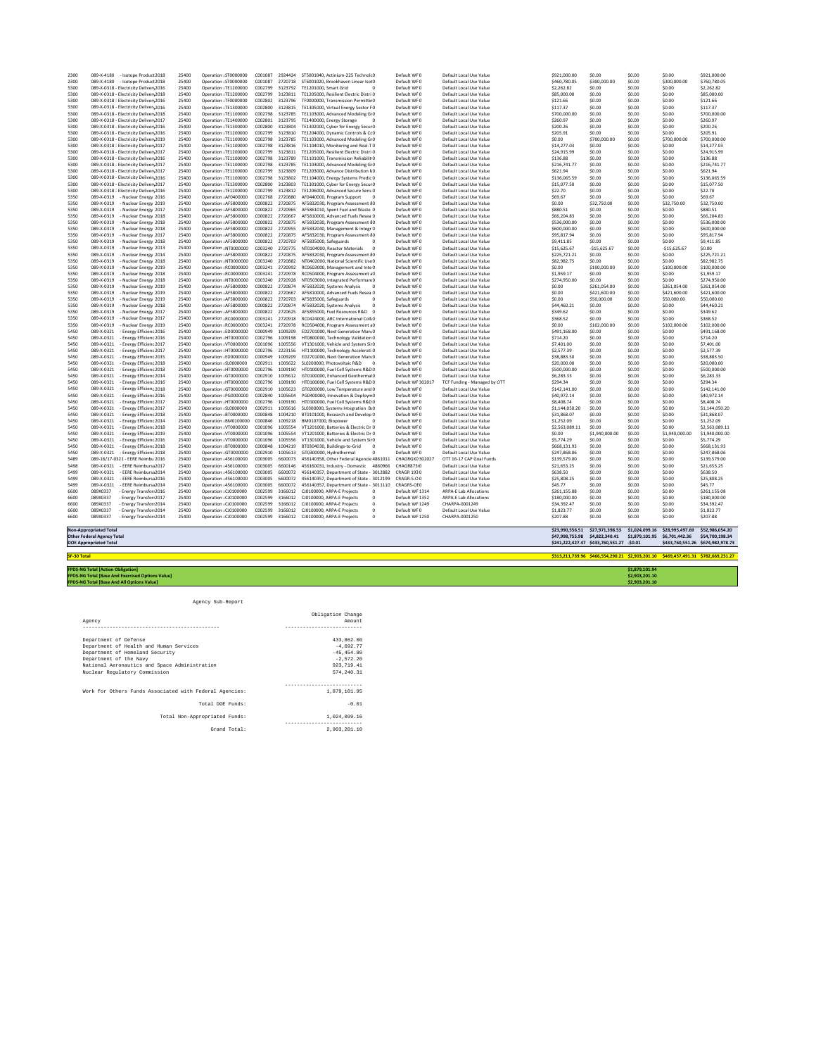| | | | | | | | | | | | | | | | |
|---|---|---|---|---|---|---|---|---|---|---|---|---|---|---|---|
| 2300 | 089-X-4180 | - Isotope Product 2018 | 25400 | Operation : ST0000000 | C001087 | 2924424 | ST5001040, Actinium-225 Technolo 0 | Default WF 0 | Default Local Use Value | $921,000.00 | $0.00 | $0.00 | $0.00 | $921,000.00 |
| 2300 | 089-X-4180 | - Isotope Product 2018 | 25400 | Operation : ST0000000 | C001087 | 2720718 | ST6001020, Brookhaven Linear Isot 0 | Default WF 0 | Default Local Use Value | $460,780.05 | $300,000.00 | $0.00 | $300,000.00 | $760,780.05 |
| 5300 | 089-X-0318 | - Electricity Delivery 2016 | 25400 | Operation : TE1200000 | C002799 | 3123792 | TE1201000, Smart Grid 0 | Default WF 0 | Default Local Use Value | $2,262.82 | $0.00 | $0.00 | $0.00 | $2,262.82 |
| 5300 | 089-X-0318 | - Electricity Delivery 2018 | 25400 | Operation : TE1200000 | C002799 | 3123811 | TE1205000, Resilient Electric Distri 0 | Default WF 0 | Default Local Use Value | $85,000.00 | $0.00 | $0.00 | $0.00 | $85,000.00 |
| 5300 | 089-X-0318 | - Electricity Delivery 2016 | 25400 | Operation : TF0000000 | C002802 | 3123796 | TF0000000, Transmission Permittin 0 | Default WF 0 | Default Local Use Value | $121.66 | $0.00 | $0.00 | $0.00 | $121.66 |
| 5300 | 089-X-0318 | - Electricity Delivery 2016 | 25400 | Operation : TE1300000 | C002800 | 3123815 | TE1305000, Virtual Energy Sector F 0 | Default WF 0 | Default Local Use Value | $117.37 | $0.00 | $0.00 | $0.00 | $117.37 |
| 5300 | 089-X-0318 | - Electricity Delivery 2018 | 25400 | Operation : TE1100000 | C002798 | 3123785 | TE1103000, Advanced Modeling Gr 0 | Default WF 0 | Default Local Use Value | $700,000.00 | $0.00 | $0.00 | $0.00 | $700,000.00 |
| 5300 | 089-X-0318 | - Electricity Delivery 2017 | 25400 | Operation : TE1400000 | C002801 | 3123795 | TE1400000, Energy Storage 0 | Default WF 0 | Default Local Use Value | $260.97 | $0.00 | $0.00 | $0.00 | $260.97 |
| 5300 | 089-X-0318 | - Electricity Delivery 2016 | 25400 | Operation : TE1300000 | C002800 | 3123804 | TE1302000, Cyber for Energy Secur 0 | Default WF 0 | Default Local Use Value | $200.26 | $0.00 | $0.00 | $0.00 | $200.26 |
| 5300 | 089-X-0318 | - Electricity Delivery 2016 | 25400 | Operation : TE1200000 | C002799 | 3123810 | TE1204000, Dynamic Controls & Co 0 | Default WF 0 | Default Local Use Value | $205.91 | $0.00 | $0.00 | $0.00 | $205.91 |
| 5300 | 089-X-0318 | - Electricity Delivery 2019 | 25400 | Operation : TE1100000 | C002798 | 3123785 | TE1103000, Advanced Modeling Gr 0 | Default WF 0 | Default Local Use Value | $0.00 | $700,000.00 | $0.00 | $700,000.00 | $700,000.00 |
| 5300 | 089-X-0318 | - Electricity Delivery 2017 | 25400 | Operation : TE1100000 | C002798 | 3123816 | TE1104010, Monitoring and Real-T 0 | Default WF 0 | Default Local Use Value | $14,277.03 | $0.00 | $0.00 | $0.00 | $14,277.03 |
| 5300 | 089-X-0318 | - Electricity Delivery 2017 | 25400 | Operation : TE1200000 | C002799 | 3123811 | TE1205000, Resilient Electric Distri 0 | Default WF 0 | Default Local Use Value | $24,915.99 | $0.00 | $0.00 | $0.00 | $24,915.99 |
| 5300 | 089-X-0318 | - Electricity Delivery 2016 | 25400 | Operation : TE1100000 | C002798 | 3123789 | TE1101000, Transmission Reliabilit 0 | Default WF 0 | Default Local Use Value | $136.88 | $0.00 | $0.00 | $0.00 | $136.88 |
| 5300 | 089-X-0318 | - Electricity Delivery 2017 | 25400 | Operation : TE1100000 | C002798 | 3123785 | TE1103000, Advanced Modeling Gr 0 | Default WF 0 | Default Local Use Value | $216,741.77 | $0.00 | $0.00 | $0.00 | $216,741.77 |
| 5300 | 089-X-0318 | - Electricity Delivery 2017 | 25400 | Operation : TE1200000 | C002799 | 3123809 | TE1203000, Advance Distribution M 0 | Default WF 0 | Default Local Use Value | $621.94 | $0.00 | $0.00 | $0.00 | $621.94 |
| 5300 | 089-X-0318 | - Electricity Delivery 2016 | 25400 | Operation : TE1100000 | C002798 | 3123802 | TE1104000, Energy Systems Predic 0 | Default WF 0 | Default Local Use Value | $136,065.59 | $0.00 | $0.00 | $0.00 | $136,065.59 |
| 5300 | 089-X-0318 | - Electricity Delivery 2017 | 25400 | Operation : TE1300000 | C002800 | 3123803 | TE1301000, Cyber for Energy Secur 0 | Default WF 0 | Default Local Use Value | $15,077.50 | $0.00 | $0.00 | $0.00 | $15,077.50 |
| 5300 | 089-X-0318 | - Electricity Delivery 2016 | 25400 | Operation : TE1200000 | C002799 | 3123812 | TE1206000, Advanced Secure Sens 0 | Default WF 0 | Default Local Use Value | $22.70 | $0.00 | $0.00 | $0.00 | $22.70 |
| 5350 | 089-X-0319 | - Nuclear Energy 2016 | 25400 | Operation : AF0400000 | C002768 | 2720880 | AF0440000, Program Support 0 | Default WF 0 | Default Local Use Value | $69.67 | $0.00 | $0.00 | $0.00 | $69.67 |
| 5350 | 089-X-0319 | - Nuclear Energy 2019 | 25400 | Operation : AF5800000 | C000822 | 2720875 | AF5832030, Program Assessment 8 0 | Default WF 0 | Default Local Use Value | $0.00 | $32,750.00 | $0.00 | $32,750.00 | $32,750.00 |
| 5350 | 089-X-0319 | - Nuclear Energy 2017 | 25400 | Operation : AF5800000 | C000822 | 2720965 | AF5861010, Spent Fuel and Waste 0 | Default WF 0 | Default Local Use Value | $880.51 | $0.00 | $0.00 | $0.00 | $880.51 |
| 5350 | 089-X-0319 | - Nuclear Energy 2018 | 25400 | Operation : AF5800000 | C000822 | 2720667 | AF5810000, Advanced Fuels Resea 0 | Default WF 0 | Default Local Use Value | $66,204.83 | $0.00 | $0.00 | $0.00 | $66,204.83 |
| 5350 | 089-X-0319 | - Nuclear Energy 2018 | 25400 | Operation : AF5800000 | C000822 | 2720875 | AF5832030, Program Assessment 8 0 | Default WF 0 | Default Local Use Value | $536,000.00 | $0.00 | $0.00 | $0.00 | $536,000.00 |
| 5350 | 089-X-0319 | - Nuclear Energy 2018 | 25400 | Operation : AF5800000 | C000822 | 2720955 | AF5832040, Management & Integr 0 | Default WF 0 | Default Local Use Value | $600,000.00 | $0.00 | $0.00 | $0.00 | $600,000.00 |
| 5350 | 089-X-0319 | - Nuclear Energy 2017 | 25400 | Operation : AF5800000 | C000822 | 2720875 | AF5832030, Program Assessment 8 0 | Default WF 0 | Default Local Use Value | $95,817.94 | $0.00 | $0.00 | $0.00 | $95,817.94 |
| 5350 | 089-X-0319 | - Nuclear Energy 2018 | 25400 | Operation : AF5800000 | C000822 | 2720703 | AF5835000, Safeguards 0 | Default WF 0 | Default Local Use Value | $9,411.85 | $0.00 | $0.00 | $0.00 | $9,411.85 |
| 5350 | 089-X-0319 | - Nuclear Energy 2013 | 25400 | Operation : NT0000000 | C003240 | 2720775 | NT0104000, Reactor Materials 0 | Default WF 0 | Default Local Use Value | $15,625.67 | -$15,625.67 | $0.00 | -$15,625.67 | $0.00 |
| 5350 | 089-X-0319 | - Nuclear Energy 2014 | 25400 | Operation : AF5800000 | C000822 | 2720875 | AF5832030, Program Assessment 8 0 | Default WF 0 | Default Local Use Value | $225,721.21 | $0.00 | $0.00 | $0.00 | $225,721.21 |
| 5350 | 089-X-0319 | - Nuclear Energy 2018 | 25400 | Operation : NT0000000 | C003240 | 2720882 | NT0402000, National Scientific Use 0 | Default WF 0 | Default Local Use Value | $82,982.75 | $0.00 | $0.00 | $0.00 | $82,982.75 |
| 5350 | 089-X-0319 | - Nuclear Energy 2019 | 25400 | Operation : RC0000000 | C003241 | 2720992 | RC0603000, Management and Inte 0 | Default WF 0 | Default Local Use Value | $0.00 | $100,000.00 | $0.00 | $100,000.00 | $100,000.00 |
| 5350 | 089-X-0319 | - Nuclear Energy 2018 | 25400 | Operation : RC0000000 | C003241 | 2720978 | RC0504000, Program Assessment a 0 | Default WF 0 | Default Local Use Value | $1,959.17 | $0.00 | $0.00 | $0.00 | $1,959.17 |
| 5350 | 089-X-0319 | - Nuclear Energy 2018 | 25400 | Operation : NT0000000 | C003240 | 2720928 | NT0503000, Integrated Performanc 0 | Default WF 0 | Default Local Use Value | $274,950.00 | $0.00 | $0.00 | $0.00 | $274,950.00 |
| 5350 | 089-X-0319 | - Nuclear Energy 2019 | 25400 | Operation : AF5800000 | C000822 | 2720874 | AF5832020, Systems Analysis 0 | Default WF 0 | Default Local Use Value | $0.00 | $261,054.00 | $0.00 | $261,054.00 | $261,054.00 |
| 5350 | 089-X-0319 | - Nuclear Energy 2019 | 25400 | Operation : AF5800000 | C000822 | 2720667 | AF5810000, Advanced Fuels Resea 0 | Default WF 0 | Default Local Use Value | $0.00 | $421,600.00 | $0.00 | $421,600.00 | $421,600.00 |
| 5350 | 089-X-0319 | - Nuclear Energy 2019 | 25400 | Operation : AF5800000 | C000822 | 2720703 | AF5835000, Safeguards 0 | Default WF 0 | Default Local Use Value | $0.00 | $50,000.00 | $0.00 | $50,000.00 | $50,000.00 |
| 5350 | 089-X-0319 | - Nuclear Energy 2018 | 25400 | Operation : AF5800000 | C000822 | 2720874 | AF5832020, Systems Analysis 0 | Default WF 0 | Default Local Use Value | $44,460.21 | $0.00 | $0.00 | $0.00 | $44,460.21 |
| 5350 | 089-X-0319 | - Nuclear Energy 2017 | 25400 | Operation : AF5800000 | C000822 | 2720625 | AF5855000, Fuel Resources R&D 0 | Default WF 0 | Default Local Use Value | $349.62 | $0.00 | $0.00 | $0.00 | $349.62 |
| 5350 | 089-X-0319 | - Nuclear Energy 2017 | 25400 | Operation : RC0000000 | C003241 | 2720918 | RC0424000, ARC International Coll 0 | Default WF 0 | Default Local Use Value | $368.52 | $0.00 | $0.00 | $0.00 | $368.52 |
| 5350 | 089-X-0319 | - Nuclear Energy 2019 | 25400 | Operation : RC0000000 | C003241 | 2720978 | RC0504000, Program Assessment a 0 | Default WF 0 | Default Local Use Value | $0.00 | $102,000.00 | $0.00 | $102,000.00 | $102,000.00 |
| 5450 | 089-X-0321 | - Energy Efficienc 2018 | 25400 | Operation : ED0000000 | C000949 | 1009209 | ED2701000, Next Generation Manu 0 | Default WF 0 | Default Local Use Value | $491,168.00 | $0.00 | $0.00 | $0.00 | $491,168.00 |
| 5450 | 089-X-0321 | - Energy Efficienc 2016 | 25400 | Operation : HT0000000 | C002796 | 1009198 | HT0800000, Technology Validation 0 | Default WF 0 | Default Local Use Value | $714.20 | $0.00 | $0.00 | $0.00 | $714.20 |
| 5450 | 089-X-0321 | - Energy Efficienc 2017 | 25400 | Operation : VT0000000 | C001096 | 1005556 | VT1301000, Vehicle and System Sir 0 | Default WF 0 | Default Local Use Value | $7,401.00 | $0.00 | $0.00 | $0.00 | $7,401.00 |
| 5450 | 089-X-0321 | - Energy Efficienc 2017 | 25400 | Operation : HT0000000 | C002796 | 2223156 | HT1100000, Technology Accelerati 0 | Default WF 0 | Default Local Use Value | $2,577.39 | $0.00 | $0.00 | $0.00 | $2,577.39 |
| 5450 | 089-X-0321 | - Energy Efficienc 2015 | 25400 | Operation : ED0000000 | C000949 | 1009209 | ED2701000, Next Generation Manu 0 | Default WF 0 | Default Local Use Value | $38,883.50 | $0.00 | $0.00 | $0.00 | $38,883.50 |
| 5450 | 089-X-0321 | - Energy Efficienc 2018 | 25400 | Operation : SL0000000 | C002911 | 1005622 | SL0200000, Photovoltaic R&D 0 | Default WF 0 | Default Local Use Value | $20,000.00 | $0.00 | $0.00 | $0.00 | $20,000.00 |
| 5450 | 089-X-0321 | - Energy Efficienc 2018 | 25400 | Operation : HT0000000 | C002796 | 1009190 | HT0100000, Fuel Cell Systems R&D 0 | Default WF 0 | Default Local Use Value | $500,000.00 | $0.00 | $0.00 | $0.00 | $500,000.00 |
| 5450 | 089-X-0321 | - Energy Efficienc 2014 | 25400 | Operation : GT0000000 | C002910 | 1005612 | GT0100000, Enhanced Geothermal 0 | Default WF 0 | Default Local Use Value | $6,283.33 | $0.00 | $0.00 | $0.00 | $6,283.33 |
| 5450 | 089-X-0321 | - Energy Efficienc 2016 | 25400 | Operation : HT0000000 | C002796 | 1009190 | HT0100000, Fuel Cell Systems R&D 0 | Default WF 302017 | TCF Funding - Managed by OTT | $294.34 | $0.00 | $0.00 | $0.00 | $294.34 |
| 5450 | 089-X-0321 | - Energy Efficienc 2018 | 25400 | Operation : GT0000000 | C002910 | 1005623 | GT0200000, Low Temperature and 0 | Default WF 0 | Default Local Use Value | $142,141.00 | $0.00 | $0.00 | $0.00 | $142,141.00 |
| 5450 | 089-X-0321 | - Energy Efficienc 2016 | 25400 | Operation : PG0000000 | C002840 | 1005604 | PG0400000, Innovation & Deploym 0 | Default WF 0 | Default Local Use Value | $40,972.14 | $0.00 | $0.00 | $0.00 | $40,972.14 |
| 5450 | 089-X-0321 | - Energy Efficienc 2017 | 25400 | Operation : HT0000000 | C002796 | 1009190 | HT0100000, Fuel Cell Systems R&D 0 | Default WF 0 | Default Local Use Value | $8,408.74 | $0.00 | $0.00 | $0.00 | $8,408.74 |
| 5450 | 089-X-0321 | - Energy Efficienc 2017 | 25400 | Operation : SL0000000 | C002911 | 1005616 | SL0300000, Systems Integration B 0 | Default WF 0 | Default Local Use Value | $1,144,050.20 | $0.00 | $0.00 | $0.00 | $1,144,050.20 |
| 5450 | 089-X-0321 | - Energy Efficienc 2018 | 25400 | Operation : BT0000000 | C000848 | 1004210 | BT0101000, Research and Develop 0 | Default WF 0 | Default Local Use Value | $31,868.07 | $0.00 | $0.00 | $0.00 | $31,868.07 |
| 5450 | 089-X-0321 | - Energy Efficienc 2014 | 25400 | Operation : BM0100000 | C000846 | 1009218 | BM0107000, Biopower 0 | Default WF 0 | Default Local Use Value | $1,252.09 | $0.00 | $0.00 | $0.00 | $1,252.09 |
| 5450 | 089-X-0321 | - Energy Efficienc 2018 | 25400 | Operation : VT0000000 | C001096 | 1005554 | VT1201000, Batteries & Electric Dr 0 | Default WF 0 | Default Local Use Value | $2,563,089.11 | $0.00 | $0.00 | $0.00 | $2,563,089.11 |
| 5450 | 089-X-0321 | - Energy Efficienc 2019 | 25400 | Operation : VT0000000 | C001096 | 1005554 | VT1201000, Batteries & Electric Dr 0 | Default WF 0 | Default Local Use Value | $0.00 | $1,940,000.00 | $0.00 | $1,940,000.00 | $1,940,000.00 |
| 5450 | 089-X-0321 | - Energy Efficienc 2016 | 25400 | Operation : VT0000000 | C001096 | 1005556 | VT1301000, Vehicle and System Sir 0 | Default WF 0 | Default Local Use Value | $5,774.29 | $0.00 | $0.00 | $0.00 | $5,774.29 |
| 5450 | 089-X-0321 | - Energy Efficienc 2018 | 25400 | Operation : BT0000000 | C000848 | 1004219 | BT0304030, Buildings-to-Grid 0 | Default WF 0 | Default Local Use Value | $668,131.93 | $0.00 | $0.00 | $0.00 | $668,131.93 |
| 5450 | 089-X-0321 | - Energy Efficienc 2018 | 25400 | Operation : GT0000000 | C002910 | 1005613 | GT0300000, Hydrothermal 0 | Default WF 0 | Default Local Use Value | $247,868.06 | $0.00 | $0.00 | $0.00 | $247,868.06 |
| 5489 | 089-16/17-0321 | - EERE Reimbu 2016 | 25400 | Operation : 456100000 | C003005 | 6600073 | 456140358, Other Federal Agencie 4861011 | CHAGRGX0 302027 | OTT 16-17 CAP Goal Funds | $139,579.00 | $0.00 | $0.00 | $0.00 | $139,579.00 |
| 5498 | 089-X-0321 | - EERE Reimbursa 2017 | 25400 | Operation : 456100000 | C003005 | 6600146 | 456160031, Industry - Domestic 4860966 | CHAGR8730 0 | Default Local Use Value | $21,653.25 | $0.00 | $0.00 | $0.00 | $21,653.25 |
| 5499 | 089-X-0321 | - EERE Reimbursa 2014 | 25400 | Operation : 456100000 | C003005 | 6600072 | 456140357, Department of State - 3012882 | CRAGR 1930 | Default Local Use Value | $638.50 | $0.00 | $0.00 | $0.00 | $638.50 |
| 5499 | 089-X-0321 | - EERE Reimbursa 2016 | 25400 | Operation : 456100000 | C003005 | 6600072 | 456140357, Department of State - 3012199 | CRAGR-S-O 0 | Default Local Use Value | $25,808.25 | $0.00 | $0.00 | $0.00 | $25,808.25 |
| 5499 | 089-X-0321 | - EERE Reimbursa 2014 | 25400 | Operation : 456100000 | C003005 | 6600072 | 456140357, Department of State - 3011110 | CRAGRS-OE 0 | Default Local Use Value | $45.77 | $0.00 | $0.00 | $0.00 | $45.77 |
| 6600 | 089X0337 | - Energy Transfor 2016 | 25400 | Operation : CJ0100000 | C002599 | 3166012 | CJ0100000, ARPA-E Projects 0 | Default WF 1314 | ARPA-E Lab Allocations | $261,155.08 | $0.00 | $0.00 | $0.00 | $261,155.08 |
| 6600 | 089X0337 | - Energy Transfor 2017 | 25400 | Operation : CJ0100000 | C002599 | 3166012 | CJ0100000, ARPA-E Projects 0 | Default WF 1352 | ARPA-E Lab Allocations | $180,000.00 | $0.00 | $0.00 | $0.00 | $180,000.00 |
| 6600 | 089X0337 | - Energy Transfor 2014 | 25400 | Operation : CJ0100000 | C002599 | 3166012 | CJ0100000, ARPA-E Projects 0 | Default WF 1249 | CHARPA-0001249 | $34,392.47 | $0.00 | $0.00 | $0.00 | $34,392.47 |
| 6600 | 089X0337 | - Energy Transfor 2014 | 25400 | Operation : CJ0100000 | C002599 | 3166012 | CJ0100000, ARPA-E Projects 0 | Default WF 0 | Default Local Use Value | $1,823.77 | $0.00 | $0.00 | $0.00 | $1,823.77 |
| 6600 | 089X0337 | - Energy Transfor 2014 | 25400 | Operation : CJ0100000 | C002599 | 3166012 | CJ0100000, ARPA-E Projects 0 | Default WF 1250 | CHARPA-0001250 | $207.88 | $0.00 | $0.00 | $0.00 | $207.88 |
| **Non-Appropriated Total** | | | | | | | | | | $23,990,556.51 | $27,971,398.53 | $1,024,099.16 | $28,995,497.69 | $52,986,054.20 |
| **Other Federal Agency Total** | | | | | | | | | | $47,998,755.98 | $4,822,340.41 | $1,879,101.95 | $6,701,442.36 | $54,700,198.34 |
| **DOE Appropriated Total** | | | | | | | | | | $241,222,427.47 | $433,760,551.27 | -$0.01 | $433,760,551.26 | $674,982,978.73 |
| **SF-30 Total** | | | | | | | | | | $313,211,739.96 | $466,554,290.21 | $2,903,201.10 | $469,457,491.31 | $782,669,231.27 |

| | |
|---|---|
| **FPDS-NG Total [Action Obligation]** | $1,879,101.94 |
| **FPDS-NG Total [Base And Exercised Options Value]** | $2,903,201.10 |
| **FPDS-NG Total [Base And All Options Value]** | $2,903,201.10 |

Agency Sub-Report

| Agency | Obligation Change Amount |
|---|---|
| Department of Defense | 433,862.00 |
| Department of Health and Human Services | -4,692.77 |
| Department of Homeland Security | -45,454.80 |
| Department of the Navy | -2,572.20 |
| National Aeronautics and Space Administration | 923,719.41 |
| Nuclear Regulatory Commission | 574,240.31 |
| Work for Others Funds Associated with Federal Agencies: | 1,879,101.95 |
| Total DOE Funds: | -0.01 |
| Total Non-Appropriated Funds: | 1,024,099.16 |
| Grand Total: | 2,903,201.10 |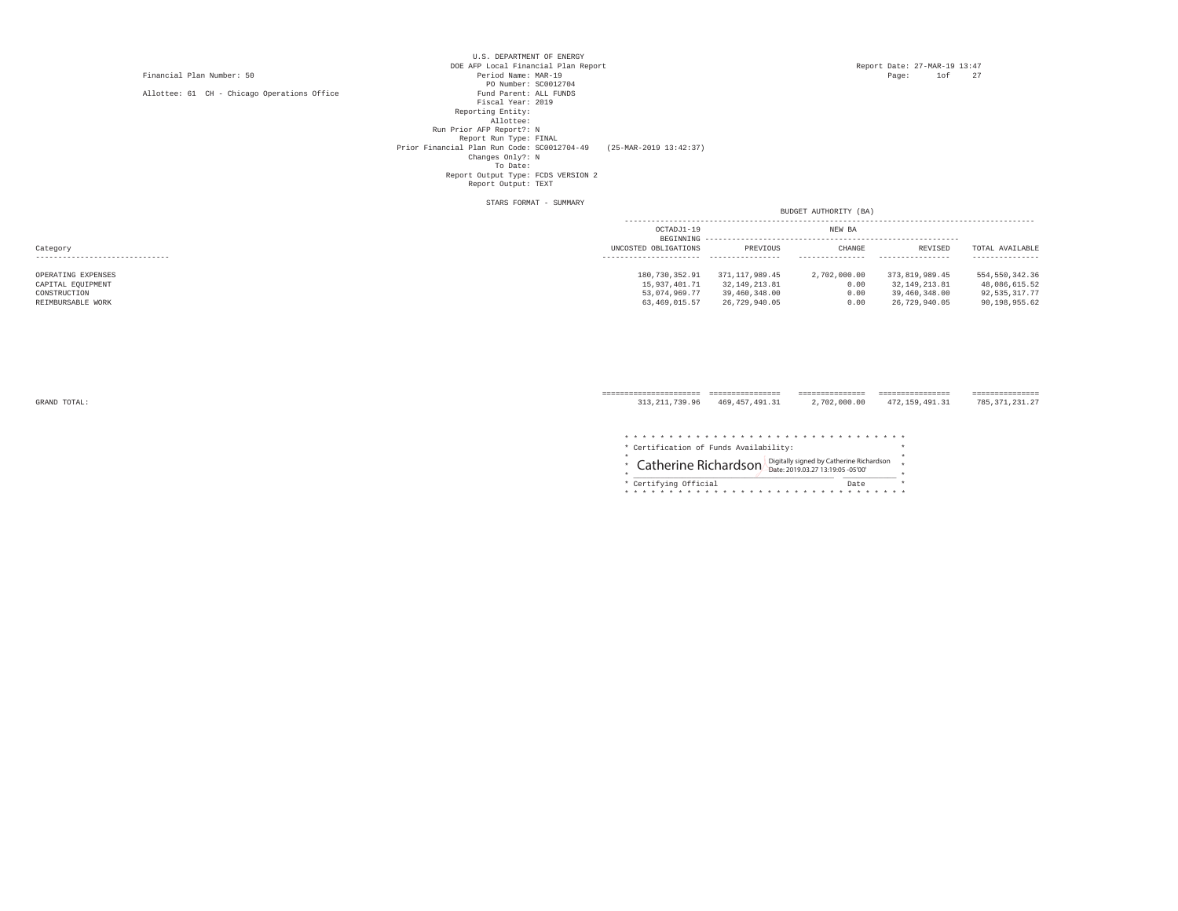U.S. DEPARTMENT OF ENERGY
DOE AFP Local Financial Plan Report

Financial Plan Number: 50

Allottee: 61 CH - Chicago Operations Office

Report Date: 27-MAR-19 13:47

Period Name: MAR-19
PO Number: SC0012704
Fund Parent: ALL FUNDS
Fiscal Year: 2019
Reporting Entity:
Allottee:
Run Prior AFP Report?: N
Report Run Type: FINAL
Prior Financial Plan Run Code: SC0012704-49 (25-MAR-2019 13:42:37)
Changes Only?: N
To Date:
Report Output Type: FCDS VERSION 2
Report Output: TEXT

STARS FORMAT - SUMMARY

| | OCTADJ1-19 | BUDGET AUTHORITY (BA) | | | |
|---|---|---|---|---|---|
| | BEGINNING | NEW BA | | | |
| Category | UNCOSTED OBLIGATIONS | PREVIOUS | CHANGE | REVISED | TOTAL AVAILABLE |
| OPERATING EXPENSES | 180,730,352.91 | 371,117,989.45 | 2,702,000.00 | 373,819,989.45 | 554,550,342.36 |
| CAPITAL EQUIPMENT | 15,937,401.71 | 32,149,213.81 | 0.00 | 32,149,213.81 | 48,086,615.52 |
| CONSTRUCTION | 53,074,969.77 | 39,460,348.00 | 0.00 | 39,460,348.00 | 92,535,317.77 |
| REIMBURSABLE WORK | 63,469,015.57 | 26,729,940.05 | 0.00 | 26,729,940.05 | 90,198,955.62 |
| GRAND TOTAL: | 313,211,739.96 | 469,457,491.31 | 2,702,000.00 | 472,159,491.31 | 785,371,231.27 |

Certification of Funds Availability:

Catherine Richardson — Digitally signed by Catherine Richardson Date: 2019.03.27 13:19:05 -05'00'

Certifying Official　　　Date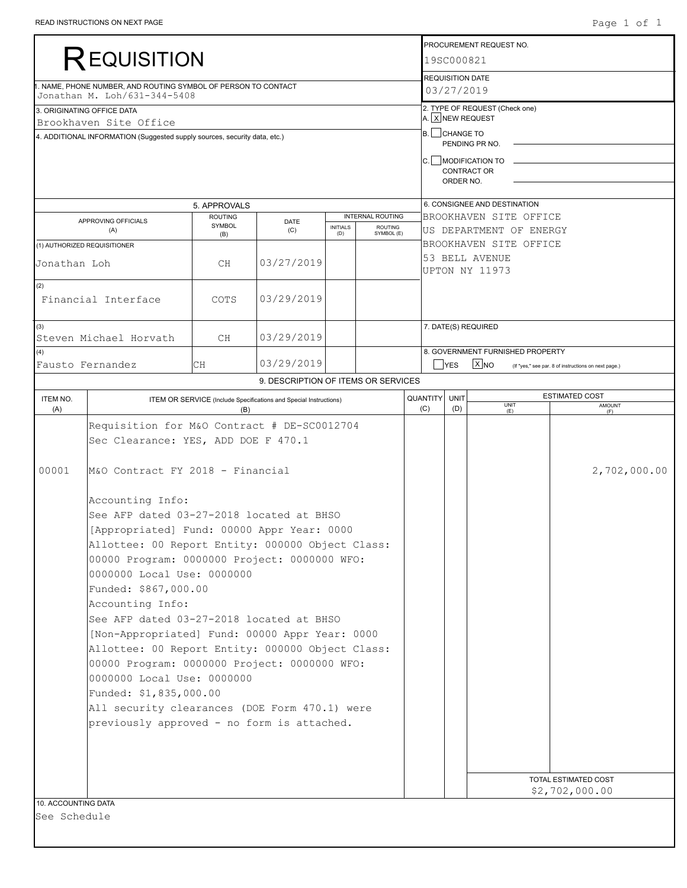READ INSTRUCTIONS ON NEXT PAGE

# REQUISITION

| | |
|---|---|
| PROCUREMENT REQUEST NO. | 19SC000821 |
| REQUISITION DATE | 03/27/2019 |

1. NAME, PHONE NUMBER, AND ROUTING SYMBOL OF PERSON TO CONTACT
Jonathan M. Loh/631-344-5408

2. TYPE OF REQUEST (Check one)
A. [X] NEW REQUEST
B. [ ] CHANGE TO PENDING PR NO.
C. [ ] MODIFICATION TO CONTRACT OR ORDER NO.

3. ORIGINATING OFFICE DATA
Brookhaven Site Office

4. ADDITIONAL INFORMATION (Suggested supply sources, security data, etc.)

5. APPROVALS

| APPROVING OFFICIALS (A) | ROUTING SYMBOL (B) | DATE (C) | INTERNAL ROUTING INITIALS (D) | INTERNAL ROUTING ROUTING SYMBOL (E) |
|---|---|---|---|---|
| (1) AUTHORIZED REQUISITIONER Jonathan Loh | CH | 03/27/2019 | | |
| (2) Financial Interface | COTS | 03/29/2019 | | |
| (3) Steven Michael Horvath | CH | 03/29/2019 | | |
| (4) Fausto Fernandez | CH | 03/29/2019 | | |

6. CONSIGNEE AND DESTINATION
BROOKHAVEN SITE OFFICE
US DEPARTMENT OF ENERGY
BROOKHAVEN SITE OFFICE
53 BELL AVENUE
UPTON NY 11973

7. DATE(S) REQUIRED

8. GOVERNMENT FURNISHED PROPERTY
[ ] YES [X] NO (If "yes," see par. 8 of instructions on next page.)

9. DESCRIPTION OF ITEMS OR SERVICES

| ITEM NO. (A) | ITEM OR SERVICE (Include Specifications and Special Instructions) (B) | QUANTITY (C) | UNIT (D) | ESTIMATED COST UNIT (E) | ESTIMATED COST AMOUNT (F) |
|---|---|---|---|---|---|
| | Requisition for M&O Contract # DE-SC0012704<br>Sec Clearance: YES, ADD DOE F 470.1 | | | | |
| 00001 | M&O Contract FY 2018 - Financial | | | | 2,702,000.00 |
| | Accounting Info:<br>See AFP dated 03-27-2018 located at BHSO<br>[Appropriated] Fund: 00000 Appr Year: 0000<br>Allottee: 00 Report Entity: 000000 Object Class: 00000 Program: 0000000 Project: 0000000 WFO: 0000000 Local Use: 0000000<br>Funded: $867,000.00<br>Accounting Info:<br>See AFP dated 03-27-2018 located at BHSO<br>[Non-Appropriated] Fund: 00000 Appr Year: 0000<br>Allottee: 00 Report Entity: 000000 Object Class: 00000 Program: 0000000 Project: 0000000 WFO: 0000000 Local Use: 0000000<br>Funded: $1,835,000.00<br>All security clearances (DOE Form 470.1) were previously approved - no form is attached. | | | | |
| | | | | TOTAL ESTIMATED COST | $2,702,000.00 |

10. ACCOUNTING DATA
See Schedule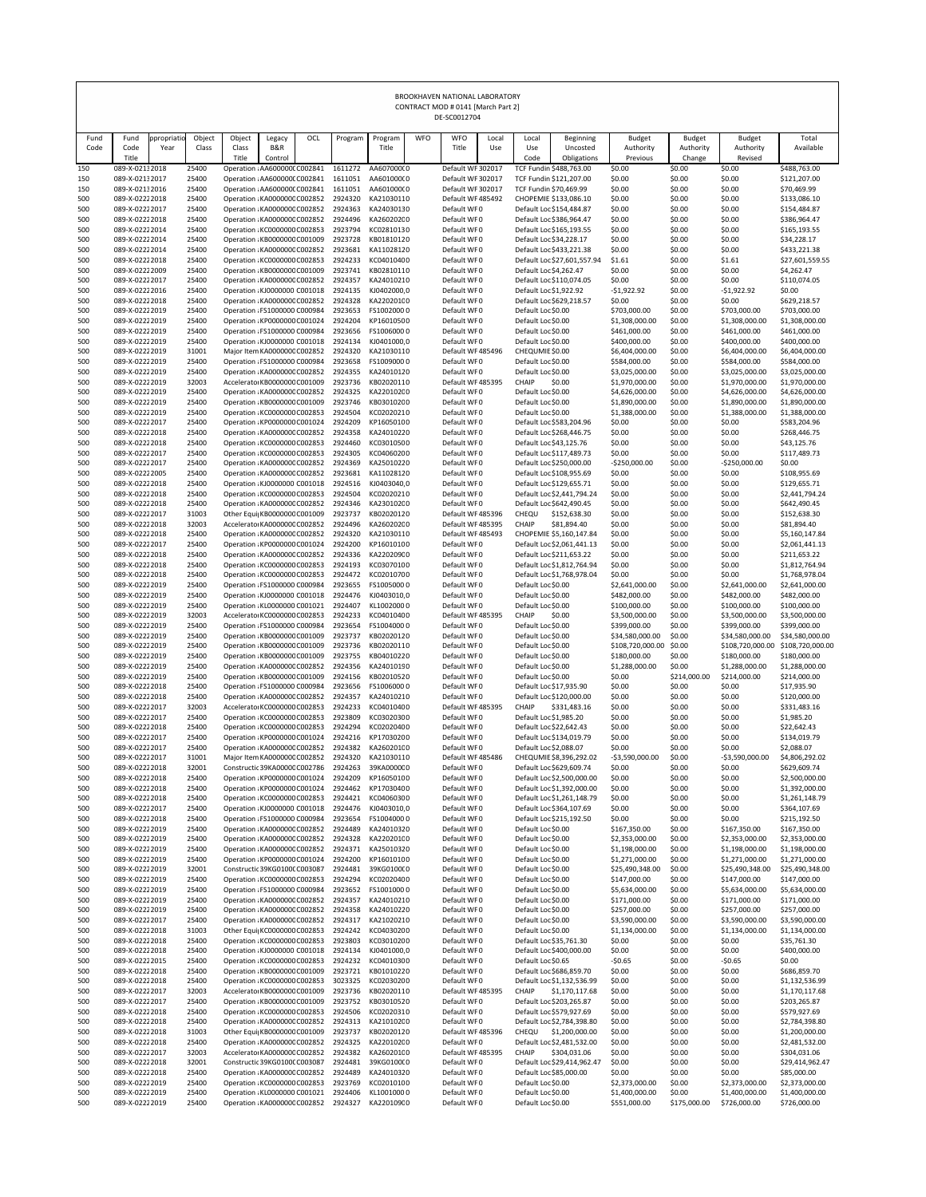BROOKHAVEN NATIONAL LABORATORY
CONTRACT MOD # 0141 [March Part 2]
DE-SC0012704

| Fund Code | Fund Code Title | ppropriatio Year | Object Class | Object Class Title | Legacy B&R Control | OCL | Program | Program Title | WFO | WFO Title | Local Use | Local Use Code | Beginning Uncosted Obligations | Budget Authority Previous | Budget Authority Change | Budget Authority Revised | Total Available |
|---|---|---|---|---|---|---|---|---|---|---|---|---|---|---|---|---|---|
| 150 | 089-X-0213 | 2018 | 25400 | Operation | AA600000 | C002841 | 1611272 | AA607000 | | Default WF | 302017 | TCF Fundin | $488,763.00 | $0.00 | $0.00 | $0.00 | $488,763.00 |
| 150 | 089-X-0213 | 2017 | 25400 | Operation | AA600000 | C002841 | 1611051 | AA601000 | | Default WF | 302017 | TCF Fundin | $121,207.00 | $0.00 | $0.00 | $0.00 | $121,207.00 |
| 150 | 089-X-0213 | 2016 | 25400 | Operation | AA600000 | C002841 | 1611051 | AA601000 | | Default WF | 302017 | TCF Fundin | $70,469.99 | $0.00 | $0.00 | $0.00 | $70,469.99 |
| 500 | 089-X-0222 | 2018 | 25400 | Operation | KA000000 | C002852 | 2924320 | KA21030110 | | Default WF | 485492 | CHOPEMIE | $133,086.10 | $0.00 | $0.00 | $0.00 | $133,086.10 |
| 500 | 089-X-0222 | 2017 | 25400 | Operation | KA000000 | C002852 | 2924363 | KA24030130 | | Default WF | 0 | Default Loc | $154,484.87 | $0.00 | $0.00 | $0.00 | $154,484.87 |
| 500 | 089-X-0222 | 2018 | 25400 | Operation | KA000000 | C002852 | 2924496 | KA260202 | | Default WF | 0 | Default Loc | $386,964.47 | $0.00 | $0.00 | $0.00 | $386,964.47 |
| 500 | 089-X-0222 | 2014 | 25400 | Operation | KC000000 | C002853 | 2923794 | KC02810130 | | Default WF | 0 | Default Loc | $165,193.55 | $0.00 | $0.00 | $0.00 | $165,193.55 |
| 500 | 089-X-0222 | 2014 | 25400 | Operation | KB000000 | C001009 | 2923728 | KB01810120 | | Default WF | 0 | Default Loc | $34,228.17 | $0.00 | $0.00 | $0.00 | $34,228.17 |
| 500 | 089-X-0222 | 2014 | 25400 | Operation | KA000000 | C002852 | 2923681 | KA11028120 | | Default WF | 0 | Default Loc | $433,221.38 | $0.00 | $0.00 | $0.00 | $433,221.38 |
| 500 | 089-X-0222 | 2018 | 25400 | Operation | KC000000 | C002853 | 2924233 | KC04010400 | | Default WF | 0 | Default Loc | $27,601,557.94 | $1.61 | $0.00 | $1.61 | $27,601,559.55 |
| 500 | 089-X-0222 | 2009 | 25400 | Operation | KB000000 | C001009 | 2923741 | KB02810110 | | Default WF | 0 | Default Loc | $4,262.47 | $0.00 | $0.00 | $0.00 | $4,262.47 |
| 500 | 089-X-0222 | 2017 | 25400 | Operation | KA000000 | C002852 | 2924357 | KA24010210 | | Default WF | 0 | Default Loc | $110,074.05 | $0.00 | $0.00 | $0.00 | $110,074.05 |
| 500 | 089-X-0222 | 2016 | 25400 | Operation | KJ000000 | C001018 | 2924135 | KJ0402000 | | Default WF | 0 | Default Loc | $1,922.92 | -$1,922.92 | $0.00 | -$1,922.92 | $0.00 |
| 500 | 089-X-0222 | 2018 | 25400 | Operation | KA000000 | C002852 | 2924328 | KA220201 | | Default WF | 0 | Default Loc | $629,218.57 | $0.00 | $0.00 | $0.00 | $629,218.57 |
| 500 | 089-X-0222 | 2019 | 25400 | Operation | FS100000 | C000984 | 2923653 | FS1002000 | | Default WF | 0 | Default Loc | $0.00 | $703,000.00 | $0.00 | $703,000.00 | $703,000.00 |
| 500 | 089-X-0222 | 2019 | 25400 | Operation | KP000000 | C001024 | 2924204 | KP16010500 | | Default WF | 0 | Default Loc | $0.00 | $1,308,000.00 | $0.00 | $1,308,000.00 | $1,308,000.00 |
| 500 | 089-X-0222 | 2019 | 25400 | Operation | FS100000 | C000984 | 2923656 | FS1006000 | | Default WF | 0 | Default Loc | $0.00 | $461,000.00 | $0.00 | $461,000.00 | $461,000.00 |
| 500 | 089-X-0222 | 2019 | 25400 | Operation | KJ000000 | C001018 | 2924134 | KJ0401000 | | Default WF | 0 | Default Loc | $0.00 | $400,000.00 | $0.00 | $400,000.00 | $400,000.00 |
| 500 | 089-X-0222 | 2019 | 31001 | Major Item | KA000000 | C002852 | 2924320 | KA21030110 | | Default WF | 485496 | CHEQUMIE | $0.00 | $6,404,000.00 | $0.00 | $6,404,000.00 | $6,404,000.00 |
| 500 | 089-X-0222 | 2019 | 25400 | Operation | FS100000 | C000984 | 2923658 | FS1009000 | | Default WF | 0 | Default Loc | $0.00 | $584,000.00 | $0.00 | $584,000.00 | $584,000.00 |
| 500 | 089-X-0222 | 2019 | 25400 | Operation | KA000000 | C002852 | 2924355 | KA24010120 | | Default WF | 0 | Default Loc | $0.00 | $3,025,000.00 | $0.00 | $3,025,000.00 | $3,025,000.00 |
| 500 | 089-X-0222 | 2019 | 32003 | Accelerator | KB000000 | C001009 | 2923736 | KB02020110 | | Default WF | 485395 | CHAIP | $0.00 | $1,970,000.00 | $0.00 | $1,970,000.00 | $1,970,000.00 |
| 500 | 089-X-0222 | 2019 | 25400 | Operation | KA000000 | C002852 | 2924325 | KA220102 | | Default WF | 0 | Default Loc | $0.00 | $4,626,000.00 | $0.00 | $4,626,000.00 | $4,626,000.00 |
| 500 | 089-X-0222 | 2019 | 25400 | Operation | KB000000 | C001009 | 2923746 | KB03010210 | | Default WF | 0 | Default Loc | $0.00 | $1,890,000.00 | $0.00 | $1,890,000.00 | $1,890,000.00 |
| 500 | 089-X-0222 | 2019 | 25400 | Operation | KC000000 | C002853 | 2924504 | KC02020210 | | Default WF | 0 | Default Loc | $0.00 | $1,388,000.00 | $0.00 | $1,388,000.00 | $1,388,000.00 |
| 500 | 089-X-0222 | 2017 | 25400 | Operation | KP000000 | C001024 | 2924209 | KP16050100 | | Default WF | 0 | Default Loc | $583,204.96 | $0.00 | $0.00 | $0.00 | $583,204.96 |
| 500 | 089-X-0222 | 2018 | 25400 | Operation | KA000000 | C002852 | 2924358 | KA24010220 | | Default WF | 0 | Default Loc | $268,446.75 | $0.00 | $0.00 | $0.00 | $268,446.75 |
| 500 | 089-X-0222 | 2018 | 25400 | Operation | KC000000 | C002853 | 2924460 | KC03010500 | | Default WF | 0 | Default Loc | $43,125.76 | $0.00 | $0.00 | $0.00 | $43,125.76 |
| 500 | 089-X-0222 | 2017 | 25400 | Operation | KC000000 | C002853 | 2924305 | KC04060200 | | Default WF | 0 | Default Loc | $117,489.73 | $0.00 | $0.00 | $0.00 | $117,489.73 |
| 500 | 089-X-0222 | 2017 | 25400 | Operation | KA000000 | C002852 | 2924369 | KA25010220 | | Default WF | 0 | Default Loc | $250,000.00 | -$250,000.00 | $0.00 | -$250,000.00 | $0.00 |
| 500 | 089-X-0222 | 2005 | 25400 | Operation | KA000000 | C002852 | 2923681 | KA11028120 | | Default WF | 0 | Default Loc | $108,955.69 | $0.00 | $0.00 | $0.00 | $108,955.69 |
| 500 | 089-X-0222 | 2018 | 25400 | Operation | KJ000000 | C001018 | 2924516 | KJ0403040 | | Default WF | 0 | Default Loc | $129,655.71 | $0.00 | $0.00 | $0.00 | $129,655.71 |
| 500 | 089-X-0222 | 2018 | 25400 | Operation | KC000000 | C002853 | 2924504 | KC02020210 | | Default WF | 0 | Default Loc | $2,441,794.24 | $0.00 | $0.00 | $0.00 | $2,441,794.24 |
| 500 | 089-X-0222 | 2018 | 25400 | Operation | KA000000 | C002852 | 2924346 | KA230102 | | Default WF | 0 | Default Loc | $642,490.45 | $0.00 | $0.00 | $0.00 | $642,490.45 |
| 500 | 089-X-0222 | 2017 | 31003 | Other Equi | KB000000 | C001009 | 2923737 | KB02020120 | | Default WF | 485396 | CHEQU | $152,638.30 | $0.00 | $0.00 | $0.00 | $152,638.30 |
| 500 | 089-X-0222 | 2018 | 32003 | Accelerator | KA000000 | C002852 | 2924496 | KA260202 | | Default WF | 485395 | CHAIP | $81,894.40 | $0.00 | $0.00 | $0.00 | $81,894.40 |
| 500 | 089-X-0222 | 2018 | 25400 | Operation | KA000000 | C002852 | 2924320 | KA21030110 | | Default WF | 485493 | CHOPEMIE | $5,160,147.84 | $0.00 | $0.00 | $0.00 | $5,160,147.84 |
| 500 | 089-X-0222 | 2017 | 25400 | Operation | KP000000 | C001024 | 2924200 | KP16010100 | | Default WF | 0 | Default Loc | $2,061,441.13 | $0.00 | $0.00 | $0.00 | $2,061,441.13 |
| 500 | 089-X-0222 | 2018 | 25400 | Operation | KA000000 | C002852 | 2924336 | KA220209 | | Default WF | 0 | Default Loc | $211,653.22 | $0.00 | $0.00 | $0.00 | $211,653.22 |
| 500 | 089-X-0222 | 2018 | 25400 | Operation | KC000000 | C002853 | 2924193 | KC03070100 | | Default WF | 0 | Default Loc | $1,812,764.94 | $0.00 | $0.00 | $0.00 | $1,812,764.94 |
| 500 | 089-X-0222 | 2018 | 25400 | Operation | KC000000 | C002853 | 2924472 | KC02010700 | | Default WF | 0 | Default Loc | $1,768,978.04 | $0.00 | $0.00 | $0.00 | $1,768,978.04 |
| 500 | 089-X-0222 | 2019 | 25400 | Operation | FS100000 | C000984 | 2923655 | FS1005000 | | Default WF | 0 | Default Loc | $0.00 | $2,641,000.00 | $0.00 | $2,641,000.00 | $2,641,000.00 |
| 500 | 089-X-0222 | 2019 | 25400 | Operation | KJ000000 | C001018 | 2924476 | KJ0403010 | | Default WF | 0 | Default Loc | $0.00 | $482,000.00 | $0.00 | $482,000.00 | $482,000.00 |
| 500 | 089-X-0222 | 2019 | 25400 | Operation | KL000000 | C001021 | 2924407 | KL1002000 | | Default WF | 0 | Default Loc | $0.00 | $100,000.00 | $0.00 | $100,000.00 | $100,000.00 |
| 500 | 089-X-0222 | 2019 | 32003 | Accelerator | KC000000 | C002853 | 2924233 | KC04010400 | | Default WF | 485395 | CHAIP | $0.00 | $3,500,000.00 | $0.00 | $3,500,000.00 | $3,500,000.00 |
| 500 | 089-X-0222 | 2019 | 25400 | Operation | FS100000 | C000984 | 2923654 | FS1004000 | | Default WF | 0 | Default Loc | $0.00 | $399,000.00 | $0.00 | $399,000.00 | $399,000.00 |
| 500 | 089-X-0222 | 2019 | 25400 | Operation | KB000000 | C001009 | 2923737 | KB02020120 | | Default WF | 0 | Default Loc | $0.00 | $34,580,000.00 | $0.00 | $34,580,000.00 | $34,580,000.00 |
| 500 | 089-X-0222 | 2019 | 25400 | Operation | KB000000 | C001009 | 2923736 | KB02020110 | | Default WF | 0 | Default Loc | $0.00 | $108,720,000.00 | $0.00 | $108,720,000.00 | $108,720,000.00 |
| 500 | 089-X-0222 | 2019 | 25400 | Operation | KB000000 | C001009 | 2923755 | KB04010220 | | Default WF | 0 | Default Loc | $0.00 | $180,000.00 | $0.00 | $180,000.00 | $180,000.00 |
| 500 | 089-X-0222 | 2019 | 25400 | Operation | KA000000 | C002852 | 2924356 | KA24010190 | | Default WF | 0 | Default Loc | $0.00 | $1,288,000.00 | $0.00 | $1,288,000.00 | $1,288,000.00 |
| 500 | 089-X-0222 | 2019 | 25400 | Operation | KB000000 | C001009 | 2924156 | KB02010520 | | Default WF | 0 | Default Loc | $0.00 | $0.00 | $214,000.00 | $214,000.00 | $214,000.00 |
| 500 | 089-X-0222 | 2018 | 25400 | Operation | FS100000 | C000984 | 2923656 | FS1006000 | | Default WF | 0 | Default Loc | $17,935.90 | $0.00 | $0.00 | $0.00 | $17,935.90 |
| 500 | 089-X-0222 | 2018 | 25400 | Operation | KA000000 | C002852 | 2924357 | KA24010210 | | Default WF | 0 | Default Loc | $120,000.00 | $0.00 | $0.00 | $0.00 | $120,000.00 |
| 500 | 089-X-0222 | 2017 | 32003 | Accelerator | KC000000 | C002853 | 2924233 | KC04010400 | | Default WF | 485395 | CHAIP | $331,483.16 | $0.00 | $0.00 | $0.00 | $331,483.16 |
| 500 | 089-X-0222 | 2017 | 25400 | Operation | KC000000 | C002853 | 2923809 | KC03020300 | | Default WF | 0 | Default Loc | $1,985.20 | $0.00 | $0.00 | $0.00 | $1,985.20 |
| 500 | 089-X-0222 | 2018 | 25400 | Operation | KC000000 | C002853 | 2924294 | KC02020400 | | Default WF | 0 | Default Loc | $22,642.43 | $0.00 | $0.00 | $0.00 | $22,642.43 |
| 500 | 089-X-0222 | 2017 | 25400 | Operation | KP000000 | C001024 | 2924216 | KP17030200 | | Default WF | 0 | Default Loc | $134,019.79 | $0.00 | $0.00 | $0.00 | $134,019.79 |
| 500 | 089-X-0222 | 2017 | 25400 | Operation | KA000000 | C002852 | 2924382 | KA260201 | | Default WF | 0 | Default Loc | $2,088.07 | $0.00 | $0.00 | $0.00 | $2,088.07 |
| 500 | 089-X-0222 | 2017 | 31001 | Major Item | KA000000 | C002852 | 2924320 | KA21030110 | | Default WF | 485486 | CHEQUMIE | $8,396,292.02 | -$3,590,000.00 | $0.00 | -$3,590,000.00 | $4,806,292.02 |
| 500 | 089-X-0222 | 2018 | 32001 | Constructio | 39KA0000 | C002786 | 2924263 | 39KA0000 | | Default WF | 0 | Default Loc | $629,609.74 | $0.00 | $0.00 | $0.00 | $629,609.74 |
| 500 | 089-X-0222 | 2018 | 25400 | Operation | KP000000 | C001024 | 2924209 | KP16050100 | | Default WF | 0 | Default Loc | $2,500,000.00 | $0.00 | $0.00 | $0.00 | $2,500,000.00 |
| 500 | 089-X-0222 | 2018 | 25400 | Operation | KP000000 | C001024 | 2924462 | KP17030400 | | Default WF | 0 | Default Loc | $1,392,000.00 | $0.00 | $0.00 | $0.00 | $1,392,000.00 |
| 500 | 089-X-0222 | 2018 | 25400 | Operation | KC000000 | C002853 | 2924421 | KC04060300 | | Default WF | 0 | Default Loc | $1,261,148.79 | $0.00 | $0.00 | $0.00 | $1,261,148.79 |
| 500 | 089-X-0222 | 2017 | 25400 | Operation | KJ000000 | C001018 | 2924476 | KJ0403010 | | Default WF | 0 | Default Loc | $364,107.69 | $0.00 | $0.00 | $0.00 | $364,107.69 |
| 500 | 089-X-0222 | 2018 | 25400 | Operation | FS100000 | C000984 | 2923654 | FS1004000 | | Default WF | 0 | Default Loc | $215,192.50 | $0.00 | $0.00 | $0.00 | $215,192.50 |
| 500 | 089-X-0222 | 2019 | 25400 | Operation | KA000000 | C002852 | 2924489 | KA24010320 | | Default WF | 0 | Default Loc | $0.00 | $167,350.00 | $0.00 | $167,350.00 | $167,350.00 |
| 500 | 089-X-0222 | 2019 | 25400 | Operation | KA000000 | C002852 | 2924328 | KA220201 | | Default WF | 0 | Default Loc | $0.00 | $2,353,000.00 | $0.00 | $2,353,000.00 | $2,353,000.00 |
| 500 | 089-X-0222 | 2019 | 25400 | Operation | KA000000 | C002852 | 2924371 | KA25010320 | | Default WF | 0 | Default Loc | $0.00 | $1,198,000.00 | $0.00 | $1,198,000.00 | $1,198,000.00 |
| 500 | 089-X-0222 | 2019 | 25400 | Operation | KP000000 | C001024 | 2924200 | KP16010100 | | Default WF | 0 | Default Loc | $0.00 | $1,271,000.00 | $0.00 | $1,271,000.00 | $1,271,000.00 |
| 500 | 089-X-0222 | 2019 | 32001 | Constructio | 39KG0100 | C003087 | 2924481 | 39KG0100 | | Default WF | 0 | Default Loc | $0.00 | $25,490,348.00 | $0.00 | $25,490,348.00 | $25,490,348.00 |
| 500 | 089-X-0222 | 2019 | 25400 | Operation | KC000000 | C002853 | 2924294 | KC02020400 | | Default WF | 0 | Default Loc | $0.00 | $147,000.00 | $0.00 | $147,000.00 | $147,000.00 |
| 500 | 089-X-0222 | 2019 | 25400 | Operation | FS100000 | C000984 | 2923652 | FS1001000 | | Default WF | 0 | Default Loc | $0.00 | $5,634,000.00 | $0.00 | $5,634,000.00 | $5,634,000.00 |
| 500 | 089-X-0222 | 2019 | 25400 | Operation | KA000000 | C002852 | 2924357 | KA24010210 | | Default WF | 0 | Default Loc | $0.00 | $171,000.00 | $0.00 | $171,000.00 | $171,000.00 |
| 500 | 089-X-0222 | 2019 | 25400 | Operation | KA000000 | C002852 | 2924358 | KA24010220 | | Default WF | 0 | Default Loc | $0.00 | $257,000.00 | $0.00 | $257,000.00 | $257,000.00 |
| 500 | 089-X-0222 | 2017 | 25400 | Operation | KA000000 | C002852 | 2924317 | KA21020210 | | Default WF | 0 | Default Loc | $0.00 | $3,590,000.00 | $0.00 | $3,590,000.00 | $3,590,000.00 |
| 500 | 089-X-0222 | 2018 | 31003 | Other Equi | KC000000 | C002853 | 2924242 | KC04030200 | | Default WF | 0 | Default Loc | $0.00 | $1,134,000.00 | $0.00 | $1,134,000.00 | $1,134,000.00 |
| 500 | 089-X-0222 | 2018 | 25400 | Operation | KC000000 | C002853 | 2923803 | KC03010200 | | Default WF | 0 | Default Loc | $35,761.30 | $0.00 | $0.00 | $0.00 | $35,761.30 |
| 500 | 089-X-0222 | 2018 | 25400 | Operation | KJ000000 | C001018 | 2924134 | KJ0401000 | | Default WF | 0 | Default Loc | $400,000.00 | $0.00 | $0.00 | $0.00 | $400,000.00 |
| 500 | 089-X-0222 | 2015 | 25400 | Operation | KC000000 | C002853 | 2924232 | KC04010300 | | Default WF | 0 | Default Loc | $0.65 | -$0.65 | $0.00 | -$0.65 | $0.00 |
| 500 | 089-X-0222 | 2018 | 25400 | Operation | KB000000 | C001009 | 2923721 | KB01020200 | | Default WF | 0 | Default Loc | $686,859.70 | $0.00 | $0.00 | $0.00 | $686,859.70 |
| 500 | 089-X-0222 | 2018 | 25400 | Operation | KC000000 | C002853 | 3023325 | KC02030200 | | Default WF | 0 | Default Loc | $1,132,536.99 | $0.00 | $0.00 | $0.00 | $1,132,536.99 |
| 500 | 089-X-0222 | 2017 | 32003 | Accelerator | KB000000 | C001009 | 2923736 | KB02020110 | | Default WF | 485395 | CHAIP | $1,170,117.68 | $0.00 | $0.00 | $0.00 | $1,170,117.68 |
| 500 | 089-X-0222 | 2017 | 25400 | Operation | KB000000 | C001009 | 2923752 | KB03010520 | | Default WF | 0 | Default Loc | $203,265.87 | $0.00 | $0.00 | $0.00 | $203,265.87 |
| 500 | 089-X-0222 | 2018 | 25400 | Operation | KC000000 | C002853 | 2924506 | KC02020310 | | Default WF | 0 | Default Loc | $579,927.69 | $0.00 | $0.00 | $0.00 | $579,927.69 |
| 500 | 089-X-0222 | 2018 | 25400 | Operation | KA000000 | C002852 | 2924313 | KA210102 | | Default WF | 0 | Default Loc | $2,784,398.80 | $0.00 | $0.00 | $0.00 | $2,784,398.80 |
| 500 | 089-X-0222 | 2018 | 31003 | Other Equi | KB000000 | C001009 | 2923737 | KB02020120 | | Default WF | 485396 | CHEQU | $1,200,000.00 | $0.00 | $0.00 | $0.00 | $1,200,000.00 |
| 500 | 089-X-0222 | 2018 | 25400 | Operation | KA000000 | C002852 | 2924325 | KA220102 | | Default WF | 0 | Default Loc | $2,481,532.00 | $0.00 | $0.00 | $0.00 | $2,481,532.00 |
| 500 | 089-X-0222 | 2017 | 32003 | Accelerator | KA000000 | C002852 | 2924382 | KA260201 | | Default WF | 485395 | CHAIP | $304,031.06 | $0.00 | $0.00 | $0.00 | $304,031.06 |
| 500 | 089-X-0222 | 2018 | 32001 | Constructio | 39KG0100 | C003087 | 2924481 | 39KG0100 | | Default WF | 0 | Default Loc | $29,414,962.47 | $0.00 | $0.00 | $0.00 | $29,414,962.47 |
| 500 | 089-X-0222 | 2018 | 25400 | Operation | KA000000 | C002852 | 2924489 | KA24010320 | | Default WF | 0 | Default Loc | $85,000.00 | $0.00 | $0.00 | $0.00 | $85,000.00 |
| 500 | 089-X-0222 | 2019 | 25400 | Operation | KC000000 | C002853 | 2923769 | KC02010100 | | Default WF | 0 | Default Loc | $0.00 | $2,373,000.00 | $0.00 | $2,373,000.00 | $2,373,000.00 |
| 500 | 089-X-0222 | 2019 | 25400 | Operation | KL000000 | C001021 | 2924406 | KL1001000 | | Default WF | 0 | Default Loc | $0.00 | $1,400,000.00 | $0.00 | $1,400,000.00 | $1,400,000.00 |
| 500 | 089-X-0222 | 2019 | 25400 | Operation | KA000000 | C002852 | 2924327 | KA220109 | | Default WF | 0 | Default Loc | $0.00 | $551,000.00 | $175,000.00 | $726,000.00 | $726,000.00 |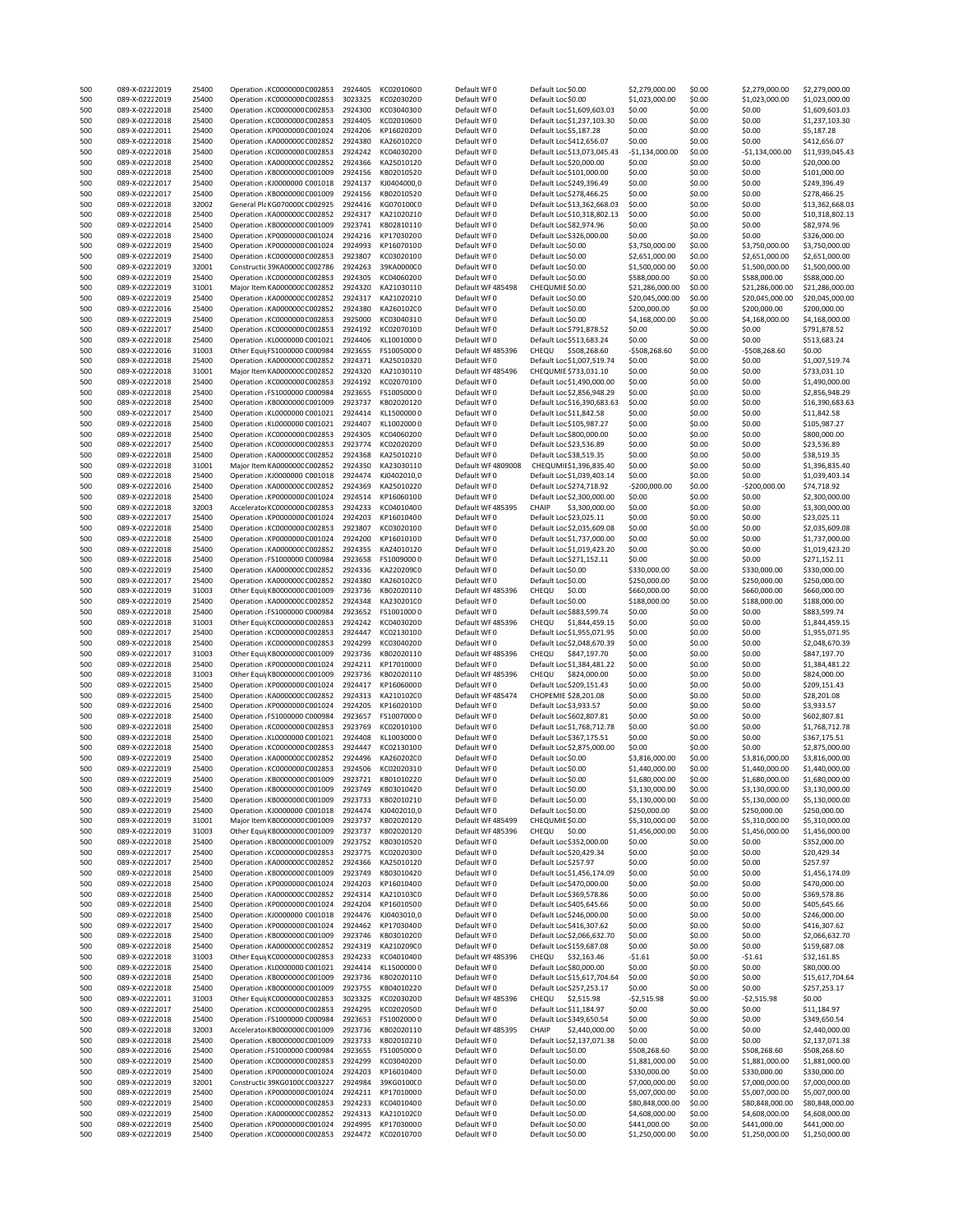| 500 | 089-X-02222019 | 25400 | Operation :KC0000000 C002853 | 2924405 | KC02010600 | Default WF0 | Default Loc$0.00 | $2,279,000.00 | $0.00 | $2,279,000.00 | $2,279,000.00 |
|---|---|---|---|---|---|---|---|---|---|---|---|
| 500 | 089-X-02222019 | 25400 | Operation :KC0000000 C002853 | 3023325 | KC02030200 | Default WF0 | Default Loc$0.00 | $1,023,000.00 | $0.00 | $1,023,000.00 | $1,023,000.00 |
| 500 | 089-X-02222018 | 25400 | Operation :KC0000000 C002853 | 2924300 | KC03040300 | Default WF0 | Default Loc$1,609,603.03 | $0.00 | $0.00 | $0.00 | $1,609,603.03 |
| 500 | 089-X-02222018 | 25400 | Operation :KC0000000 C002853 | 2924405 | KC02010600 | Default WF0 | Default Loc$1,237,103.30 | $0.00 | $0.00 | $0.00 | $1,237,103.30 |
| 500 | 089-X-02222011 | 25400 | Operation :KP0000000 C001024 | 2924206 | KP16020200 | Default WF0 | Default Loc$5,187.28 | $0.00 | $0.00 | $0.00 | $5,187.28 |
| 500 | 089-X-02222018 | 25400 | Operation :KA0000000 C002852 | 2924380 | KA260102C0 | Default WF0 | Default Loc$412,656.07 | $0.00 | $0.00 | $0.00 | $412,656.07 |
| 500 | 089-X-02222018 | 25400 | Operation :KC0000000 C002853 | 2924242 | KC04030200 | Default WF0 | Default Loc$13,073,045.43 | -$1,134,000.00 | $0.00 | -$1,134,000.00 | $11,939,045.43 |
| 500 | 089-X-02222018 | 25400 | Operation :KA0000000 C002852 | 2924366 | KA25010120 | Default WF0 | Default Loc$20,000.00 | $0.00 | $0.00 | $0.00 | $20,000.00 |
| 500 | 089-X-02222018 | 25400 | Operation :KB0000000 C001009 | 2924156 | KB02010520 | Default WF0 | Default Loc$101,000.00 | $0.00 | $0.00 | $0.00 | $101,000.00 |
| 500 | 089-X-02222017 | 25400 | Operation :KJ0000000 C001018 | 2924137 | KJ0404000,0 | Default WF0 | Default Loc$249,396.49 | $0.00 | $0.00 | $0.00 | $249,396.49 |
| 500 | 089-X-02222017 | 25400 | Operation :KB0000000 C001009 | 2924156 | KB02010520 | Default WF0 | Default Loc$278,466.25 | $0.00 | $0.00 | $0.00 | $278,466.25 |
| 500 | 089-X-02222018 | 32002 | General PlaKG070000C C002925 | 2924416 | KG070100C0 | Default WF0 | Default Loc$13,362,668.03 | $0.00 | $0.00 | $0.00 | $13,362,668.03 |
| 500 | 089-X-02222018 | 25400 | Operation :KA0000000 C002852 | 2924317 | KA21020210 | Default WF0 | Default Loc$10,318,802.13 | $0.00 | $0.00 | $0.00 | $10,318,802.13 |
| 500 | 089-X-02222014 | 25400 | Operation :KB0000000 C001009 | 2923741 | KB02810110 | Default WF0 | Default Loc$82,974.96 | $0.00 | $0.00 | $0.00 | $82,974.96 |
| 500 | 089-X-02222018 | 25400 | Operation :KP0000000 C001024 | 2924216 | KP17030200 | Default WF0 | Default Loc$326,000.00 | $0.00 | $0.00 | $0.00 | $326,000.00 |
| 500 | 089-X-02222019 | 25400 | Operation :KP0000000 C001024 | 2924993 | KP16070100 | Default WF0 | Default Loc$0.00 | $3,750,000.00 | $0.00 | $3,750,000.00 | $3,750,000.00 |
| 500 | 089-X-02222019 | 25400 | Operation :KC0000000 C002853 | 2923807 | KC03020100 | Default WF0 | Default Loc$0.00 | $2,651,000.00 | $0.00 | $2,651,000.00 | $2,651,000.00 |
| 500 | 089-X-02222019 | 32001 | Constructic 39KA0000C C002786 | 2924263 | 39KA0000C0 | Default WF0 | Default Loc$0.00 | $1,500,000.00 | $0.00 | $1,500,000.00 | $1,500,000.00 |
| 500 | 089-X-02222019 | 25400 | Operation :KC0000000 C002853 | 2924305 | KC04060200 | Default WF0 | Default Loc$0.00 | $588,000.00 | $0.00 | $588,000.00 | $588,000.00 |
| 500 | 089-X-02222019 | 31001 | Major Item KA0000000 C002852 | 2924320 | KA21030110 | Default WF 485498 | CHEQUMIE $0.00 | $21,286,000.00 | $0.00 | $21,286,000.00 | $21,286,000.00 |
| 500 | 089-X-02222019 | 25400 | Operation :KA0000000 C002852 | 2924317 | KA21020210 | Default WF0 | Default Loc$0.00 | $20,045,000.00 | $0.00 | $20,045,000.00 | $20,045,000.00 |
| 500 | 089-X-02222016 | 25400 | Operation :KA0000000 C002852 | 2924380 | KA260102C0 | Default WF0 | Default Loc$0.00 | $200,000.00 | $0.00 | $200,000.00 | $200,000.00 |
| 500 | 089-X-02222019 | 25400 | Operation :KC0000000 C002853 | 2925000 | KC03040310 | Default WF0 | Default Loc$0.00 | $4,168,000.00 | $0.00 | $4,168,000.00 | $4,168,000.00 |
| 500 | 089-X-02222017 | 25400 | Operation :KC0000000 C002853 | 2924192 | KC02070100 | Default WF0 | Default Loc$791,878.52 | $0.00 | $0.00 | $0.00 | $791,878.52 |
| 500 | 089-X-02222018 | 25400 | Operation :KL0000000 C001021 | 2924406 | KL10010000 | Default WF0 | Default Loc$513,683.24 | $0.00 | $0.00 | $0.00 | $513,683.24 |
| 500 | 089-X-02222016 | 31003 | Other Equi FS1000000 C000984 | 2923655 | FS10050000 | Default WF 485396 | CHEQU $508,268.60 | -$508,268.60 | $0.00 | -$508,268.60 | $0.00 |
| 500 | 089-X-02222018 | 25400 | Operation :KA0000000 C002852 | 2924371 | KA25010320 | Default WF0 | Default Loc$1,007,519.74 | $0.00 | $0.00 | $0.00 | $1,007,519.74 |
| 500 | 089-X-02222018 | 31001 | Major Item KA0000000 C002852 | 2924320 | KA21030110 | Default WF 485496 | CHEQUMIE $733,031.10 | $0.00 | $0.00 | $0.00 | $733,031.10 |
| 500 | 089-X-02222018 | 25400 | Operation :KC0000000 C002853 | 2924192 | KC02070100 | Default WF0 | Default Loc$1,490,000.00 | $0.00 | $0.00 | $0.00 | $1,490,000.00 |
| 500 | 089-X-02222018 | 25400 | Operation :FS1000000 C000984 | 2923655 | FS10050000 | Default WF0 | Default Loc$2,856,948.29 | $0.00 | $0.00 | $0.00 | $2,856,948.29 |
| 500 | 089-X-02222018 | 25400 | Operation :KB0000000 C001009 | 2923737 | KB02020120 | Default WF0 | Default Loc$16,390,683.63 | $0.00 | $0.00 | $0.00 | $16,390,683.63 |
| 500 | 089-X-02222017 | 25400 | Operation :KL0000000 C001021 | 2924414 | KL15000000 | Default WF0 | Default Loc$11,842.58 | $0.00 | $0.00 | $0.00 | $11,842.58 |
| 500 | 089-X-02222018 | 25400 | Operation :KL0000000 C001021 | 2924407 | KL10020000 | Default WF0 | Default Loc$105,987.27 | $0.00 | $0.00 | $0.00 | $105,987.27 |
| 500 | 089-X-02222018 | 25400 | Operation :KC0000000 C002853 | 2924305 | KC04060200 | Default WF0 | Default Loc$800,000.00 | $0.00 | $0.00 | $0.00 | $800,000.00 |
| 500 | 089-X-02222017 | 25400 | Operation :KC0000000 C002853 | 2923774 | KC02020200 | Default WF0 | Default Loc$23,536.89 | $0.00 | $0.00 | $0.00 | $23,536.89 |
| 500 | 089-X-02222018 | 25400 | Operation :KA0000000 C002852 | 2924368 | KA25010210 | Default WF0 | Default Loc$38,519.35 | $0.00 | $0.00 | $0.00 | $38,519.35 |
| 500 | 089-X-02222018 | 31001 | Major Item KA0000000 C002852 | 2924350 | KA23030110 | Default WF 4809008 | CHEQUMI $1,396,835.40 | $0.00 | $0.00 | $0.00 | $1,396,835.40 |
| 500 | 089-X-02222018 | 25400 | Operation :KJ0000000 C001018 | 2924474 | KJ0402010,0 | Default WF0 | Default Loc$1,039,403.14 | $0.00 | $0.00 | $0.00 | $1,039,403.14 |
| 500 | 089-X-02222016 | 25400 | Operation :KA0000000 C002852 | 2924369 | KA25010220 | Default WF0 | Default Loc$274,718.92 | -$200,000.00 | $0.00 | -$200,000.00 | $74,718.92 |
| 500 | 089-X-02222018 | 25400 | Operation :KP0000000 C001024 | 2924514 | KP16060100 | Default WF0 | Default Loc$2,300,000.00 | $0.00 | $0.00 | $0.00 | $2,300,000.00 |
| 500 | 089-X-02222018 | 32003 | Accelerator KC0000000 C002853 | 2924233 | KC04010400 | Default WF 485395 | CHAIP $3,300,000.00 | $0.00 | $0.00 | $0.00 | $3,300,000.00 |
| 500 | 089-X-02222017 | 25400 | Operation :KP0000000 C001024 | 2924203 | KP16010400 | Default WF0 | Default Loc$23,025.11 | $0.00 | $0.00 | $0.00 | $23,025.11 |
| 500 | 089-X-02222018 | 25400 | Operation :KC0000000 C002853 | 2923807 | KC03020100 | Default WF0 | Default Loc$2,035,609.08 | $0.00 | $0.00 | $0.00 | $2,035,609.08 |
| 500 | 089-X-02222018 | 25400 | Operation :KP0000000 C001024 | 2924200 | KP16010100 | Default WF0 | Default Loc$1,737,000.00 | $0.00 | $0.00 | $0.00 | $1,737,000.00 |
| 500 | 089-X-02222018 | 25400 | Operation :KA0000000 C002852 | 2924355 | KA24010120 | Default WF0 | Default Loc$1,019,423.20 | $0.00 | $0.00 | $0.00 | $1,019,423.20 |
| 500 | 089-X-02222018 | 25400 | Operation :FS1000000 C000984 | 2923658 | FS10090000 | Default WF0 | Default Loc$271,152.11 | $0.00 | $0.00 | $0.00 | $271,152.11 |
| 500 | 089-X-02222019 | 25400 | Operation :KA0000000 C002852 | 2924336 | KA220209C0 | Default WF0 | Default Loc$0.00 | $330,000.00 | $0.00 | $330,000.00 | $330,000.00 |
| 500 | 089-X-02222017 | 25400 | Operation :KA0000000 C002852 | 2924380 | KA260102C0 | Default WF0 | Default Loc$0.00 | $250,000.00 | $0.00 | $250,000.00 | $250,000.00 |
| 500 | 089-X-02222019 | 31003 | Other Equi KB0000000 C001009 | 2923736 | KB02020110 | Default WF 485396 | CHEQU $0.00 | $660,000.00 | $0.00 | $660,000.00 | $660,000.00 |
| 500 | 089-X-02222019 | 25400 | Operation :KA0000000 C002852 | 2924348 | KA230201C0 | Default WF0 | Default Loc$0.00 | $188,000.00 | $0.00 | $188,000.00 | $188,000.00 |
| 500 | 089-X-02222018 | 25400 | Operation :FS1000000 C000984 | 2923652 | FS10010000 | Default WF0 | Default Loc$883,599.74 | $0.00 | $0.00 | $0.00 | $883,599.74 |
| 500 | 089-X-02222018 | 31003 | Other Equi KC0000000 C002853 | 2924242 | KC04030200 | Default WF 485396 | CHEQU $1,844,459.15 | $0.00 | $0.00 | $0.00 | $1,844,459.15 |
| 500 | 089-X-02222017 | 25400 | Operation :KC0000000 C002853 | 2924447 | KC02130100 | Default WF0 | Default Loc$1,955,071.95 | $0.00 | $0.00 | $0.00 | $1,955,071.95 |
| 500 | 089-X-02222018 | 25400 | Operation :KC0000000 C002853 | 2924299 | KC03040200 | Default WF0 | Default Loc$2,048,670.39 | $0.00 | $0.00 | $0.00 | $2,048,670.39 |
| 500 | 089-X-02222017 | 31003 | Other Equi KB0000000 C001009 | 2923736 | KB02020110 | Default WF 485396 | CHEQU $847,197.70 | $0.00 | $0.00 | $0.00 | $847,197.70 |
| 500 | 089-X-02222018 | 25400 | Operation :KP0000000 C001024 | 2924211 | KP17010000 | Default WF0 | Default Loc$1,384,481.22 | $0.00 | $0.00 | $0.00 | $1,384,481.22 |
| 500 | 089-X-02222018 | 31003 | Other Equi KB0000000 C001009 | 2923736 | KB02020110 | Default WF 485396 | CHEQU $824,000.00 | $0.00 | $0.00 | $0.00 | $824,000.00 |
| 500 | 089-X-02222015 | 25400 | Operation :KP0000000 C001024 | 2924417 | KP16060000 | Default WF0 | Default Loc$209,151.43 | $0.00 | $0.00 | $0.00 | $209,151.43 |
| 500 | 089-X-02222015 | 25400 | Operation :KA0000000 C002852 | 2924313 | KA210102C0 | Default WF 485474 | CHOPEMIE $28,201.08 | $0.00 | $0.00 | $0.00 | $28,201.08 |
| 500 | 089-X-02222016 | 25400 | Operation :KP0000000 C001024 | 2924205 | KP16020100 | Default WF0 | Default Loc$3,933.57 | $0.00 | $0.00 | $0.00 | $3,933.57 |
| 500 | 089-X-02222018 | 25400 | Operation :FS1000000 C000984 | 2923657 | FS10070000 | Default WF0 | Default Loc$602,807.81 | $0.00 | $0.00 | $0.00 | $602,807.81 |
| 500 | 089-X-02222018 | 25400 | Operation :KC0000000 C002853 | 2923769 | KC02010100 | Default WF0 | Default Loc$1,768,712.78 | $0.00 | $0.00 | $0.00 | $1,768,712.78 |
| 500 | 089-X-02222018 | 25400 | Operation :KL0000000 C001021 | 2924408 | KL10030000 | Default WF0 | Default Loc$367,175.51 | $0.00 | $0.00 | $0.00 | $367,175.51 |
| 500 | 089-X-02222018 | 25400 | Operation :KC0000000 C002853 | 2924447 | KC02130100 | Default WF0 | Default Loc$2,875,000.00 | $0.00 | $0.00 | $0.00 | $2,875,000.00 |
| 500 | 089-X-02222019 | 25400 | Operation :KA0000000 C002852 | 2924496 | KA260202C0 | Default WF0 | Default Loc$0.00 | $3,816,000.00 | $0.00 | $3,816,000.00 | $3,816,000.00 |
| 500 | 089-X-02222019 | 25400 | Operation :KC0000000 C002853 | 2924506 | KC02020310 | Default WF0 | Default Loc$0.00 | $1,440,000.00 | $0.00 | $1,440,000.00 | $1,440,000.00 |
| 500 | 089-X-02222019 | 25400 | Operation :KB0000000 C001009 | 2923721 | KB01010220 | Default WF0 | Default Loc$0.00 | $1,680,000.00 | $0.00 | $1,680,000.00 | $1,680,000.00 |
| 500 | 089-X-02222019 | 25400 | Operation :KB0000000 C001009 | 2923749 | KB03010420 | Default WF0 | Default Loc$0.00 | $3,130,000.00 | $0.00 | $3,130,000.00 | $3,130,000.00 |
| 500 | 089-X-02222019 | 25400 | Operation :KB0000000 C001009 | 2923733 | KB02010210 | Default WF0 | Default Loc$0.00 | $5,130,000.00 | $0.00 | $5,130,000.00 | $5,130,000.00 |
| 500 | 089-X-02222019 | 25400 | Operation :KJ0000000 C001018 | 2924474 | KJ0402010,0 | Default WF0 | Default Loc$0.00 | $250,000.00 | $0.00 | $250,000.00 | $250,000.00 |
| 500 | 089-X-02222019 | 31001 | Major Item KB0000000 C001009 | 2923737 | KB02020120 | Default WF 485499 | CHEQUMIE $0.00 | $5,310,000.00 | $0.00 | $5,310,000.00 | $5,310,000.00 |
| 500 | 089-X-02222019 | 31003 | Other Equi KB0000000 C001009 | 2923737 | KB02020120 | Default WF 485396 | CHEQU $0.00 | $1,456,000.00 | $0.00 | $1,456,000.00 | $1,456,000.00 |
| 500 | 089-X-02222018 | 25400 | Operation :KB0000000 C001009 | 2923752 | KB03010520 | Default WF0 | Default Loc$352,000.00 | $0.00 | $0.00 | $0.00 | $352,000.00 |
| 500 | 089-X-02222017 | 25400 | Operation :KC0000000 C002853 | 2923775 | KC02020300 | Default WF0 | Default Loc$20,429.34 | $0.00 | $0.00 | $0.00 | $20,429.34 |
| 500 | 089-X-02222017 | 25400 | Operation :KA0000000 C002852 | 2924366 | KA25010120 | Default WF0 | Default Loc$257.97 | $0.00 | $0.00 | $0.00 | $257.97 |
| 500 | 089-X-02222018 | 25400 | Operation :KB0000000 C001009 | 2923749 | KB03010420 | Default WF0 | Default Loc$1,456,174.09 | $0.00 | $0.00 | $0.00 | $1,456,174.09 |
| 500 | 089-X-02222018 | 25400 | Operation :KP0000000 C001024 | 2924203 | KP16010400 | Default WF0 | Default Loc$470,000.00 | $0.00 | $0.00 | $0.00 | $470,000.00 |
| 500 | 089-X-02222018 | 25400 | Operation :KA0000000 C002852 | 2924314 | KA210103C0 | Default WF0 | Default Loc$369,578.86 | $0.00 | $0.00 | $0.00 | $369,578.86 |
| 500 | 089-X-02222018 | 25400 | Operation :KP0000000 C001024 | 2924204 | KP16010500 | Default WF0 | Default Loc$405,645.66 | $0.00 | $0.00 | $0.00 | $405,645.66 |
| 500 | 089-X-02222018 | 25400 | Operation :KJ0000000 C001018 | 2924476 | KJ0403010,0 | Default WF0 | Default Loc$246,000.00 | $0.00 | $0.00 | $0.00 | $246,000.00 |
| 500 | 089-X-02222017 | 25400 | Operation :KP0000000 C001024 | 2924462 | KP17030400 | Default WF0 | Default Loc$416,307.62 | $0.00 | $0.00 | $0.00 | $416,307.62 |
| 500 | 089-X-02222018 | 25400 | Operation :KB0000000 C001009 | 2923746 | KB03010200 | Default WF0 | Default Loc$2,066,632.70 | $0.00 | $0.00 | $0.00 | $2,066,632.70 |
| 500 | 089-X-02222018 | 25400 | Operation :KA0000000 C002852 | 2924319 | KA210209C0 | Default WF0 | Default Loc$159,687.08 | $0.00 | $0.00 | $0.00 | $159,687.08 |
| 500 | 089-X-02222018 | 31003 | Other Equi KC0000000 C002853 | 2924233 | KC04010400 | Default WF 485396 | CHEQU $32,163.46 | -$1.61 | $0.00 | -$1.61 | $32,161.85 |
| 500 | 089-X-02222018 | 25400 | Operation :KL0000000 C001021 | 2924414 | KL15000000 | Default WF0 | Default Loc$80,000.00 | $0.00 | $0.00 | $0.00 | $80,000.00 |
| 500 | 089-X-02222018 | 25400 | Operation :KB0000000 C001009 | 2923736 | KB02020110 | Default WF0 | Default Loc$15,617,704.64 | $0.00 | $0.00 | $0.00 | $15,617,704.64 |
| 500 | 089-X-02222018 | 25400 | Operation :KB0000000 C001009 | 2923755 | KB04010220 | Default WF0 | Default Loc$257,253.17 | $0.00 | $0.00 | $0.00 | $257,253.17 |
| 500 | 089-X-02222011 | 31003 | Other Equi KC0000000 C002853 | 3023325 | KC02030200 | Default WF 485396 | CHEQU $2,515.98 | -$2,515.98 | $0.00 | -$2,515.98 | $0.00 |
| 500 | 089-X-02222017 | 25400 | Operation :KC0000000 C002853 | 2924295 | KC02020500 | Default WF0 | Default Loc$11,184.97 | $0.00 | $0.00 | $0.00 | $11,184.97 |
| 500 | 089-X-02222018 | 25400 | Operation :FS1000000 C000984 | 2923653 | FS10020000 | Default WF0 | Default Loc$349,650.54 | $0.00 | $0.00 | $0.00 | $349,650.54 |
| 500 | 089-X-02222018 | 32003 | Accelerator KB0000000 C001009 | 2923736 | KB02020110 | Default WF 485395 | CHAIP $2,440,000.00 | $0.00 | $0.00 | $0.00 | $2,440,000.00 |
| 500 | 089-X-02222018 | 25400 | Operation :KB0000000 C001009 | 2923733 | KB02010210 | Default WF0 | Default Loc$2,137,071.38 | $0.00 | $0.00 | $0.00 | $2,137,071.38 |
| 500 | 089-X-02222016 | 25400 | Operation :FS1000000 C000984 | 2923655 | FS10050000 | Default WF0 | Default Loc$0.00 | $508,268.60 | $0.00 | $508,268.60 | $508,268.60 |
| 500 | 089-X-02222019 | 25400 | Operation :KC0000000 C002853 | 2924299 | KC03040200 | Default WF0 | Default Loc$0.00 | $1,881,000.00 | $0.00 | $1,881,000.00 | $1,881,000.00 |
| 500 | 089-X-02222019 | 25400 | Operation :KP0000000 C001024 | 2924203 | KP16010400 | Default WF0 | Default Loc$0.00 | $330,000.00 | $0.00 | $330,000.00 | $330,000.00 |
| 500 | 089-X-02222019 | 32001 | Constructic 39KG0100C C003227 | 2924984 | 39KG0100C0 | Default WF0 | Default Loc$0.00 | $7,000,000.00 | $0.00 | $7,000,000.00 | $7,000,000.00 |
| 500 | 089-X-02222019 | 25400 | Operation :KP0000000 C001024 | 2924211 | KP17010000 | Default WF0 | Default Loc$0.00 | $5,007,000.00 | $0.00 | $5,007,000.00 | $5,007,000.00 |
| 500 | 089-X-02222019 | 25400 | Operation :KC0000000 C002853 | 2924233 | KC04010400 | Default WF0 | Default Loc$0.00 | $80,848,000.00 | $0.00 | $80,848,000.00 | $80,848,000.00 |
| 500 | 089-X-02222019 | 25400 | Operation :KA0000000 C002852 | 2924313 | KA210102C0 | Default WF0 | Default Loc$0.00 | $4,608,000.00 | $0.00 | $4,608,000.00 | $4,608,000.00 |
| 500 | 089-X-02222019 | 25400 | Operation :KP0000000 C001024 | 2924995 | KP17030000 | Default WF0 | Default Loc$0.00 | $441,000.00 | $0.00 | $441,000.00 | $441,000.00 |
| 500 | 089-X-02222019 | 25400 | Operation :KC0000000 C002853 | 2924472 | KC02010700 | Default WF0 | Default Loc$0.00 | $1,250,000.00 | $0.00 | $1,250,000.00 | $1,250,000.00 |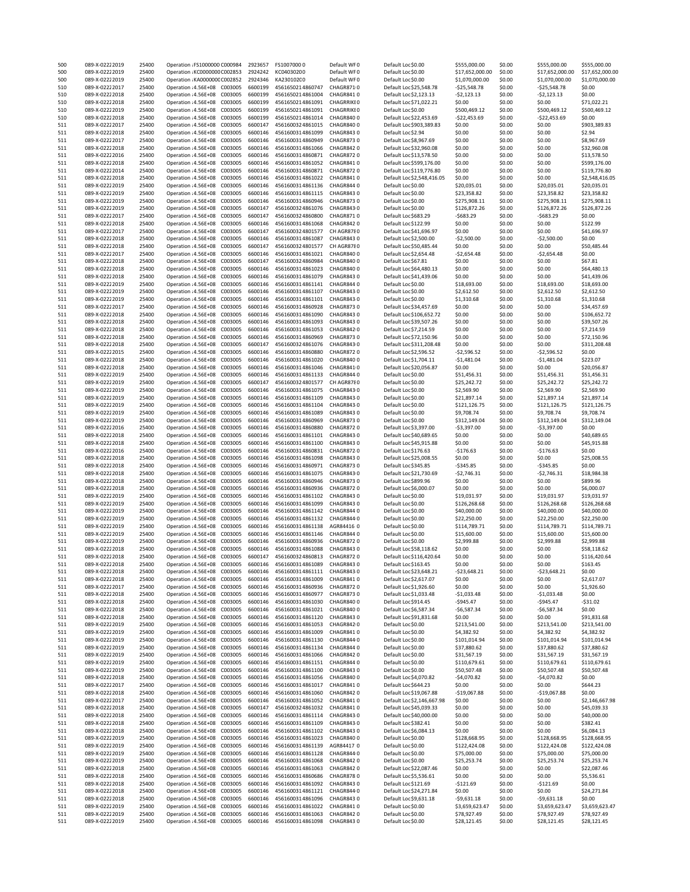| | | | | | | | | | | | | | | | |
|---|---|---|---|---|---|---|---|---|---|---|---|---|---|---|---|
| 500 | 089-X-02222019 | 25400 | Operation :FS1000000 | C000984 | 2923657 | FS1007000 0 | Default WF 0 | Default Loc | $0.00 | $555,000.00 | $0.00 | $555,000.00 | $555,000.00 |
| 500 | 089-X-02222019 | 25400 | Operation :KC0000000 | C002853 | 2924242 | KC04030200 | Default WF 0 | Default Loc | $0.00 | $17,652,000.00 | $0.00 | $17,652,000.00 | $17,652,000.00 |
| 500 | 089-X-02222019 | 25400 | Operation :KA0000000 | C002852 | 2924346 | KA230102C0 | Default WF 0 | Default Loc | $0.00 | $1,070,000.00 | $0.00 | $1,070,000.00 | $1,070,000.00 |
| 510 | 089-X-02222017 | 25400 | Operation :4.56E+08 | C003005 | 6600199 | 4561650214860747 | CHAGR871 0 | Default Loc | $25,548.78 | -$25,548.78 | $0.00 | -$25,548.78 | $0.00 |
| 510 | 089-X-02222018 | 25400 | Operation :4.56E+08 | C003005 | 6600199 | 4561650214861004 | CHAGR841 0 | Default Loc | $2,123.13 | -$2,123.13 | $0.00 | -$2,123.13 | $0.00 |
| 510 | 089-X-02222018 | 25400 | Operation :4.56E+08 | C003005 | 6600199 | 4561650214861091 | CHAGRRIKI 0 | Default Loc | $71,022.21 | $0.00 | $0.00 | $0.00 | $71,022.21 |
| 510 | 089-X-02222019 | 25400 | Operation :4.56E+08 | C003005 | 6600199 | 4561650214861091 | CHAGRRIKI 0 | Default Loc | $0.00 | $500,469.12 | $0.00 | $500,469.12 | $500,469.12 |
| 510 | 089-X-02222018 | 25400 | Operation :4.56E+08 | C003005 | 6600199 | 4561650214861014 | CHAGR840 0 | Default Loc | $22,453.69 | -$22,453.69 | $0.00 | -$22,453.69 | $0.00 |
| 511 | 089-X-02222017 | 25400 | Operation :4.56E+08 | C003005 | 6600147 | 4561600324861015 | CHAGR840 0 | Default Loc | $903,389.83 | $0.00 | $0.00 | $0.00 | $903,389.83 |
| 511 | 089-X-02222018 | 25400 | Operation :4.56E+08 | C003005 | 6600146 | 4561600314861099 | CHAGR843 0 | Default Loc | $2.94 | $0.00 | $0.00 | $0.00 | $2.94 |
| 511 | 089-X-02222017 | 25400 | Operation :4.56E+08 | C003005 | 6600146 | 4561600314860949 | CHAGR873 0 | Default Loc | $8,967.69 | $0.00 | $0.00 | $0.00 | $8,967.69 |
| 511 | 089-X-02222018 | 25400 | Operation :4.56E+08 | C003005 | 6600146 | 4561600314861066 | CHAGR842 0 | Default Loc | $32,960.08 | $0.00 | $0.00 | $0.00 | $32,960.08 |
| 511 | 089-X-02222016 | 25400 | Operation :4.56E+08 | C003005 | 6600146 | 4561600314860871 | CHAGR872 0 | Default Loc | $13,578.50 | $0.00 | $0.00 | $0.00 | $13,578.50 |
| 511 | 089-X-02222018 | 25400 | Operation :4.56E+08 | C003005 | 6600146 | 4561600314861052 | CHAGR841 0 | Default Loc | $599,176.00 | $0.00 | $0.00 | $0.00 | $599,176.00 |
| 511 | 089-X-02222014 | 25400 | Operation :4.56E+08 | C003005 | 6600146 | 4561600314860871 | CHAGR872 0 | Default Loc | $119,776.80 | $0.00 | $0.00 | $0.00 | $119,776.80 |
| 511 | 089-X-02222018 | 25400 | Operation :4.56E+08 | C003005 | 6600146 | 4561600314861022 | CHAGR841 0 | Default Loc | $2,548,416.05 | $0.00 | $0.00 | $0.00 | $2,548,416.05 |
| 511 | 089-X-02222019 | 25400 | Operation :4.56E+08 | C003005 | 6600146 | 4561600314861136 | CHAGR844 0 | Default Loc | $0.00 | $20,035.01 | $0.00 | $20,035.01 | $20,035.01 |
| 511 | 089-X-02222019 | 25400 | Operation :4.56E+08 | C003005 | 6600146 | 4561600314861115 | CHAGR843 0 | Default Loc | $0.00 | $23,358.82 | $0.00 | $23,358.82 | $23,358.82 |
| 511 | 089-X-02222019 | 25400 | Operation :4.56E+08 | C003005 | 6600146 | 4561600314860946 | CHAGR873 0 | Default Loc | $0.00 | $275,908.11 | $0.00 | $275,908.11 | $275,908.11 |
| 511 | 089-X-02222019 | 25400 | Operation :4.56E+08 | C003005 | 6600147 | 4561600324861076 | CHAGR843 0 | Default Loc | $0.00 | $126,872.26 | $0.00 | $126,872.26 | $126,872.26 |
| 511 | 089-X-02222017 | 25400 | Operation :4.56E+08 | C003005 | 6600147 | 4561600324860800 | CHAGR871 0 | Default Loc | $683.29 | -$683.29 | $0.00 | -$683.29 | $0.00 |
| 511 | 089-X-02222018 | 25400 | Operation :4.56E+08 | C003005 | 6600146 | 4561600314861068 | CHAGR842 0 | Default Loc | $122.99 | $0.00 | $0.00 | $0.00 | $122.99 |
| 511 | 089-X-02222017 | 25400 | Operation :4.56E+08 | C003005 | 6600147 | 4561600324801577 | CH AGR878 0 | Default Loc | $41,696.97 | $0.00 | $0.00 | $0.00 | $41,696.97 |
| 511 | 089-X-02222018 | 25400 | Operation :4.56E+08 | C003005 | 6600146 | 4561600314861087 | CHAGR843 0 | Default Loc | $2,500.00 | -$2,500.00 | $0.00 | -$2,500.00 | $0.00 |
| 511 | 089-X-02222018 | 25400 | Operation :4.56E+08 | C003005 | 6600147 | 4561600324801577 | CH AGR878 0 | Default Loc | $50,485.44 | $0.00 | $0.00 | $0.00 | $50,485.44 |
| 511 | 089-X-02222017 | 25400 | Operation :4.56E+08 | C003005 | 6600146 | 4561600314861021 | CHAGR840 0 | Default Loc | $2,654.48 | -$2,654.48 | $0.00 | -$2,654.48 | $0.00 |
| 511 | 089-X-02222018 | 25400 | Operation :4.56E+08 | C003005 | 6600147 | 4561600324860984 | CHAGR840 0 | Default Loc | $67.81 | $0.00 | $0.00 | $0.00 | $67.81 |
| 511 | 089-X-02222018 | 25400 | Operation :4.56E+08 | C003005 | 6600146 | 4561600314861023 | CHAGR840 0 | Default Loc | $64,480.13 | $0.00 | $0.00 | $0.00 | $64,480.13 |
| 511 | 089-X-02222018 | 25400 | Operation :4.56E+08 | C003005 | 6600146 | 4561600314861079 | CHAGR843 0 | Default Loc | $41,439.06 | $0.00 | $0.00 | $0.00 | $41,439.06 |
| 511 | 089-X-02222019 | 25400 | Operation :4.56E+08 | C003005 | 6600146 | 4561600314861141 | CHAGR844 0 | Default Loc | $0.00 | $18,693.00 | $0.00 | $18,693.00 | $18,693.00 |
| 511 | 089-X-02222019 | 25400 | Operation :4.56E+08 | C003005 | 6600146 | 4561600314861107 | CHAGR843 0 | Default Loc | $0.00 | $2,612.50 | $0.00 | $2,612.50 | $2,612.50 |
| 511 | 089-X-02222019 | 25400 | Operation :4.56E+08 | C003005 | 6600146 | 4561600314861101 | CHAGR843 0 | Default Loc | $0.00 | $1,310.68 | $0.00 | $1,310.68 | $1,310.68 |
| 511 | 089-X-02222017 | 25400 | Operation :4.56E+08 | C003005 | 6600146 | 4561600314860928 | CHAGR873 0 | Default Loc | $34,457.69 | $0.00 | $0.00 | $0.00 | $34,457.69 |
| 511 | 089-X-02222018 | 25400 | Operation :4.56E+08 | C003005 | 6600146 | 4561600314861090 | CHAGR843 0 | Default Loc | $106,652.72 | $0.00 | $0.00 | $0.00 | $106,652.72 |
| 511 | 089-X-02222018 | 25400 | Operation :4.56E+08 | C003005 | 6600146 | 4561600314861093 | CHAGR843 0 | Default Loc | $39,507.26 | $0.00 | $0.00 | $0.00 | $39,507.26 |
| 511 | 089-X-02222018 | 25400 | Operation :4.56E+08 | C003005 | 6600146 | 4561600314861053 | CHAGR842 0 | Default Loc | $7,214.59 | $0.00 | $0.00 | $0.00 | $7,214.59 |
| 511 | 089-X-02222018 | 25400 | Operation :4.56E+08 | C003005 | 6600146 | 4561600314860969 | CHAGR873 0 | Default Loc | $72,150.96 | $0.00 | $0.00 | $0.00 | $72,150.96 |
| 511 | 089-X-02222018 | 25400 | Operation :4.56E+08 | C003005 | 6600147 | 4561600324861076 | CHAGR843 0 | Default Loc | $311,208.48 | $0.00 | $0.00 | $0.00 | $311,208.48 |
| 511 | 089-X-02222015 | 25400 | Operation :4.56E+08 | C003005 | 6600146 | 4561600314860880 | CHAGR872 0 | Default Loc | $2,596.52 | -$2,596.52 | $0.00 | -$2,596.52 | $0.00 |
| 511 | 089-X-02222018 | 25400 | Operation :4.56E+08 | C003005 | 6600146 | 4561600314861020 | CHAGR840 0 | Default Loc | $1,704.11 | -$1,481.04 | $0.00 | -$1,481.04 | $223.07 |
| 511 | 089-X-02222018 | 25400 | Operation :4.56E+08 | C003005 | 6600146 | 4561600314861046 | CHAGR841 0 | Default Loc | $20,056.87 | $0.00 | $0.00 | $0.00 | $20,056.87 |
| 511 | 089-X-02222019 | 25400 | Operation :4.56E+08 | C003005 | 6600146 | 4561600314861133 | CHAGR844 0 | Default Loc | $0.00 | $51,456.31 | $0.00 | $51,456.31 | $51,456.31 |
| 511 | 089-X-02222019 | 25400 | Operation :4.56E+08 | C003005 | 6600147 | 4561600324801577 | CH AGR878 0 | Default Loc | $0.00 | $25,242.72 | $0.00 | $25,242.72 | $25,242.72 |
| 511 | 089-X-02222019 | 25400 | Operation :4.56E+08 | C003005 | 6600146 | 4561600314861075 | CHAGR843 0 | Default Loc | $0.00 | $2,569.90 | $0.00 | $2,569.90 | $2,569.90 |
| 511 | 089-X-02222019 | 25400 | Operation :4.56E+08 | C003005 | 6600146 | 4561600314861109 | CHAGR843 0 | Default Loc | $0.00 | $21,897.14 | $0.00 | $21,897.14 | $21,897.14 |
| 511 | 089-X-02222019 | 25400 | Operation :4.56E+08 | C003005 | 6600146 | 4561600314861104 | CHAGR843 0 | Default Loc | $0.00 | $121,126.75 | $0.00 | $121,126.75 | $121,126.75 |
| 511 | 089-X-02222019 | 25400 | Operation :4.56E+08 | C003005 | 6600146 | 4561600314861089 | CHAGR843 0 | Default Loc | $0.00 | $9,708.74 | $0.00 | $9,708.74 | $9,708.74 |
| 511 | 089-X-02222019 | 25400 | Operation :4.56E+08 | C003005 | 6600146 | 4561600314860969 | CHAGR873 0 | Default Loc | $0.00 | $312,149.04 | $0.00 | $312,149.04 | $312,149.04 |
| 511 | 089-X-02222016 | 25400 | Operation :4.56E+08 | C003005 | 6600146 | 4561600314860880 | CHAGR872 0 | Default Loc | $3,397.00 | -$3,397.00 | $0.00 | -$3,397.00 | $0.00 |
| 511 | 089-X-02222018 | 25400 | Operation :4.56E+08 | C003005 | 6600146 | 4561600314861101 | CHAGR843 0 | Default Loc | $40,689.65 | $0.00 | $0.00 | $0.00 | $40,689.65 |
| 511 | 089-X-02222018 | 25400 | Operation :4.56E+08 | C003005 | 6600146 | 4561600314861100 | CHAGR843 0 | Default Loc | $45,915.88 | $0.00 | $0.00 | $0.00 | $45,915.88 |
| 511 | 089-X-02222016 | 25400 | Operation :4.56E+08 | C003005 | 6600146 | 4561600314860831 | CHAGR872 0 | Default Loc | $176.63 | -$176.63 | $0.00 | -$176.63 | $0.00 |
| 511 | 089-X-02222018 | 25400 | Operation :4.56E+08 | C003005 | 6600146 | 4561600314861098 | CHAGR843 0 | Default Loc | $25,008.55 | $0.00 | $0.00 | $0.00 | $25,008.55 |
| 511 | 089-X-02222018 | 25400 | Operation :4.56E+08 | C003005 | 6600146 | 4561600314860971 | CHAGR873 0 | Default Loc | $345.85 | -$345.85 | $0.00 | -$345.85 | $0.00 |
| 511 | 089-X-02222018 | 25400 | Operation :4.56E+08 | C003005 | 6600146 | 4561600314861075 | CHAGR843 0 | Default Loc | $21,730.69 | -$2,746.31 | $0.00 | -$2,746.31 | $18,984.38 |
| 511 | 089-X-02222018 | 25400 | Operation :4.56E+08 | C003005 | 6600146 | 4561600314860946 | CHAGR873 0 | Default Loc | $899.96 | $0.00 | $0.00 | $0.00 | $899.96 |
| 511 | 089-X-02222018 | 25400 | Operation :4.56E+08 | C003005 | 6600146 | 4561600314860936 | CHAGR872 0 | Default Loc | $6,000.07 | $0.00 | $0.00 | $0.00 | $6,000.07 |
| 511 | 089-X-02222019 | 25400 | Operation :4.56E+08 | C003005 | 6600146 | 4561600314861102 | CHAGR843 0 | Default Loc | $0.00 | $19,031.97 | $0.00 | $19,031.97 | $19,031.97 |
| 511 | 089-X-02222019 | 25400 | Operation :4.56E+08 | C003005 | 6600146 | 4561600314861099 | CHAGR843 0 | Default Loc | $0.00 | $126,268.68 | $0.00 | $126,268.68 | $126,268.68 |
| 511 | 089-X-02222019 | 25400 | Operation :4.56E+08 | C003005 | 6600146 | 4561600314861142 | CHAGR844 0 | Default Loc | $0.00 | $40,000.00 | $0.00 | $40,000.00 | $40,000.00 |
| 511 | 089-X-02222019 | 25400 | Operation :4.56E+08 | C003005 | 6600146 | 4561600314861132 | CHAGR844 0 | Default Loc | $0.00 | $22,250.00 | $0.00 | $22,250.00 | $22,250.00 |
| 511 | 089-X-02222019 | 25400 | Operation :4.56E+08 | C003005 | 6600146 | 4561600314861138 | AGR84416 0 | Default Loc | $0.00 | $114,789.71 | $0.00 | $114,789.71 | $114,789.71 |
| 511 | 089-X-02222019 | 25400 | Operation :4.56E+08 | C003005 | 6600146 | 4561600314861146 | CHAGR844 0 | Default Loc | $0.00 | $15,600.00 | $0.00 | $15,600.00 | $15,600.00 |
| 511 | 089-X-02222019 | 25400 | Operation :4.56E+08 | C003005 | 6600146 | 4561600314860936 | CHAGR872 0 | Default Loc | $0.00 | $2,999.88 | $0.00 | $2,999.88 | $2,999.88 |
| 511 | 089-X-02222018 | 25400 | Operation :4.56E+08 | C003005 | 6600146 | 4561600314861088 | CHAGR843 0 | Default Loc | $58,118.62 | $0.00 | $0.00 | $0.00 | $58,118.62 |
| 511 | 089-X-02222018 | 25400 | Operation :4.56E+08 | C003005 | 6600147 | 4561600324860813 | CHAGR872 0 | Default Loc | $116,420.64 | $0.00 | $0.00 | $0.00 | $116,420.64 |
| 511 | 089-X-02222018 | 25400 | Operation :4.56E+08 | C003005 | 6600146 | 4561600314861089 | CHAGR843 0 | Default Loc | $163.45 | $0.00 | $0.00 | $0.00 | $163.45 |
| 511 | 089-X-02222018 | 25400 | Operation :4.56E+08 | C003005 | 6600146 | 4561600314861111 | CHAGR843 0 | Default Loc | $23,648.21 | -$23,648.21 | $0.00 | -$23,648.21 | $0.00 |
| 511 | 089-X-02222018 | 25400 | Operation :4.56E+08 | C003005 | 6600146 | 4561600314861009 | CHAGR841 0 | Default Loc | $2,617.07 | $0.00 | $0.00 | $0.00 | $2,617.07 |
| 511 | 089-X-02222017 | 25400 | Operation :4.56E+08 | C003005 | 6600146 | 4561600314860936 | CHAGR872 0 | Default Loc | $1,926.60 | $0.00 | $0.00 | $0.00 | $1,926.60 |
| 511 | 089-X-02222018 | 25400 | Operation :4.56E+08 | C003005 | 6600146 | 4561600314860977 | CHAGR873 0 | Default Loc | $1,033.48 | -$1,033.48 | $0.00 | -$1,033.48 | $0.00 |
| 511 | 089-X-02222018 | 25400 | Operation :4.56E+08 | C003005 | 6600146 | 4561600314861030 | CHAGR840 0 | Default Loc | $914.45 | -$945.47 | $0.00 | -$945.47 | -$31.02 |
| 511 | 089-X-02222018 | 25400 | Operation :4.56E+08 | C003005 | 6600146 | 4561600314861021 | CHAGR840 0 | Default Loc | $6,587.34 | -$6,587.34 | $0.00 | -$6,587.34 | $0.00 |
| 511 | 089-X-02222018 | 25400 | Operation :4.56E+08 | C003005 | 6600146 | 4561600314861120 | CHAGR843 0 | Default Loc | $91,831.68 | $0.00 | $0.00 | $0.00 | $91,831.68 |
| 511 | 089-X-02222019 | 25400 | Operation :4.56E+08 | C003005 | 6600146 | 4561600314861053 | CHAGR842 0 | Default Loc | $0.00 | $213,541.00 | $0.00 | $213,541.00 | $213,541.00 |
| 511 | 089-X-02222019 | 25400 | Operation :4.56E+08 | C003005 | 6600146 | 4561600314861030 | CHAGR840 0 | Default Loc | $0.00 | $4,382.92 | $0.00 | $4,382.92 | $4,382.92 |
| 511 | 089-X-02222019 | 25400 | Operation :4.56E+08 | C003005 | 6600146 | 4561600314861130 | CHAGR844 0 | Default Loc | $0.00 | $101,014.94 | $0.00 | $101,014.94 | $101,014.94 |
| 511 | 089-X-02222019 | 25400 | Operation :4.56E+08 | C003005 | 6600146 | 4561600314861134 | CHAGR844 0 | Default Loc | $0.00 | $37,880.62 | $0.00 | $37,880.62 | $37,880.62 |
| 511 | 089-X-02222019 | 25400 | Operation :4.56E+08 | C003005 | 6600146 | 4561600314861066 | CHAGR842 0 | Default Loc | $0.00 | $31,567.19 | $0.00 | $31,567.19 | $31,567.19 |
| 511 | 089-X-02222019 | 25400 | Operation :4.56E+08 | C003005 | 6600146 | 4561600314861151 | CHAGR844 0 | Default Loc | $0.00 | $110,679.61 | $0.00 | $110,679.61 | $110,679.61 |
| 511 | 089-X-02222019 | 25400 | Operation :4.56E+08 | C003005 | 6600146 | 4561600314861100 | CHAGR843 0 | Default Loc | $0.00 | $50,507.48 | $0.00 | $50,507.48 | $50,507.48 |
| 511 | 089-X-02222018 | 25400 | Operation :4.56E+08 | C003005 | 6600146 | 4561600314861056 | CHAGR840 0 | Default Loc | $4,070.82 | -$4,070.82 | $0.00 | -$4,070.82 | $0.00 |
| 511 | 089-X-02222017 | 25400 | Operation :4.56E+08 | C003005 | 6600146 | 4561600314861017 | CHAGR841 0 | Default Loc | $644.23 | $0.00 | $0.00 | $0.00 | $644.23 |
| 511 | 089-X-02222018 | 25400 | Operation :4.56E+08 | C003005 | 6600146 | 4561600314861060 | CHAGR842 0 | Default Loc | $19,067.88 | -$19,067.88 | $0.00 | -$19,067.88 | $0.00 |
| 511 | 089-X-02222017 | 25400 | Operation :4.56E+08 | C003005 | 6600146 | 4561600314861052 | CHAGR841 0 | Default Loc | $2,146,667.98 | $0.00 | $0.00 | $0.00 | $2,146,667.98 |
| 511 | 089-X-02222018 | 25400 | Operation :4.56E+08 | C003005 | 6600147 | 4561600324861032 | CHAGR841 0 | Default Loc | $45,039.33 | $0.00 | $0.00 | $0.00 | $45,039.33 |
| 511 | 089-X-02222018 | 25400 | Operation :4.56E+08 | C003005 | 6600146 | 4561600314861114 | CHAGR843 0 | Default Loc | $40,000.00 | $0.00 | $0.00 | $0.00 | $40,000.00 |
| 511 | 089-X-02222018 | 25400 | Operation :4.56E+08 | C003005 | 6600146 | 4561600314861109 | CHAGR843 0 | Default Loc | $382.41 | $0.00 | $0.00 | $0.00 | $382.41 |
| 511 | 089-X-02222018 | 25400 | Operation :4.56E+08 | C003005 | 6600146 | 4561600314861102 | CHAGR843 0 | Default Loc | $6,084.13 | $0.00 | $0.00 | $0.00 | $6,084.13 |
| 511 | 089-X-02222019 | 25400 | Operation :4.56E+08 | C003005 | 6600146 | 4561600314861023 | CHAGR840 0 | Default Loc | $0.00 | $128,668.95 | $0.00 | $128,668.95 | $128,668.95 |
| 511 | 089-X-02222019 | 25400 | Operation :4.56E+08 | C003005 | 6600146 | 4561600314861139 | AGR84417 0 | Default Loc | $0.00 | $122,424.08 | $0.00 | $122,424.08 | $122,424.08 |
| 511 | 089-X-02222019 | 25400 | Operation :4.56E+08 | C003005 | 6600146 | 4561600314861128 | CHAGR844 0 | Default Loc | $0.00 | $75,000.00 | $0.00 | $75,000.00 | $75,000.00 |
| 511 | 089-X-02222019 | 25400 | Operation :4.56E+08 | C003005 | 6600146 | 4561600314861068 | CHAGR842 0 | Default Loc | $0.00 | $25,253.74 | $0.00 | $25,253.74 | $25,253.74 |
| 511 | 089-X-02222018 | 25400 | Operation :4.56E+08 | C003005 | 6600146 | 4561600314861063 | CHAGR842 0 | Default Loc | $22,087.46 | $0.00 | $0.00 | $0.00 | $22,087.46 |
| 511 | 089-X-02222018 | 25400 | Operation :4.56E+08 | C003005 | 6600146 | 4561600314860686 | CHAGR878 0 | Default Loc | $5,536.61 | $0.00 | $0.00 | $0.00 | $5,536.61 |
| 511 | 089-X-02222018 | 25400 | Operation :4.56E+08 | C003005 | 6600146 | 4561600314861092 | CHAGR843 0 | Default Loc | $121.69 | -$121.69 | $0.00 | -$121.69 | $0.00 |
| 511 | 089-X-02222018 | 25400 | Operation :4.56E+08 | C003005 | 6600146 | 4561600314861121 | CHAGR844 0 | Default Loc | $24,271.84 | $0.00 | $0.00 | $0.00 | $24,271.84 |
| 511 | 089-X-02222018 | 25400 | Operation :4.56E+08 | C003005 | 6600146 | 4561600314861096 | CHAGR843 0 | Default Loc | $9,631.18 | -$9,631.18 | $0.00 | -$9,631.18 | $0.00 |
| 511 | 089-X-02222019 | 25400 | Operation :4.56E+08 | C003005 | 6600146 | 4561600314861022 | CHAGR841 0 | Default Loc | $0.00 | $3,659,623.47 | $0.00 | $3,659,623.47 | $3,659,623.47 |
| 511 | 089-X-02222019 | 25400 | Operation :4.56E+08 | C003005 | 6600146 | 4561600314861063 | CHAGR842 0 | Default Loc | $0.00 | $78,927.49 | $0.00 | $78,927.49 | $78,927.49 |
| 511 | 089-X-02222019 | 25400 | Operation :4.56E+08 | C003005 | 6600146 | 4561600314861098 | CHAGR843 0 | Default Loc | $0.00 | $28,121.45 | $0.00 | $28,121.45 | $28,121.45 |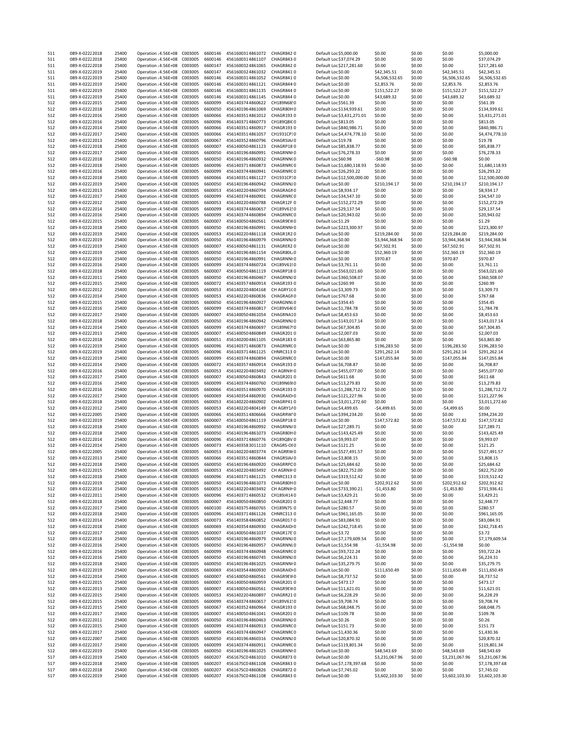| | | | | | | | | | | | | | | |
|---|---|---|---|---|---|---|---|---|---|---|---|---|---|---|
| 511 | 089-X-02222018 | 25400 | Operation :4.56E+08 | C003005 | 6600146 | 4561600314861072 | CHAGR842 0 | Default Loc $5,000.00 | $0.00 | $0.00 | $0.00 | $5,000.00 |
| 511 | 089-X-02222018 | 25400 | Operation :4.56E+08 | C003005 | 6600146 | 4561600314861107 | CHAGR843 0 | Default Loc $37,074.29 | $0.00 | $0.00 | $0.00 | $37,074.29 |
| 511 | 089-X-02222018 | 25400 | Operation :4.56E+08 | C003005 | 6600147 | 4561600324861065 | CHAGR842 0 | Default Loc $217,281.60 | $0.00 | $0.00 | $0.00 | $217,281.60 |
| 511 | 089-X-02222019 | 25400 | Operation :4.56E+08 | C003005 | 6600147 | 4561600324861032 | CHAGR841 0 | Default Loc $0.00 | $42,345.51 | $0.00 | $42,345.51 | $42,345.51 |
| 511 | 089-X-02222019 | 25400 | Operation :4.56E+08 | C003005 | 6600146 | 4561600314861052 | CHAGR841 0 | Default Loc $0.00 | $6,506,532.65 | $0.00 | $6,506,532.65 | $6,506,532.65 |
| 511 | 089-X-02222019 | 25400 | Operation :4.56E+08 | C003005 | 6600146 | 4561600314861121 | CHAGR844 0 | Default Loc $0.00 | $2,853.76 | $0.00 | $2,853.76 | $2,853.76 |
| 511 | 089-X-02222019 | 25400 | Operation :4.56E+08 | C003005 | 6600146 | 4561600314861135 | CHAGR844 0 | Default Loc $0.00 | $151,522.27 | $0.00 | $151,522.27 | $151,522.27 |
| 511 | 089-X-02222019 | 25400 | Operation :4.56E+08 | C003005 | 6600146 | 4561600314861145 | CHAGR844 0 | Default Loc $0.00 | $43,689.32 | $0.00 | $43,689.32 | $43,689.32 |
| 512 | 089-X-02222015 | 25400 | Operation :4.56E+08 | C003005 | 6600099 | 4561403744860622 | CH189N68 0 | Default Loc $561.39 | $0.00 | $0.00 | $0.00 | $561.39 |
| 512 | 089-X-02222018 | 25400 | Operation :4.56E+08 | C003005 | 6600050 | 4561401964861069 | CHAGR80H 0 | Default Loc $134,939.61 | $0.00 | $0.00 | $0.00 | $134,939.61 |
| 512 | 089-X-02222016 | 25400 | Operation :4.56E+08 | C003005 | 6600066 | 4561403514861012 | CHAGR193 0 | Default Loc $3,431,271.01 | $0.00 | $0.00 | $0.00 | $3,431,271.01 |
| 512 | 089-X-02222016 | 25400 | Operation :4.56E+08 | C003005 | 6600096 | 4561403714860773 | CH189QBC 0 | Default Loc $813.05 | $0.00 | $0.00 | $0.00 | $813.05 |
| 512 | 089-X-02222014 | 25400 | Operation :4.56E+08 | C003005 | 6600066 | 4561403514860917 | CHAGR193 0 | Default Loc $840,986.71 | $0.00 | $0.00 | $0.00 | $840,986.71 |
| 512 | 089-X-02222017 | 25400 | Operation :4.56E+08 | C003005 | 6600066 | 4561403514861057 | CH1931CP 0 | Default Loc $4,474,778.10 | $0.00 | $0.00 | $0.00 | $4,474,778.10 |
| 512 | 089-X-02222013 | 25400 | Operation :4.56E+08 | C003005 | 6600067 | 4561403524860796 | CHAGRSIA 0 | Default Loc $19.78 | $0.00 | $0.00 | $0.00 | $19.78 |
| 512 | 089-X-02222018 | 25400 | Operation :4.56E+08 | C003005 | 6600007 | 4561400504861123 | CHAGRP18 0 | Default Loc $85,838.77 | $0.00 | $0.00 | $0.00 | $85,838.77 |
| 512 | 089-X-02222017 | 25400 | Operation :4.56E+08 | C003005 | 6600050 | 4561401964860991 | CHAGRNNI 0 | Default Loc $76,278.33 | $0.00 | $0.00 | $0.00 | $76,278.33 |
| 512 | 089-X-02222018 | 25400 | Operation :4.56E+08 | C003005 | 6600050 | 4561401964860932 | CHAGRNN 0 | Default Loc $60.98 | -$60.98 | $0.00 | -$60.98 | $0.00 |
| 512 | 089-X-02222018 | 25400 | Operation :4.56E+08 | C003005 | 6600096 | 4561403714860873 | CHAGRNRC 0 | Default Loc $1,680,118.93 | $0.00 | $0.00 | $0.00 | $1,680,118.93 |
| 512 | 089-X-02222016 | 25400 | Operation :4.56E+08 | C003005 | 6600099 | 4561403744860941 | CHAGRNRC 0 | Default Loc $26,293.22 | $0.00 | $0.00 | $0.00 | $26,293.22 |
| 512 | 089-X-02222016 | 25400 | Operation :4.56E+08 | C003005 | 6600066 | 4561403514861127 | CH1931CP 0 | Default Loc $12,500,000.00 | $0.00 | $0.00 | $0.00 | $12,500,000.00 |
| 512 | 089-X-02222019 | 25400 | Operation :4.56E+08 | C003005 | 6600050 | 4561401964860942 | CHAGRNNJ 0 | Default Loc $0.00 | $210,194.17 | $0.00 | $210,194.17 | $210,194.17 |
| 512 | 089-X-02222013 | 25400 | Operation :4.56E+08 | C003005 | 6600053 | 4561402204860794 | CHAGRAGI 0 | Default Loc $8,934.17 | $0.00 | $0.00 | $0.00 | $8,934.17 |
| 512 | 089-X-02222017 | 25400 | Operation :4.56E+08 | C003005 | 6600099 | 4561403744860901 | CHAGRNRC 0 | Default Loc $34,547.10 | $0.00 | $0.00 | $0.00 | $34,547.10 |
| 512 | 089-X-02222012 | 25400 | Operation :4.56E+08 | C003005 | 6600053 | 4561402204860788 | CHAGR12F 0 | Default Loc $152,272.29 | $0.00 | $0.00 | $0.00 | $152,272.29 |
| 512 | 089-X-02222014 | 25400 | Operation :4.56E+08 | C003005 | 6600099 | 4561403744860657 | CH189V61 0 | Default Loc $29,137.54 | $0.00 | $0.00 | $0.00 | $29,137.54 |
| 512 | 089-X-02222016 | 25400 | Operation :4.56E+08 | C003005 | 6600099 | 4561403744860894 | CHAGRNRC 0 | Default Loc $20,943.02 | $0.00 | $0.00 | $0.00 | $20,943.02 |
| 512 | 089-X-02222015 | 25400 | Operation :4.56E+08 | C003005 | 6600007 | 4561400504860561 | CHAGR9EV 0 | Default Loc $1.29 | $0.00 | $0.00 | $0.00 | $1.29 |
| 512 | 089-X-02222018 | 25400 | Operation :4.56E+08 | C003005 | 6600050 | 4561401964860991 | CHAGRNNI 0 | Default Loc $223,300.97 | $0.00 | $0.00 | $0.00 | $223,300.97 |
| 512 | 089-X-02222019 | 25400 | Operation :4.56E+08 | C003005 | 6600053 | 4561402204861118 | CHAGR1R2 0 | Default Loc $0.00 | $219,284.00 | $0.00 | $219,284.00 | $219,284.00 |
| 512 | 089-X-02222019 | 25400 | Operation :4.56E+08 | C003005 | 6600050 | 4561401964860979 | CHAGRNNJ 0 | Default Loc $0.00 | $3,944,368.94 | $0.00 | $3,944,368.94 | $3,944,368.94 |
| 512 | 089-X-02222019 | 25400 | Operation :4.56E+08 | C003005 | 6600007 | 4561400504861131 | CHAGRER2 0 | Default Loc $0.00 | $67,502.91 | $0.00 | $67,502.91 | $67,502.91 |
| 512 | 089-X-02222019 | 25400 | Operation :4.56E+08 | C003005 | 6600050 | 4561401964861154 | CHAGR80L 0 | Default Loc $0.00 | $52,360.19 | $0.00 | $52,360.19 | $52,360.19 |
| 512 | 089-X-02222019 | 25400 | Operation :4.56E+08 | C003005 | 6600050 | 4561401964860991 | CHAGRNNI 0 | Default Loc $0.00 | $970.87 | $0.00 | $970.87 | $970.87 |
| 512 | 089-X-02222016 | 25400 | Operation :4.56E+08 | C003005 | 6600099 | 4561403744860724 | CH189V61 0 | Default Loc $3,761.11 | $0.00 | $0.00 | $0.00 | $3,761.11 |
| 512 | 089-X-02222018 | 25400 | Operation :4.56E+08 | C003005 | 6600007 | 4561400504861119 | CHAGRP18 0 | Default Loc $563,021.60 | $0.00 | $0.00 | $0.00 | $563,021.60 |
| 512 | 089-X-02222011 | 25400 | Operation :4.56E+08 | C003005 | 6600050 | 4561401964860467 | CHAGRNNJ 0 | Default Loc $360,508.07 | $0.00 | $0.00 | $0.00 | $360,508.07 |
| 512 | 089-X-02222015 | 25400 | Operation :4.56E+08 | C003005 | 6600072 | 4561403574860914 | CHAGR193 0 | Default Loc $260.99 | $0.00 | $0.00 | $0.00 | $260.99 |
| 512 | 089-X-02222012 | 25400 | Operation :4.56E+08 | C003005 | 6600053 | 4561402204804168 | CH AGRY1C 0 | Default Loc $3,309.73 | $0.00 | $0.00 | $0.00 | $3,309.73 |
| 512 | 089-X-02222014 | 25400 | Operation :4.56E+08 | C003005 | 6600053 | 4561402204860836 | CHAGRAGI 0 | Default Loc $767.68 | $0.00 | $0.00 | $0.00 | $767.68 |
| 512 | 089-X-02222015 | 25400 | Operation :4.56E+08 | C003005 | 6600050 | 4561401964860927 | CHARGNNI 0 | Default Loc $354.45 | $0.00 | $0.00 | $0.00 | $354.45 |
| 512 | 089-X-02222016 | 25400 | Operation :4.56E+08 | C003005 | 6600099 | 4561403744860817 | CH189V64 0 | Default Loc $1,784.78 | $0.00 | $0.00 | $0.00 | $1,784.78 |
| 512 | 089-X-02222017 | 25400 | Operation :4.56E+08 | C003005 | 6600007 | 4561400504861054 | CHAGRNA1 0 | Default Loc $8,453.63 | $0.00 | $0.00 | $0.00 | $8,453.63 |
| 512 | 089-X-02222018 | 25400 | Operation :4.56E+08 | C003005 | 6600050 | 4561401964860942 | CHAGRNNJ 0 | Default Loc $143,017.14 | $0.00 | $0.00 | $0.00 | $143,017.14 |
| 512 | 089-X-02222014 | 25400 | Operation :4.56E+08 | C003005 | 6600099 | 4561403744860697 | CH189N67 0 | Default Loc $67,304.85 | $0.00 | $0.00 | $0.00 | $67,304.85 |
| 512 | 089-X-02222013 | 25400 | Operation :4.56E+08 | C003005 | 6600007 | 4561400504860849 | CHAGR201 0 | Default Loc $2,007.03 | $0.00 | $0.00 | $0.00 | $2,007.03 |
| 512 | 089-X-02222018 | 25400 | Operation :4.56E+08 | C003005 | 6600051 | 4561402004861105 | CHAGR183 0 | Default Loc $63,865.80 | $0.00 | $0.00 | $0.00 | $63,865.80 |
| 512 | 089-X-02222019 | 25400 | Operation :4.56E+08 | C003005 | 6600096 | 4561403714860873 | CHAGRNRC 0 | Default Loc $0.00 | $196,283.50 | $0.00 | $196,283.50 | $196,283.50 |
| 512 | 089-X-02222019 | 25400 | Operation :4.56E+08 | C003005 | 6600096 | 4561403714861125 | CHNRC313 0 | Default Loc $0.00 | $291,262.14 | $0.00 | $291,262.14 | $291,262.14 |
| 512 | 089-X-02222019 | 25400 | Operation :4.56E+08 | C003005 | 6600099 | 4561403744860894 | CHAGRNRC 0 | Default Loc $0.00 | $147,055.84 | $0.00 | $147,055.84 | $147,055.84 |
| 512 | 089-X-02222014 | 25400 | Operation :4.56E+08 | C003005 | 6600072 | 4561403574860914 | CHAGR193 0 | Default Loc $6,708.87 | $0.00 | $0.00 | $0.00 | $6,708.87 |
| 512 | 089-X-02222016 | 25400 | Operation :4.56E+08 | C003005 | 6600053 | 4561402204803492 | CH AGRNIH 0 | Default Loc $455,077.00 | $0.00 | $0.00 | $0.00 | $455,077.00 |
| 512 | 089-X-02222017 | 25400 | Operation :4.56E+08 | C003005 | 6600007 | 4561400504860843 | CHAGR201 0 | Default Loc $611.68 | $0.00 | $0.00 | $0.00 | $611.68 |
| 512 | 089-X-02222016 | 25400 | Operation :4.56E+08 | C003005 | 6600099 | 4561403744860760 | CH189N69 0 | Default Loc $13,279.83 | $0.00 | $0.00 | $0.00 | $13,279.83 |
| 512 | 089-X-02222016 | 25400 | Operation :4.56E+08 | C003005 | 6600066 | 4561403514860970 | CHAGR193 0 | Default Loc $1,288,712.72 | $0.00 | $0.00 | $0.00 | $1,288,712.72 |
| 512 | 089-X-02222017 | 25400 | Operation :4.56E+08 | C003005 | 6600069 | 4561403544860930 | CHAGRAID 0 | Default Loc $121,227.96 | $0.00 | $0.00 | $0.00 | $121,227.96 |
| 512 | 089-X-02222018 | 25400 | Operation :4.56E+08 | C003005 | 6600053 | 4561402204860902 | CHAGRP41 0 | Default Loc $3,011,272.60 | $0.00 | $0.00 | $0.00 | $3,011,272.60 |
| 512 | 089-X-02222012 | 25400 | Operation :4.56E+08 | C003005 | 6600053 | 4561402204804149 | CH AGRY1A 0 | Default Loc $4,499.65 | -$4,499.65 | $0.00 | -$4,499.65 | $0.00 |
| 512 | 089-X-02222005 | 25400 | Operation :4.56E+08 | C003005 | 6600066 | 4561403514806666 | CHAGRRW 0 | Default Loc $394,234.20 | $0.00 | $0.00 | $0.00 | $394,234.20 |
| 512 | 089-X-02222019 | 25400 | Operation :4.56E+08 | C003005 | 6600007 | 4561400504861119 | CHAGRP18 0 | Default Loc $0.00 | $147,572.82 | $0.00 | $147,572.82 | $147,572.82 |
| 512 | 089-X-02222018 | 25400 | Operation :4.56E+08 | C003005 | 6600050 | 4561401964860992 | CHAGRNN 0 | Default Loc $27,289.71 | $0.00 | $0.00 | $0.00 | $27,289.71 |
| 512 | 089-X-02222018 | 25400 | Operation :4.56E+08 | C003005 | 6600050 | 4561401964861073 | CHAGR80H 0 | Default Loc $143,425.49 | $0.00 | $0.00 | $0.00 | $143,425.49 |
| 512 | 089-X-02222014 | 25400 | Operation :4.56E+08 | C003005 | 6600096 | 4561403714860776 | CH189QBV 0 | Default Loc $9,993.07 | $0.00 | $0.00 | $0.00 | $9,993.07 |
| 512 | 089-X-02222014 | 25400 | Operation :4.56E+08 | C003005 | 6600073 | 4561403583011110 | CRAGRS-OI 0 | Default Loc $121.25 | $0.00 | $0.00 | $0.00 | $121.25 |
| 512 | 089-X-02222005 | 25400 | Operation :4.56E+08 | C003005 | 6600053 | 4561402204803774 | CH AGRRW 0 | Default Loc $527,491.57 | $0.00 | $0.00 | $0.00 | $527,491.57 |
| 512 | 089-X-02222013 | 25400 | Operation :4.56E+08 | C003005 | 6600066 | 4561403514860844 | CHAGRSIA 0 | Default Loc $3,808.15 | $0.00 | $0.00 | $0.00 | $3,808.15 |
| 512 | 089-X-02222018 | 25400 | Operation :4.56E+08 | C003005 | 6600050 | 4561401964860920 | CHAGRRPC 0 | Default Loc $25,684.62 | $0.00 | $0.00 | $0.00 | $25,684.62 |
| 512 | 089-X-02222015 | 25400 | Operation :4.56E+08 | C003005 | 6600053 | 4561402204803492 | CH AGRNIH 0 | Default Loc $822,752.00 | $0.00 | $0.00 | $0.00 | $822,752.00 |
| 512 | 089-X-02222018 | 25400 | Operation :4.56E+08 | C003005 | 6600096 | 4561403714861125 | CHNRC313 0 | Default Loc $319,512.42 | $0.00 | $0.00 | $0.00 | $319,512.42 |
| 512 | 089-X-02222019 | 25400 | Operation :4.56E+08 | C003005 | 6600050 | 4561401964861073 | CHAGR80H 0 | Default Loc $0.00 | $202,912.62 | $0.00 | $202,912.62 | $202,912.62 |
| 512 | 089-X-02222014 | 25400 | Operation :4.56E+08 | C003005 | 6600053 | 4561402204803492 | CH AGRNIH 0 | Default Loc $733,390.21 | -$1,453.80 | $0.00 | -$1,453.80 | $731,936.41 |
| 512 | 089-X-02222011 | 25400 | Operation :4.56E+08 | C003005 | 6600096 | 4561403714860532 | CH189J414 0 | Default Loc $3,429.21 | $0.00 | $0.00 | $0.00 | $3,429.21 |
| 512 | 089-X-02222018 | 25400 | Operation :4.56E+08 | C003005 | 6600007 | 4561400504860850 | CHAGR201 0 | Default Loc $2,448.77 | $0.00 | $0.00 | $0.00 | $2,448.77 |
| 512 | 089-X-02222017 | 25400 | Operation :4.56E+08 | C003005 | 6600100 | 4561403754860765 | CH189N75 0 | Default Loc $280.57 | $0.00 | $0.00 | $0.00 | $280.57 |
| 512 | 089-X-02222018 | 25400 | Operation :4.56E+08 | C003005 | 6600096 | 4561403714861126 | CHNRC313 0 | Default Loc $961,165.05 | $0.00 | $0.00 | $0.00 | $961,165.05 |
| 512 | 089-X-02222014 | 25400 | Operation :4.56E+08 | C003005 | 6600073 | 4561403584860852 | CHAGR017 0 | Default Loc $83,084.91 | $0.00 | $0.00 | $0.00 | $83,084.91 |
| 512 | 089-X-02222018 | 25400 | Operation :4.56E+08 | C003005 | 6600069 | 4561403544860930 | CHAGRAID 0 | Default Loc $242,718.45 | $0.00 | $0.00 | $0.00 | $242,718.45 |
| 512 | 089-X-02222017 | 25400 | Operation :4.56E+08 | C003005 | 6600007 | 4561400504861037 | CHAGR17E 0 | Default Loc $3.72 | $0.00 | $0.00 | $0.00 | $3.72 |
| 512 | 089-X-02222018 | 25400 | Operation :4.56E+08 | C003005 | 6600050 | 4561401964860979 | CHAGRNNJ 0 | Default Loc $7,179,609.54 | $0.00 | $0.00 | $0.00 | $7,179,609.54 |
| 512 | 089-X-02222016 | 25400 | Operation :4.56E+08 | C003005 | 6600050 | 4561401964860957 | CHAGRNNL 0 | Default Loc $1,554.98 | -$1,554.98 | $0.00 | -$1,554.98 | $0.00 |
| 512 | 089-X-02222016 | 25400 | Operation :4.56E+08 | C003005 | 6600099 | 4561403744860948 | CHAGRNRC 0 | Default Loc $93,722.24 | $0.00 | $0.00 | $0.00 | $93,722.24 |
| 512 | 089-X-02222016 | 25400 | Operation :4.56E+08 | C003005 | 6600050 | 4561401964860745 | CHAGRNNJ 0 | Default Loc $6,224.31 | $0.00 | $0.00 | $0.00 | $6,224.31 |
| 512 | 089-X-02222018 | 25400 | Operation :4.56E+08 | C003005 | 6600050 | 4561401964861025 | CHAGRNNI 0 | Default Loc $35,279.75 | $0.00 | $0.00 | $0.00 | $35,279.75 |
| 512 | 089-X-02222019 | 25400 | Operation :4.56E+08 | C003005 | 6600069 | 4561403544860930 | CHAGRAID 0 | Default Loc $0.00 | $111,650.49 | $0.00 | $111,650.49 | $111,650.49 |
| 512 | 089-X-02222014 | 25400 | Operation :4.56E+08 | C003005 | 6600007 | 4561400504860561 | CHAGR9EV 0 | Default Loc $8,737.52 | $0.00 | $0.00 | $0.00 | $8,737.52 |
| 512 | 089-X-02222015 | 25400 | Operation :4.56E+08 | C003005 | 6600007 | 4561400504860959 | CHAGR201 0 | Default Loc $473.17 | $0.00 | $0.00 | $0.00 | $473.17 |
| 512 | 089-X-02222013 | 25400 | Operation :4.56E+08 | C003005 | 6600007 | 4561400504860561 | CHAGR9EV 0 | Default Loc $11,621.01 | $0.00 | $0.00 | $0.00 | $11,621.01 |
| 512 | 089-X-02222015 | 25400 | Operation :4.56E+08 | C003005 | 6600053 | 4561402204860897 | CHAGRR21 0 | Default Loc $6,228.29 | $0.00 | $0.00 | $0.00 | $6,228.29 |
| 512 | 089-X-02222015 | 25400 | Operation :4.56E+08 | C003005 | 6600099 | 4561403744860657 | CH189V61 0 | Default Loc $9,708.74 | $0.00 | $0.00 | $0.00 | $9,708.74 |
| 512 | 089-X-02222015 | 25400 | Operation :4.56E+08 | C003005 | 6600067 | 4561403524860964 | CHAGR193 0 | Default Loc $68,048.75 | $0.00 | $0.00 | $0.00 | $68,048.75 |
| 512 | 089-X-02222017 | 25400 | Operation :4.56E+08 | C003005 | 6600007 | 4561400504861041 | CHAGR201 0 | Default Loc $109.78 | $0.00 | $0.00 | $0.00 | $109.78 |
| 512 | 089-X-02222011 | 25400 | Operation :4.56E+08 | C003005 | 6600050 | 4561401964860463 | CHAGRNNJ 0 | Default Loc $0.26 | $0.00 | $0.00 | $0.00 | $0.26 |
| 512 | 089-X-02222015 | 25400 | Operation :4.56E+08 | C003005 | 6600099 | 4561403744860913 | CHAGRNRC 0 | Default Loc $151.73 | $0.00 | $0.00 | $0.00 | $151.73 |
| 512 | 089-X-02222017 | 25400 | Operation :4.56E+08 | C003005 | 6600099 | 4561403744860947 | CHAGRNRC 0 | Default Loc $1,430.36 | $0.00 | $0.00 | $0.00 | $1,430.36 |
| 512 | 089-X-02222007 | 25400 | Operation :4.56E+08 | C003005 | 6600050 | 4561401964860316 | CHAGRNNJ 0 | Default Loc $20,870.32 | $0.00 | $0.00 | $0.00 | $20,870.32 |
| 512 | 089-X-02222017 | 25400 | Operation :4.56E+08 | C003005 | 6600099 | 4561403744860911 | CHAGRNRC 0 | Default Loc $119,801.34 | $0.00 | $0.00 | $0.00 | $119,801.34 |
| 512 | 089-X-02222019 | 25400 | Operation :4.56E+08 | C003005 | 6600050 | 4561401964861025 | CHAGRNNI 0 | Default Loc $0.00 | $48,543.69 | $0.00 | $48,543.69 | $48,543.69 |
| 517 | 089-X-02222019 | 25400 | Operation :4.56E+08 | C003005 | 6600207 | 456167SC04861010 | CHAGR873 0 | Default Loc $0.00 | $3,231,067.96 | $0.00 | $3,231,067.96 | $3,231,067.96 |
| 517 | 089-X-02222018 | 25400 | Operation :4.56E+08 | C003005 | 6600207 | 456167SC04861108 | CHAGR843 0 | Default Loc $7,178,397.68 | $0.00 | $0.00 | $0.00 | $7,178,397.68 |
| 517 | 089-X-02222018 | 25400 | Operation :4.56E+08 | C003005 | 6600207 | 456167SC04860826 | CHAGR872 0 | Default Loc $7,745.02 | $0.00 | $0.00 | $0.00 | $7,745.02 |
| 517 | 089-X-02222019 | 25400 | Operation :4.56E+08 | C003005 | 6600207 | 456167SC04861108 | CHAGR843 0 | Default Loc $0.00 | $3,602,103.30 | $0.00 | $3,602,103.30 | $3,602,103.30 |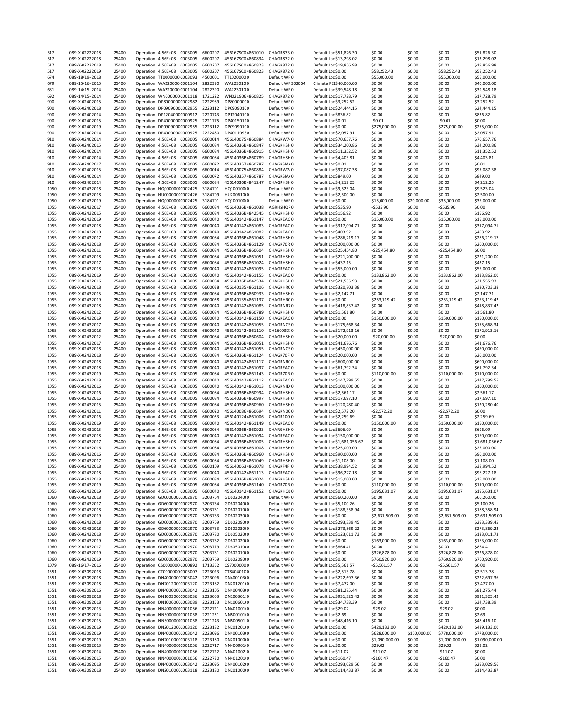| | | | | | | | | | | | | | |
|---|---|---|---|---|---|---|---|---|---|---|---|---|---|
| 517 | 089-X-02222018 | 25400 | Operation :4.56E+08 | C003005 | 6600207 | 456167SC04861010 | CHAGR873 0 | Default Loc $51,826.30 | $0.00 | $0.00 | $0.00 | $51,826.30 |
| 517 | 089-X-02222018 | 25400 | Operation :4.56E+08 | C003005 | 6600207 | 456167SC04860834 | CHAGR872 0 | Default Loc $13,298.02 | $0.00 | $0.00 | $0.00 | $13,298.02 |
| 517 | 089-X-02222018 | 25400 | Operation :4.56E+08 | C003005 | 6600207 | 456167SC04860823 | CHAGR872 0 | Default Loc $19,856.98 | $0.00 | $0.00 | $0.00 | $19,856.98 |
| 517 | 089-X-02222019 | 25400 | Operation :4.56E+08 | C003005 | 6600207 | 456167SC04860823 | CHAGR872 0 | Default Loc $0.00 | $58,252.43 | $0.00 | $58,252.43 | $58,252.43 |
| 674 | 089-18/19-2018 | 25400 | Operation :TT0000000 | C003093 | 4500001 | TT10200000 | Default WF 0 | Default Loc $0.00 | $55,000.00 | $0.00 | $55,000.00 | $55,000.00 |
| 679 | 089-15/16-2015 | 25400 | Operation :WA220000 | C001104 | 2822390 | WA2230100 | Default WF 302064 | Climate REI $40,000.00 | $0.00 | $0.00 | $0.00 | $40,000.00 |
| 681 | 089-14/15-2014 | 25400 | Operation :WA220000 | C001104 | 2822390 | WA2230100 | Default WF 0 | Default Loc $39,548.18 | $0.00 | $0.00 | $0.00 | $39,548.18 |
| 692 | 089-14/15-2014 | 25400 | Operation :WN000000 | C001118 | 1721222 | WN0219064860825 | CHAGR872 0 | Default Loc $17,728.79 | $0.00 | $0.00 | $0.00 | $17,728.79 |
| 900 | 089-X-024C2015 | 25400 | Operation :DP800000 | C002982 | 2222989 | DP800000C0 | Default WF 0 | Default Loc $3,252.52 | $0.00 | $0.00 | $0.00 | $3,252.52 |
| 900 | 089-X-024C2018 | 25400 | Operation :DP090900 | C002955 | 2223112 | DP090901C0 | Default WF 0 | Default Loc $24,444.15 | $0.00 | $0.00 | $0.00 | $24,444.15 |
| 900 | 089-X-024C2014 | 25400 | Operation :DP120400 | C000912 | 2220743 | DP120401C0 | Default WF 0 | Default Loc $836.82 | $0.00 | $0.00 | $0.00 | $836.82 |
| 900 | 089-X-024C2015 | 25400 | Operation :DP400000 | C000925 | 2221775 | DP40150110 | Default WF 0 | Default Loc $0.01 | -$0.01 | $0.00 | -$0.01 | $0.00 |
| 900 | 089-X-024C2019 | 25400 | Operation :DP090900 | C002955 | 2223112 | DP090901C0 | Default WF 0 | Default Loc $0.00 | $275,000.00 | $0.00 | $275,000.00 | $275,000.00 |
| 900 | 089-X-024C2014 | 25400 | Operation :DP400000 | C000925 | 2222480 | DP40110930 | Default WF 0 | Default Loc $2,057.91 | $0.00 | $0.00 | $0.00 | $2,057.91 |
| 910 | 089-X-024C2014 | 25400 | Operation :4.56E+08 | C003005 | 6600014 | 4561400754860884 | CHAGRW7 0 | Default Loc $70,657.76 | $0.00 | $0.00 | $0.00 | $70,657.76 |
| 910 | 089-X-024C2015 | 25400 | Operation :4.56E+08 | C003005 | 6600084 | 456140036B4860847 | CHAGRHSH 0 | Default Loc $34,200.86 | $0.00 | $0.00 | $0.00 | $34,200.86 |
| 910 | 089-X-024C2014 | 25400 | Operation :4.56E+08 | C003005 | 6600084 | 456140036B4860915 | CHAGRHSH 0 | Default Loc $11,352.52 | $0.00 | $0.00 | $0.00 | $11,352.52 |
| 910 | 089-X-024C2014 | 25400 | Operation :4.56E+08 | C003005 | 6600084 | 456140036B4860789 | CHAGRHSH 0 | Default Loc $4,403.81 | $0.00 | $0.00 | $0.00 | $4,403.81 |
| 910 | 089-X-024C2017 | 25400 | Operation :4.56E+08 | C003005 | 6600072 | 4561403574860787 | CHAGRSIA 0 | Default Loc $0.01 | $0.00 | $0.00 | $0.00 | $0.01 |
| 910 | 089-X-024C2015 | 25400 | Operation :4.56E+08 | C003005 | 6600014 | 4561400754860884 | CHAGRW7 0 | Default Loc $97,087.38 | $0.00 | $0.00 | $0.00 | $97,087.38 |
| 910 | 089-X-024C2014 | 25400 | Operation :4.56E+08 | C003005 | 6600072 | 4561403574860787 | CHAGRSIA 0 | Default Loc $849.00 | $0.00 | $0.00 | $0.00 | $849.00 |
| 910 | 089-X-024C2014 | 25400 | Operation :4.56E+08 | C003005 | 6600084 | 456140036B4841247 | CHAGRHSH 0 | Default Loc $4,212.25 | $0.00 | $0.00 | $0.00 | $4,212.25 |
| 1050 | 089-X-02432018 | 25400 | Operation :HQ000000 | C002425 | 3184701 | HQ10010000 | Default WF 0 | Default Loc $9,523.04 | $0.00 | $0.00 | $0.00 | $9,523.04 |
| 1050 | 089-X-02432018 | 25400 | Operation :HU000000 | C002426 | 3184709 | HU20061000 | Default WF 0 | Default Loc $2,500.00 | $0.00 | $0.00 | $0.00 | $2,500.00 |
| 1050 | 089-X-02432019 | 25400 | Operation :HQ000000 | C002425 | 3184701 | HQ10010000 | Default WF 0 | Default Loc $0.00 | $15,000.00 | $20,000.00 | $35,000.00 | $35,000.00 |
| 1055 | 089-X-02432017 | 25400 | Operation :4.56E+08 | C003005 | 6600084 | 456140036B4861038 | AGRHSHQF 0 | Default Loc $535.90 | -$535.90 | $0.00 | -$535.90 | $0.00 |
| 1055 | 089-X-02432015 | 25400 | Operation :4.56E+08 | C003005 | 6600084 | 456140036B4842545 | CHAGRHSH 0 | Default Loc $156.92 | $0.00 | $0.00 | $0.00 | $156.92 |
| 1055 | 089-X-02432019 | 25400 | Operation :4.56E+08 | C003005 | 6600040 | 4561401424861147 | CHAGREAC 0 | Default Loc $0.00 | $15,000.00 | $0.00 | $15,000.00 | $15,000.00 |
| 1055 | 089-X-02432018 | 25400 | Operation :4.56E+08 | C003005 | 6600040 | 4561401424861083 | CHAGREAC 0 | Default Loc $317,094.71 | $0.00 | $0.00 | $0.00 | $317,094.71 |
| 1055 | 089-X-02432018 | 25400 | Operation :4.56E+08 | C003005 | 6600040 | 4561401424861082 | CHAGREAC 0 | Default Loc $403.92 | $0.00 | $0.00 | $0.00 | $403.92 |
| 1055 | 089-X-02432017 | 25400 | Operation :4.56E+08 | C003005 | 6600084 | 456140036B4861048 | CHAGRHSH 0 | Default Loc $286,219.17 | $0.00 | $0.00 | $0.00 | $286,219.17 |
| 1055 | 089-X-02432018 | 25400 | Operation :4.56E+08 | C003005 | 6600084 | 456140036B4861129 | CHAGR70R 0 | Default Loc $200,000.00 | $0.00 | $0.00 | $0.00 | $200,000.00 |
| 1055 | 089-X-02432011 | 25400 | Operation :4.56E+08 | C003005 | 6600084 | 456140036B4860604 | CHAGRHSH 0 | Default Loc $25,454.80 | -$25,454.80 | $0.00 | -$25,454.80 | $0.00 |
| 1055 | 089-X-02432018 | 25400 | Operation :4.56E+08 | C003005 | 6600084 | 456140036B4861051 | CHAGRHSH 0 | Default Loc $221,200.00 | $0.00 | $0.00 | $0.00 | $221,200.00 |
| 1055 | 089-X-02432017 | 25400 | Operation :4.56E+08 | C003005 | 6600084 | 456140036B4861024 | CHAGRHSH 0 | Default Loc $437.15 | $0.00 | $0.00 | $0.00 | $437.15 |
| 1055 | 089-X-02432018 | 25400 | Operation :4.56E+08 | C003005 | 6600040 | 4561401424861095 | CHAGREAC 0 | Default Loc $55,000.00 | $0.00 | $0.00 | $0.00 | $55,000.00 |
| 1055 | 089-X-02432019 | 25400 | Operation :4.56E+08 | C003005 | 6600040 | 4561401424861155 | CHAGREAC 0 | Default Loc $0.00 | $133,862.00 | $0.00 | $133,862.00 | $133,862.00 |
| 1055 | 089-X-02432016 | 25400 | Operation :4.56E+08 | C003005 | 6600084 | 456140036B4842534 | CHAGRHSH 0 | Default Loc $21,555.93 | $0.00 | $0.00 | $0.00 | $21,555.93 |
| 1055 | 089-X-02432018 | 25400 | Operation :4.56E+08 | C003005 | 6600038 | 4561401354861106 | CHAGRHR0 0 | Default Loc $320,703.38 | $0.00 | $0.00 | $0.00 | $320,703.38 |
| 1055 | 089-X-02432015 | 25400 | Operation :4.56E+08 | C003005 | 6600084 | 456140036B4860933 | CHAGRHSH 0 | Default Loc $2,147.71 | $0.00 | $0.00 | $0.00 | $2,147.71 |
| 1055 | 089-X-02432019 | 25400 | Operation :4.56E+08 | C003005 | 6600038 | 4561401354861137 | CHAGRHR0 0 | Default Loc $0.00 | $253,119.42 | $0.00 | $253,119.42 | $253,119.42 |
| 1055 | 089-X-02432018 | 25400 | Operation :4.56E+08 | C003005 | 6600040 | 4561401424861085 | CHAGRNR7 0 | Default Loc $418,837.42 | $0.00 | $0.00 | $0.00 | $418,837.42 |
| 1055 | 089-X-02432012 | 25400 | Operation :4.56E+08 | C003005 | 6600084 | 456140036B4860789 | CHAGRHSH 0 | Default Loc $1,561.80 | $0.00 | $0.00 | $0.00 | $1,561.80 |
| 1055 | 089-X-02432019 | 25400 | Operation :4.56E+08 | C003005 | 6600040 | 4561401424861150 | CHAGREAC 0 | Default Loc $0.00 | $150,000.00 | $0.00 | $150,000.00 | $150,000.00 |
| 1055 | 089-X-02432017 | 25400 | Operation :4.56E+08 | C003005 | 6600040 | 4561401424861055 | CHAGRNCS 0 | Default Loc $175,668.34 | $0.00 | $0.00 | $0.00 | $175,668.34 |
| 1055 | 089-X-02432018 | 25400 | Operation :4.56E+08 | C003005 | 6600040 | 4561401424861110 | CH16003D 0 | Default Loc $172,913.16 | $0.00 | $0.00 | $0.00 | $172,913.16 |
| 1055 | 089-X-02432012 | 25400 | Operation :4.56E+08 | C003005 | 6600084 | 456140036B4860604 | CHAGRHSH 0 | Default Loc $20,000.00 | -$20,000.00 | $0.00 | -$20,000.00 | $0.00 |
| 1055 | 089-X-02432017 | 25400 | Operation :4.56E+08 | C003005 | 6600084 | 456140036B4861051 | CHAGRHSH 0 | Default Loc $41,676.76 | $0.00 | $0.00 | $0.00 | $41,676.76 |
| 1055 | 089-X-02432018 | 25400 | Operation :4.56E+08 | C003005 | 6600040 | 4561401424861055 | CHAGRNCS 0 | Default Loc $450,000.00 | $0.00 | $0.00 | $0.00 | $450,000.00 |
| 1055 | 089-X-02432018 | 25400 | Operation :4.56E+08 | C003005 | 6600084 | 456140036B4861124 | CHAGR70F 0 | Default Loc $20,000.00 | $0.00 | $0.00 | $0.00 | $20,000.00 |
| 1055 | 089-X-02432018 | 25400 | Operation :4.56E+08 | C003005 | 6600040 | 4561401424861117 | CHAGRNR 0 | Default Loc $600,000.00 | $0.00 | $0.00 | $0.00 | $600,000.00 |
| 1055 | 089-X-02432018 | 25400 | Operation :4.56E+08 | C003005 | 6600040 | 4561401424861097 | CHAGREAC 0 | Default Loc $61,792.34 | $0.00 | $0.00 | $0.00 | $61,792.34 |
| 1055 | 089-X-02432019 | 25400 | Operation :4.56E+08 | C003005 | 6600084 | 456140036B4861143 | CHAGR70R 0 | Default Loc $0.00 | $110,000.00 | $0.00 | $110,000.00 | $110,000.00 |
| 1055 | 089-X-02432018 | 25400 | Operation :4.56E+08 | C003005 | 6600040 | 4561401424861112 | CHAGREAC 0 | Default Loc $147,799.55 | $0.00 | $0.00 | $0.00 | $147,799.55 |
| 1055 | 089-X-02432016 | 25400 | Operation :4.56E+08 | C003005 | 6600040 | 4561401424861013 | CHAGRNID 0 | Default Loc $100,000.00 | $0.00 | $0.00 | $0.00 | $100,000.00 |
| 1055 | 089-X-02432016 | 25400 | Operation :4.56E+08 | C003005 | 6600084 | 456140036B4860994 | CHAGRHSH 0 | Default Loc $2,561.17 | $0.00 | $0.00 | $0.00 | $2,561.17 |
| 1055 | 089-X-02432016 | 25400 | Operation :4.56E+08 | C003005 | 6600084 | 456140036B4860997 | CHAGRHSH 0 | Default Loc $17,697.10 | $0.00 | $0.00 | $0.00 | $17,697.10 |
| 1055 | 089-X-02432015 | 25400 | Operation :4.56E+08 | C003005 | 6600084 | 456140036B4860960 | CHAGRHSH 0 | Default Loc $120,280.40 | $0.00 | $0.00 | $0.00 | $120,280.40 |
| 1055 | 089-X-02432011 | 25400 | Operation :4.56E+08 | C003005 | 6600020 | 4561400864860694 | CHAGRN00 0 | Default Loc $2,572.20 | -$2,572.20 | $0.00 | -$2,572.20 | $0.00 |
| 1055 | 089-X-02432016 | 25400 | Operation :4.56E+08 | C003005 | 6600033 | 4561401244861006 | CHAGR100 0 | Default Loc $2,259.69 | $0.00 | $0.00 | $0.00 | $2,259.69 |
| 1055 | 089-X-02432019 | 25400 | Operation :4.56E+08 | C003005 | 6600040 | 4561401424861149 | CHAGREAC 0 | Default Loc $0.00 | $150,000.00 | $0.00 | $150,000.00 | $150,000.00 |
| 1055 | 089-X-02432015 | 25400 | Operation :4.56E+08 | C003005 | 6600084 | 456140036B4860923 | CHARGHSH 0 | Default Loc $696.09 | $0.00 | $0.00 | $0.00 | $696.09 |
| 1055 | 089-X-02432018 | 25400 | Operation :4.56E+08 | C003005 | 6600040 | 4561401424861094 | CHAGREAC 0 | Default Loc $150,000.00 | $0.00 | $0.00 | $0.00 | $150,000.00 |
| 1055 | 089-X-02432017 | 25400 | Operation :4.56E+08 | C003005 | 6600084 | 456140036B4861005 | CHAGRHSH 0 | Default Loc $1,681,056.67 | $0.00 | $0.00 | $0.00 | $1,681,056.67 |
| 1055 | 089-X-02432016 | 25400 | Operation :4.56E+08 | C003005 | 6600084 | 456140036B4861008 | CHAGRHSH 0 | Default Loc $25,000.00 | $0.00 | $0.00 | $0.00 | $25,000.00 |
| 1055 | 089-X-02432016 | 25400 | Operation :4.56E+08 | C003005 | 6600084 | 456140036B4860960 | CHAGRHSH 0 | Default Loc $90,000.00 | $0.00 | $0.00 | $0.00 | $90,000.00 |
| 1055 | 089-X-02432017 | 25400 | Operation :4.56E+08 | C003005 | 6600084 | 456140036B4861049 | CHAGRHSH 0 | Default Loc $1,108.00 | $0.00 | $0.00 | $0.00 | $1,108.00 |
| 1055 | 089-X-02432018 | 25400 | Operation :4.56E+08 | C003005 | 6600109 | 4561400634861078 | CHAGRF4FI 0 | Default Loc $38,994.52 | $0.00 | $0.00 | $0.00 | $38,994.52 |
| 1055 | 089-X-02432018 | 25400 | Operation :4.56E+08 | C003005 | 6600040 | 4561401424861113 | CHAGREAC 0 | Default Loc $96,227.18 | $0.00 | $0.00 | $0.00 | $96,227.18 |
| 1055 | 089-X-02432018 | 25400 | Operation :4.56E+08 | C003005 | 6600084 | 456140036B4861024 | CHAGRHSH 0 | Default Loc $15,000.00 | $0.00 | $0.00 | $0.00 | $15,000.00 |
| 1055 | 089-X-02432019 | 25400 | Operation :4.56E+08 | C003005 | 6600084 | 456140036B4861140 | CHAGR70R 0 | Default Loc $0.00 | $110,000.00 | $0.00 | $110,000.00 | $110,000.00 |
| 1055 | 089-X-02432019 | 25400 | Operation :4.56E+08 | C003005 | 6600040 | 4561401424861152 | CHAGRHQ 0 | Default Loc $0.00 | $195,631.07 | $0.00 | $195,631.07 | $195,631.07 |
| 1060 | 089-X-02432018 | 25400 | Operation :GD600000 | C002970 | 3203764 | GD60204000 | Default WF 0 | Default Loc $60,260.00 | $0.00 | $0.00 | $0.00 | $60,260.00 |
| 1060 | 089-X-02432017 | 25400 | Operation :GD600000 | C002970 | 3203764 | GD60204000 | Default WF 0 | Default Loc $5,100.26 | $0.00 | $0.00 | $0.00 | $5,100.26 |
| 1060 | 089-X-02432018 | 25400 | Operation :GD600000 | C002970 | 3203761 | GD60201000 | Default WF 0 | Default Loc $188,358.94 | $0.00 | $0.00 | $0.00 | $188,358.94 |
| 1060 | 089-X-02432019 | 25400 | Operation :GD600000 | C002970 | 3203763 | GD60203000 | Default WF 0 | Default Loc $0.00 | $2,631,509.00 | $0.00 | $2,631,509.00 | $2,631,509.00 |
| 1060 | 089-X-02432018 | 25400 | Operation :GD600000 | C002970 | 3203769 | GD60209000 | Default WF 0 | Default Loc $293,339.45 | $0.00 | $0.00 | $0.00 | $293,339.45 |
| 1060 | 089-X-02432018 | 25400 | Operation :GD600000 | C002970 | 3203763 | GD60203000 | Default WF 0 | Default Loc $273,869.22 | $0.00 | $0.00 | $0.00 | $273,869.22 |
| 1060 | 089-X-02432018 | 25400 | Operation :GD600000 | C002970 | 3203780 | GD60502000 | Default WF 0 | Default Loc $123,011.73 | $0.00 | $0.00 | $0.00 | $123,011.73 |
| 1060 | 089-X-02432019 | 25400 | Operation :GD600000 | C002970 | 3203762 | GD60202000 | Default WF 0 | Default Loc $0.00 | $163,000.00 | $0.00 | $163,000.00 | $163,000.00 |
| 1060 | 089-X-02432017 | 25400 | Operation :GD600000 | C002970 | 3203779 | GD60501000 | Default WF 0 | Default Loc $864.41 | $0.00 | $0.00 | $0.00 | $864.41 |
| 1060 | 089-X-02432019 | 25400 | Operation :GD600000 | C002970 | 3203761 | GD60201000 | Default WF 0 | Default Loc $0.00 | $326,878.00 | $0.00 | $326,878.00 | $326,878.00 |
| 1060 | 089-X-02432019 | 25400 | Operation :GD600000 | C002970 | 3203769 | GD60209000 | Default WF 0 | Default Loc $0.00 | $760,920.00 | $0.00 | $760,920.00 | $760,920.00 |
| 1079 | 089-16/17-2016 | 25400 | Operation :CS000000 | C000892 | 1713352 | CS70000000 | Default WF 0 | Default Loc $5,561.57 | -$5,561.57 | $0.00 | -$5,561.57 | $0.00 |
| 1551 | 089-X-03052018 | 25400 | Operation :CT000000 | C003007 | 2223023 | CT84040100 | Default WF 0 | Default Loc $2,513.78 | $0.00 | $0.00 | $0.00 | $2,513.78 |
| 1551 | 089-X-03052018 | 25400 | Operation :DN400000 | C003042 | 2223096 | DN400103C0 | Default WF 0 | Default Loc $222,697.36 | $0.00 | $0.00 | $0.00 | $222,697.36 |
| 1551 | 089-X-03052018 | 25400 | Operation :DN201200 | C003120 | 2223182 | DN201201C0 | Default WF 0 | Default Loc $7,477.00 | $0.00 | $0.00 | $0.00 | $7,477.00 |
| 1551 | 089-X-03052016 | 25400 | Operation :DN400000 | C003042 | 2223105 | DN400403C0 | Default WF 0 | Default Loc $81,275.44 | $0.00 | $0.00 | $0.00 | $81,275.44 |
| 1551 | 089-X-03052018 | 25400 | Operation :DN100300 | C003036 | 2223063 | DN100301:0 | Default WF 0 | Default Loc $931,325.42 | $0.00 | $0.00 | $0.00 | $931,325.42 |
| 1551 | 089-X-03052018 | 25400 | Operation :DN100600 | C003089 | 2223153 | DN100601C0 | Default WF 0 | Default Loc $34,738.39 | $0.00 | $0.00 | $0.00 | $34,738.39 |
| 1551 | 089-X-03052013 | 25400 | Operation :NN400000 | C001056 | 2222721 | NN401001C0 | Default WF 0 | Default Loc $29.02 | -$29.02 | $0.00 | -$29.02 | $0.00 |
| 1551 | 089-X-03052014 | 25400 | Operation :NN500000 | C001058 | 2221231 | NN500101C0 | Default WF 0 | Default Loc $2.69 | $0.00 | $0.00 | $0.00 | $2.69 |
| 1551 | 089-X-03052015 | 25400 | Operation :NN500000 | C001058 | 2221243 | NN500501:0 | Default WF 0 | Default Loc $48,416.10 | $0.00 | $0.00 | $0.00 | $48,416.10 |
| 1551 | 089-X-03052019 | 25400 | Operation :DN201200 | C003120 | 2223182 | DN201201C0 | Default WF 0 | Default Loc $0.00 | $429,133.00 | $0.00 | $429,133.00 | $429,133.00 |
| 1551 | 089-X-03052019 | 25400 | Operation :DN400000 | C003042 | 2223096 | DN400103C0 | Default WF 0 | Default Loc $0.00 | $628,000.00 | $150,000.00 | $778,000.00 | $778,000.00 |
| 1551 | 089-X-03052019 | 25400 | Operation :DN201000 | C003118 | 2223180 | DN201000C0 | Default WF 0 | Default Loc $0.00 | $1,090,000.00 | $0.00 | $1,090,000.00 | $1,090,000.00 |
| 1551 | 089-X-03052013 | 25400 | Operation :NN400000 | C001056 | 2222717 | NN400901C0 | Default WF 0 | Default Loc $0.00 | $29.02 | $0.00 | $29.02 | $29.02 |
| 1551 | 089-X-03052014 | 25400 | Operation :NN400000 | C001056 | 2222722 | NN401002:0 | Default WF 0 | Default Loc $11.07 | -$11.07 | $0.00 | -$11.07 | $0.00 |
| 1551 | 089-X-03052015 | 25400 | Operation :NN400000 | C001056 | 2222730 | NN401201C0 | Default WF 0 | Default Loc $160.47 | -$160.47 | $0.00 | -$160.47 | $0.00 |
| 1551 | 089-X-03052018 | 25400 | Operation :DN400000 | C003042 | 2223095 | DN400102C0 | Default WF 0 | Default Loc $293,029.56 | $0.00 | $0.00 | $0.00 | $293,029.56 |
| 1551 | 089-X-03052018 | 25400 | Operation :DN201000 | C003118 | 2223180 | DN201000C0 | Default WF 0 | Default Loc $114,433.87 | $0.00 | $0.00 | $0.00 | $114,433.87 |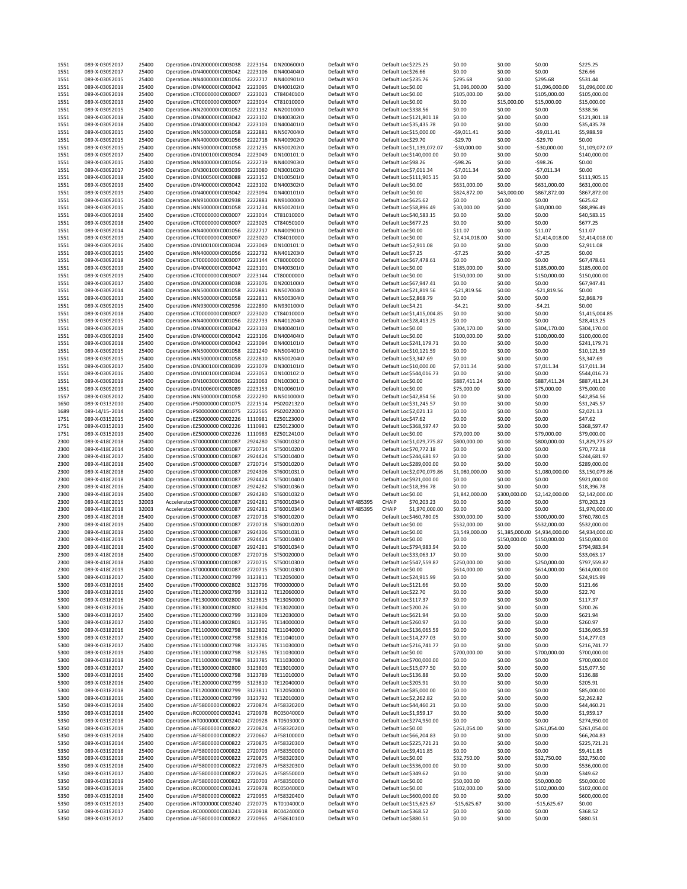| | | | | | | | | | | | | | |
|---|---|---|---|---|---|---|---|---|---|---|---|---|---|
| 1551 | 089-X-030!2017 | 25400 | Operation :DN200000(C003038 | 2223154 | DN200600(0 | Default WF0 | Default Loc$225.25 | $0.00 | $0.00 | $0.00 | $225.25 |
| 1551 | 089-X-030!2017 | 25400 | Operation :DN400000(C003042 | 2223106 | DN400404(0 | Default WF0 | Default Loc$26.66 | $0.00 | $0.00 | $0.00 | $26.66 |
| 1551 | 089-X-030!2015 | 25400 | Operation :NN400000(C001056 | 2222717 | NN400901(0 | Default WF0 | Default Loc$235.76 | $295.68 | $0.00 | $295.68 | $531.44 |
| 1551 | 089-X-030!2019 | 25400 | Operation :DN400000(C003042 | 2223095 | DN400102(0 | Default WF0 | Default Loc$0.00 | $1,096,000.00 | $0.00 | $1,096,000.00 | $1,096,000.00 |
| 1551 | 089-X-030!2019 | 25400 | Operation :CT0000000C003007 | 2223023 | CT840401(0 | Default WF0 | Default Loc$0.00 | $105,000.00 | $0.00 | $105,000.00 | $105,000.00 |
| 1551 | 089-X-030!2019 | 25400 | Operation :CT0000000C003007 | 2223014 | CT81010000 | Default WF0 | Default Loc$0.00 | $0.00 | $15,000.00 | $15,000.00 | $15,000.00 |
| 1551 | 089-X-030!2015 | 25400 | Operation :NN200000(C001052 | 2221132 | NN200100(0 | Default WF0 | Default Loc$338.56 | $0.00 | $0.00 | $0.00 | $338.56 |
| 1551 | 089-X-030!2018 | 25400 | Operation :DN400000(C003042 | 2223102 | DN400302(0 | Default WF0 | Default Loc$121,801.18 | $0.00 | $0.00 | $0.00 | $121,801.18 |
| 1551 | 089-X-030!2018 | 25400 | Operation :DN400000(C003042 | 2223103 | DN400401(0 | Default WF0 | Default Loc$35,435.78 | $0.00 | $0.00 | $0.00 | $35,435.78 |
| 1551 | 089-X-030!2015 | 25400 | Operation :NN500000(C001058 | 2222881 | NN507004(0 | Default WF0 | Default Loc$15,000.00 | -$9,011.41 | $0.00 | -$9,011.41 | $5,988.59 |
| 1551 | 089-X-030!2015 | 25400 | Operation :NN400000(C001056 | 2222718 | NN400902(0 | Default WF0 | Default Loc$29.70 | -$29.70 | $0.00 | -$29.70 | $0.00 |
| 1551 | 089-X-030!2015 | 25400 | Operation :NN500000(C001058 | 2221235 | NN500202(0 | Default WF0 | Default Loc$1,139,072.07 | -$30,000.00 | $0.00 | -$30,000.00 | $1,109,072.07 |
| 1551 | 089-X-030!2017 | 25400 | Operation :DN100100(C003034 | 2223049 | DN100101:0 | Default WF0 | Default Loc$140,000.00 | $0.00 | $0.00 | $0.00 | $140,000.00 |
| 1551 | 089-X-030!2015 | 25400 | Operation :NN400000(C001056 | 2222719 | NN400903(0 | Default WF0 | Default Loc$98.26 | -$98.26 | $0.00 | -$98.26 | $0.00 |
| 1551 | 089-X-030!2017 | 25400 | Operation :DN300100(C003039 | 2223080 | DN300102(0 | Default WF0 | Default Loc$7,011.34 | -$7,011.34 | $0.00 | -$7,011.34 | $0.00 |
| 1551 | 089-X-030!2018 | 25400 | Operation :DN100500(C003088 | 2223152 | DN100501(0 | Default WF0 | Default Loc$111,905.15 | $0.00 | $0.00 | $0.00 | $111,905.15 |
| 1551 | 089-X-030!2019 | 25400 | Operation :DN400000(C003042 | 2223102 | DN400302(0 | Default WF0 | Default Loc$0.00 | $631,000.00 | $0.00 | $631,000.00 | $631,000.00 |
| 1551 | 089-X-030!2019 | 25400 | Operation :DN400000(C003042 | 2223094 | DN400101(0 | Default WF0 | Default Loc$0.00 | $824,872.00 | $43,000.00 | $867,872.00 | $867,872.00 |
| 1551 | 089-X-030!2015 | 25400 | Operation :NN910000(C002938 | 2222883 | NN910000(0 | Default WF0 | Default Loc$625.62 | $0.00 | $0.00 | $0.00 | $625.62 |
| 1551 | 089-X-030!2015 | 25400 | Operation :NN500000(C001058 | 2221234 | NN500201(0 | Default WF0 | Default Loc$58,896.49 | $30,000.00 | $0.00 | $30,000.00 | $88,896.49 |
| 1551 | 089-X-030!2018 | 25400 | Operation :CT0000000C003007 | 2223014 | CT81010000 | Default WF0 | Default Loc$40,583.15 | $0.00 | $0.00 | $0.00 | $40,583.15 |
| 1551 | 089-X-030!2018 | 25400 | Operation :CT0000000C003007 | 2223025 | CT84050100 | Default WF0 | Default Loc$677.25 | $0.00 | $0.00 | $0.00 | $677.25 |
| 1551 | 089-X-030!2014 | 25400 | Operation :NN400000(C001056 | 2222717 | NN400901(0 | Default WF0 | Default Loc$0.00 | $11.07 | $0.00 | $11.07 | $11.07 |
| 1551 | 089-X-030!2019 | 25400 | Operation :CT0000000C003007 | 2223020 | CT84010000 | Default WF0 | Default Loc$0.00 | $2,414,018.00 | $0.00 | $2,414,018.00 | $2,414,018.00 |
| 1551 | 089-X-030!2016 | 25400 | Operation :DN100100(C003034 | 2223049 | DN100101:0 | Default WF0 | Default Loc$2,911.08 | $0.00 | $0.00 | $0.00 | $2,911.08 |
| 1551 | 089-X-030!2015 | 25400 | Operation :NN400000(C001056 | 2222732 | NN401203(0 | Default WF0 | Default Loc$7.25 | -$7.25 | $0.00 | -$7.25 | $0.00 |
| 1551 | 089-X-030!2018 | 25400 | Operation :CT0000000C003007 | 2223144 | CT80000000 | Default WF0 | Default Loc$67,478.61 | $0.00 | $0.00 | $0.00 | $67,478.61 |
| 1551 | 089-X-030!2019 | 25400 | Operation :DN400000(C003042 | 2223101 | DN400301(0 | Default WF0 | Default Loc$0.00 | $185,000.00 | $0.00 | $185,000.00 | $185,000.00 |
| 1551 | 089-X-030!2019 | 25400 | Operation :CT0000000C003007 | 2223144 | CT80000000 | Default WF0 | Default Loc$0.00 | $150,000.00 | $0.00 | $150,000.00 | $150,000.00 |
| 1551 | 089-X-030!2017 | 25400 | Operation :DN200000(C003038 | 2223076 | DN200100(0 | Default WF0 | Default Loc$67,947.41 | $0.00 | $0.00 | $0.00 | $67,947.41 |
| 1551 | 089-X-030!2014 | 25400 | Operation :NN500000(C001058 | 2222881 | NN507004(0 | Default WF0 | Default Loc$21,819.56 | -$21,819.56 | $0.00 | -$21,819.56 | $0.00 |
| 1551 | 089-X-030!2013 | 25400 | Operation :NN500000(C001058 | 2222811 | NN500304(0 | Default WF0 | Default Loc$2,868.79 | $0.00 | $0.00 | $0.00 | $2,868.79 |
| 1551 | 089-X-030!2015 | 25400 | Operation :NN930000(C002936 | 2222890 | NN930100(0 | Default WF0 | Default Loc$4.21 | -$4.21 | $0.00 | -$4.21 | $0.00 |
| 1551 | 089-X-030!2018 | 25400 | Operation :CT0000000C003007 | 2223020 | CT84010000 | Default WF0 | Default Loc$1,415,004.85 | $0.00 | $0.00 | $0.00 | $1,415,004.85 |
| 1551 | 089-X-030!2015 | 25400 | Operation :NN400000(C001056 | 2222733 | NN401204(0 | Default WF0 | Default Loc$28,413.25 | $0.00 | $0.00 | $0.00 | $28,413.25 |
| 1551 | 089-X-030!2019 | 25400 | Operation :DN400000(C003042 | 2223103 | DN400401(0 | Default WF0 | Default Loc$0.00 | $304,170.00 | $0.00 | $304,170.00 | $304,170.00 |
| 1551 | 089-X-030!2019 | 25400 | Operation :DN400000(C003042 | 2223106 | DN400404(0 | Default WF0 | Default Loc$0.00 | $100,000.00 | $0.00 | $100,000.00 | $100,000.00 |
| 1551 | 089-X-030!2018 | 25400 | Operation :DN400000(C003042 | 2223094 | DN400101(0 | Default WF0 | Default Loc$241,179.71 | $0.00 | $0.00 | $0.00 | $241,179.71 |
| 1551 | 089-X-030!2015 | 25400 | Operation :NN500000(C001058 | 2221240 | NN500401(0 | Default WF0 | Default Loc$10,121.59 | $0.00 | $0.00 | $0.00 | $10,121.59 |
| 1551 | 089-X-030!2015 | 25400 | Operation :NN500000(C001058 | 2222810 | NN500204(0 | Default WF0 | Default Loc$3,347.69 | $0.00 | $0.00 | $0.00 | $3,347.69 |
| 1551 | 089-X-030!2017 | 25400 | Operation :DN300100(C003039 | 2223079 | DN300101(0 | Default WF0 | Default Loc$10,000.00 | $7,011.34 | $0.00 | $7,011.34 | $17,011.34 |
| 1551 | 089-X-030!2016 | 25400 | Operation :DN100100(C003034 | 2223053 | DN100102:0 | Default WF0 | Default Loc$544,016.73 | $0.00 | $0.00 | $0.00 | $544,016.73 |
| 1551 | 089-X-030!2019 | 25400 | Operation :DN100300(C003036 | 2223063 | DN100301:0 | Default WF0 | Default Loc$0.00 | $887,411.24 | $0.00 | $887,411.24 | $887,411.24 |
| 1551 | 089-X-030!2019 | 25400 | Operation :DN100600(C003089 | 2223153 | DN100601(0 | Default WF0 | Default Loc$0.00 | $75,000.00 | $0.00 | $75,000.00 | $75,000.00 |
| 1557 | 089-X-030!2012 | 25400 | Operation :NN500000(C001058 | 2222290 | NN501000(0 | Default WF0 | Default Loc$42,854.56 | $0.00 | $0.00 | $0.00 | $42,854.56 |
| 1650 | 089-X-0312010 | 25400 | Operation :PS0000000C001075 | 2221514 | PS02021320 | Default WF0 | Default Loc$31,245.57 | $0.00 | $0.00 | $0.00 | $31,245.57 |
| 1689 | 089-14/15-2014 | 25400 | Operation :PS0000000C001075 | 2222565 | PS02022000 | Default WF0 | Default Loc$2,021.13 | $0.00 | $0.00 | $0.00 | $2,021.13 |
| 1751 | 089-X-031!2015 | 25400 | Operation :EZ5000000C002226 | 1110981 | EZ50123000 | Default WF0 | Default Loc$47.62 | $0.00 | $0.00 | $0.00 | $47.62 |
| 1751 | 089-X-031!2013 | 25400 | Operation :EZ5000000C002226 | 1110981 | EZ50123000 | Default WF0 | Default Loc$368,597.47 | $0.00 | $0.00 | $0.00 | $368,597.47 |
| 1751 | 089-X-031!2019 | 25400 | Operation :EZ5000000C002226 | 1110983 | EZ50124100 | Default WF0 | Default Loc$0.00 | $79,000.00 | $0.00 | $79,000.00 | $79,000.00 |
| 2300 | 089-X-418(2018 | 25400 | Operation :ST0000000C001087 | 2924280 | ST60010320 | Default WF0 | Default Loc$1,029,775.87 | $800,000.00 | $0.00 | $800,000.00 | $1,829,775.87 |
| 2300 | 089-X-418(2014 | 25400 | Operation :ST0000000C001087 | 2720714 | ST50010200 | Default WF0 | Default Loc$70,772.18 | $0.00 | $0.00 | $0.00 | $70,772.18 |
| 2300 | 089-X-418(2017 | 25400 | Operation :ST0000000C001087 | 2924424 | ST50010400 | Default WF0 | Default Loc$244,681.97 | $0.00 | $0.00 | $0.00 | $244,681.97 |
| 2300 | 089-X-418(2018 | 25400 | Operation :ST0000000C001087 | 2720714 | ST50010200 | Default WF0 | Default Loc$289,000.00 | $0.00 | $0.00 | $0.00 | $289,000.00 |
| 2300 | 089-X-418(2018 | 25400 | Operation :ST0000000C001087 | 2924306 | ST60010310 | Default WF0 | Default Loc$2,070,079.86 | $1,080,000.00 | $0.00 | $1,080,000.00 | $3,150,079.86 |
| 2300 | 089-X-418(2018 | 25400 | Operation :ST0000000C001087 | 2924424 | ST50010400 | Default WF0 | Default Loc$921,000.00 | $0.00 | $0.00 | $0.00 | $921,000.00 |
| 2300 | 089-X-418(2016 | 25400 | Operation :ST0000000C001087 | 2924282 | ST60010360 | Default WF0 | Default Loc$18,396.78 | $0.00 | $0.00 | $0.00 | $18,396.78 |
| 2300 | 089-X-418(2019 | 25400 | Operation :ST0000000C001087 | 2924280 | ST60010320 | Default WF0 | Default Loc$0.00 | $1,842,000.00 | $300,000.00 | $2,142,000.00 | $2,142,000.00 |
| 2300 | 089-X-418(2015 | 32003 | AcceleratoST0000000C001087 | 2924281 | ST60010340 | Default WF 485395 | CHAIP $70,203.23 | $0.00 | $0.00 | $0.00 | $70,203.23 |
| 2300 | 089-X-418(2018 | 32003 | AcceleratoST0000000C001087 | 2924281 | ST60010340 | Default WF 485395 | CHAIP $1,970,000.00 | $0.00 | $0.00 | $0.00 | $1,970,000.00 |
| 2300 | 089-X-418(2018 | 25400 | Operation :ST0000000C001087 | 2720718 | ST60010200 | Default WF0 | Default Loc$460,780.05 | $300,000.00 | $0.00 | $300,000.00 | $760,780.05 |
| 2300 | 089-X-418(2019 | 25400 | Operation :ST0000000C001087 | 2720718 | ST60010200 | Default WF0 | Default Loc$0.00 | $532,000.00 | $0.00 | $532,000.00 | $532,000.00 |
| 2300 | 089-X-418(2019 | 25400 | Operation :ST0000000C001087 | 2924306 | ST60010310 | Default WF0 | Default Loc$0.00 | $3,549,000.00 | $1,385,000.00 | $4,934,000.00 | $4,934,000.00 |
| 2300 | 089-X-418(2019 | 25400 | Operation :ST0000000C001087 | 2924424 | ST50010400 | Default WF0 | Default Loc$0.00 | $0.00 | $150,000.00 | $150,000.00 | $150,000.00 |
| 2300 | 089-X-418(2018 | 25400 | Operation :ST0000000C001087 | 2924281 | ST60010340 | Default WF0 | Default Loc$794,983.94 | $0.00 | $0.00 | $0.00 | $794,983.94 |
| 2300 | 089-X-418(2018 | 25400 | Operation :ST0000000C001087 | 2720716 | ST50020000 | Default WF0 | Default Loc$33,063.17 | $0.00 | $0.00 | $0.00 | $33,063.17 |
| 2300 | 089-X-418(2018 | 25400 | Operation :ST0000000C001087 | 2720715 | ST50010300 | Default WF0 | Default Loc$547,559.87 | $250,000.00 | $0.00 | $250,000.00 | $797,559.87 |
| 2300 | 089-X-418(2019 | 25400 | Operation :ST0000000C001087 | 2720715 | ST50010300 | Default WF0 | Default Loc$0.00 | $614,000.00 | $0.00 | $614,000.00 | $614,000.00 |
| 5300 | 089-X-0318 2017 | 25400 | Operation :TE1200000C002799 | 3123811 | TE12050000 | Default WF0 | Default Loc$24,915.99 | $0.00 | $0.00 | $0.00 | $24,915.99 |
| 5300 | 089-X-0318 2016 | 25400 | Operation :TF0000000C002802 | 3123796 | TF00000000 | Default WF0 | Default Loc$121.66 | $0.00 | $0.00 | $0.00 | $121.66 |
| 5300 | 089-X-0318 2016 | 25400 | Operation :TE1200000C002799 | 3123812 | TE12060000 | Default WF0 | Default Loc$22.70 | $0.00 | $0.00 | $0.00 | $22.70 |
| 5300 | 089-X-0318 2016 | 25400 | Operation :TE1300000C002800 | 3123815 | TE13050000 | Default WF0 | Default Loc$117.37 | $0.00 | $0.00 | $0.00 | $117.37 |
| 5300 | 089-X-0318 2016 | 25400 | Operation :TE1300000C002800 | 3123804 | TE13020000 | Default WF0 | Default Loc$200.26 | $0.00 | $0.00 | $0.00 | $200.26 |
| 5300 | 089-X-0318 2017 | 25400 | Operation :TE1200000C002799 | 3123809 | TE12030000 | Default WF0 | Default Loc$621.94 | $0.00 | $0.00 | $0.00 | $621.94 |
| 5300 | 089-X-0318 2017 | 25400 | Operation :TE1400000C002801 | 3123795 | TE14000000 | Default WF0 | Default Loc$260.97 | $0.00 | $0.00 | $0.00 | $260.97 |
| 5300 | 089-X-0318 2016 | 25400 | Operation :TE1100000C002798 | 3123802 | TE11040000 | Default WF0 | Default Loc$136,065.59 | $0.00 | $0.00 | $0.00 | $136,065.59 |
| 5300 | 089-X-0318 2017 | 25400 | Operation :TE1100000C002798 | 3123816 | TE11040100 | Default WF0 | Default Loc$14,277.03 | $0.00 | $0.00 | $0.00 | $14,277.03 |
| 5300 | 089-X-0318 2017 | 25400 | Operation :TE1100000C002798 | 3123785 | TE11030000 | Default WF0 | Default Loc$216,741.77 | $0.00 | $0.00 | $0.00 | $216,741.77 |
| 5300 | 089-X-0318 2019 | 25400 | Operation :TE1100000C002798 | 3123785 | TE11030000 | Default WF0 | Default Loc$0.00 | $700,000.00 | $0.00 | $700,000.00 | $700,000.00 |
| 5300 | 089-X-0318 2018 | 25400 | Operation :TE1100000C002798 | 3123785 | TE11030000 | Default WF0 | Default Loc$700,000.00 | $0.00 | $0.00 | $0.00 | $700,000.00 |
| 5300 | 089-X-0318 2017 | 25400 | Operation :TE1300000C002800 | 3123803 | TE13010000 | Default WF0 | Default Loc$15,077.50 | $0.00 | $0.00 | $0.00 | $15,077.50 |
| 5300 | 089-X-0318 2016 | 25400 | Operation :TE1100000C002798 | 3123789 | TE11010000 | Default WF0 | Default Loc$136.88 | $0.00 | $0.00 | $0.00 | $136.88 |
| 5300 | 089-X-0318 2016 | 25400 | Operation :TE1200000C002799 | 3123810 | TE12040000 | Default WF0 | Default Loc$205.91 | $0.00 | $0.00 | $0.00 | $205.91 |
| 5300 | 089-X-0318 2018 | 25400 | Operation :TE1200000C002799 | 3123811 | TE12050000 | Default WF0 | Default Loc$85,000.00 | $0.00 | $0.00 | $0.00 | $85,000.00 |
| 5300 | 089-X-0318 2016 | 25400 | Operation :TE1200000C002799 | 3123792 | TE12010000 | Default WF0 | Default Loc$2,262.82 | $0.00 | $0.00 | $0.00 | $2,262.82 |
| 5350 | 089-X-031!2018 | 25400 | Operation :AF5800000C000822 | 2720874 | AF58320200 | Default WF0 | Default Loc$44,460.21 | $0.00 | $0.00 | $0.00 | $44,460.21 |
| 5350 | 089-X-031!2018 | 25400 | Operation :RC0000000C003241 | 2720978 | RC05040000 | Default WF0 | Default Loc$1,959.17 | $0.00 | $0.00 | $0.00 | $1,959.17 |
| 5350 | 089-X-031!2018 | 25400 | Operation :NT0000000C003240 | 2720928 | NT05030000 | Default WF0 | Default Loc$274,950.00 | $0.00 | $0.00 | $0.00 | $274,950.00 |
| 5350 | 089-X-031!2019 | 25400 | Operation :AF5800000C000822 | 2720874 | AF58320200 | Default WF0 | Default Loc$0.00 | $261,054.00 | $0.00 | $261,054.00 | $261,054.00 |
| 5350 | 089-X-031!2018 | 25400 | Operation :AF5800000C000822 | 2720667 | AF58100000 | Default WF0 | Default Loc$66,204.83 | $0.00 | $0.00 | $0.00 | $66,204.83 |
| 5350 | 089-X-031!2014 | 25400 | Operation :AF5800000C000822 | 2720875 | AF58320300 | Default WF0 | Default Loc$225,721.21 | $0.00 | $0.00 | $0.00 | $225,721.21 |
| 5350 | 089-X-031!2018 | 25400 | Operation :AF5800000C000822 | 2720703 | AF58350000 | Default WF0 | Default Loc$9,411.85 | $0.00 | $0.00 | $0.00 | $9,411.85 |
| 5350 | 089-X-031!2019 | 25400 | Operation :AF5800000C000822 | 2720875 | AF58320300 | Default WF0 | Default Loc$0.00 | $32,750.00 | $0.00 | $32,750.00 | $32,750.00 |
| 5350 | 089-X-031!2018 | 25400 | Operation :AF5800000C000822 | 2720875 | AF58320300 | Default WF0 | Default Loc$536,000.00 | $0.00 | $0.00 | $0.00 | $536,000.00 |
| 5350 | 089-X-031!2017 | 25400 | Operation :AF5800000C000822 | 2720625 | AF58550000 | Default WF0 | Default Loc$349.62 | $0.00 | $0.00 | $0.00 | $349.62 |
| 5350 | 089-X-031!2019 | 25400 | Operation :AF5800000C000822 | 2720703 | AF58350000 | Default WF0 | Default Loc$0.00 | $50,000.00 | $0.00 | $50,000.00 | $50,000.00 |
| 5350 | 089-X-031!2019 | 25400 | Operation :RC0000000C003241 | 2720978 | RC05040000 | Default WF0 | Default Loc$0.00 | $102,000.00 | $0.00 | $102,000.00 | $102,000.00 |
| 5350 | 089-X-031!2018 | 25400 | Operation :AF5800000C000822 | 2720955 | AF58320400 | Default WF0 | Default Loc$600,000.00 | $0.00 | $0.00 | $0.00 | $600,000.00 |
| 5350 | 089-X-031!2013 | 25400 | Operation :NT0000000C003240 | 2720775 | NT010400C0 | Default WF0 | Default Loc$15,625.67 | -$15,625.67 | $0.00 | -$15,625.67 | $0.00 |
| 5350 | 089-X-031!2017 | 25400 | Operation :RC0000000C003241 | 2720918 | RC04240000 | Default WF0 | Default Loc$368.52 | $0.00 | $0.00 | $0.00 | $368.52 |
| 5350 | 089-X-031!2017 | 25400 | Operation :AF5800000C000822 | 2720965 | AF58610100 | Default WF0 | Default Loc$880.51 | $0.00 | $0.00 | $0.00 | $880.51 |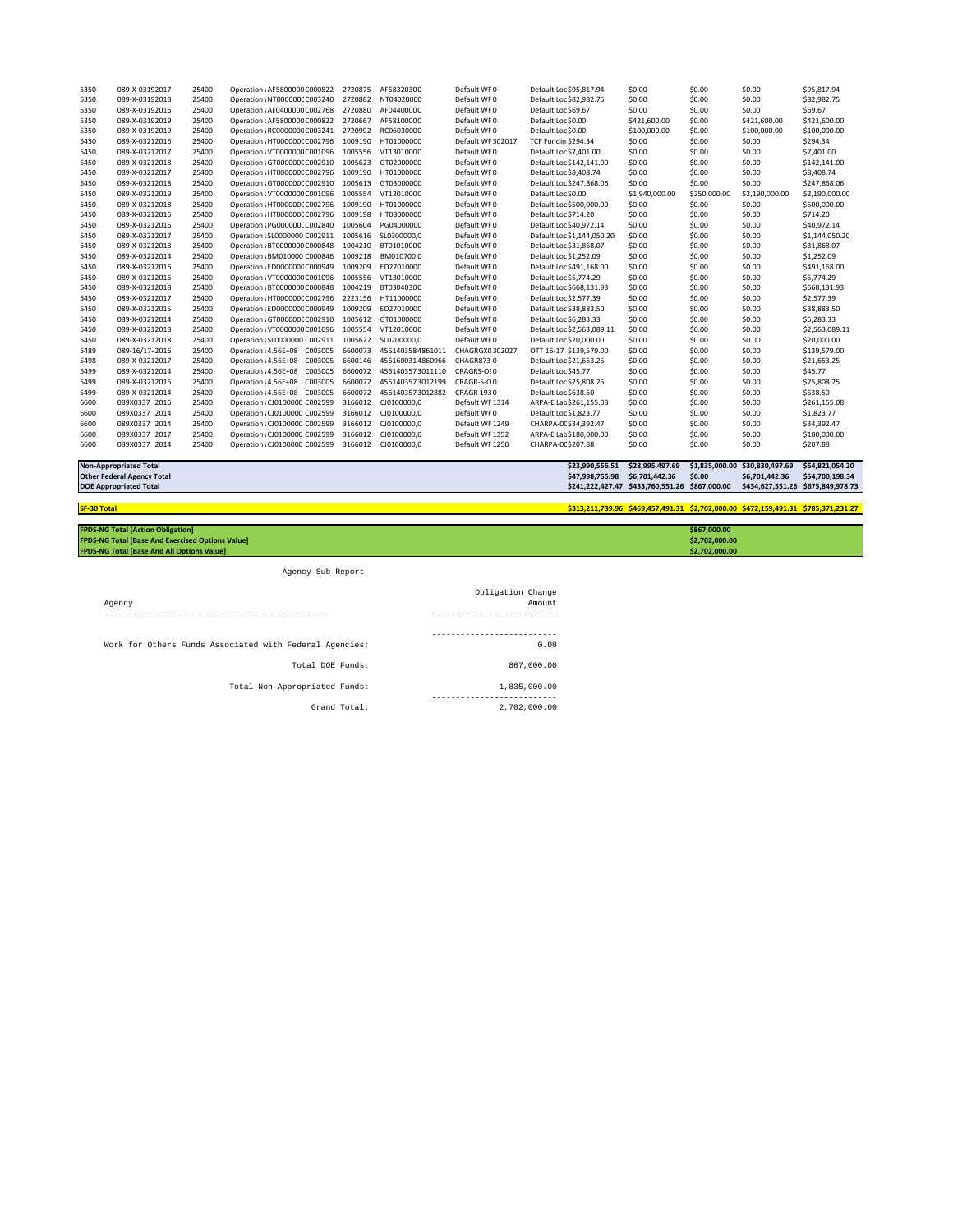| | | | | | | | | | | | | |
|---|---|---|---|---|---|---|---|---|---|---|---|---|
| 5350 | 089-X-0319 2017 | 25400 | Operation AF5800000 C000822 | 2720875 | AF58320300 | Default WF 0 | Default Loc $95,817.94 | $0.00 | $0.00 | $0.00 | $95,817.94 |
| 5350 | 089-X-0319 2018 | 25400 | Operation NT000000C C003240 | 2720882 | NT040200C0 | Default WF 0 | Default Loc $82,982.75 | $0.00 | $0.00 | $0.00 | $82,982.75 |
| 5350 | 089-X-0319 2016 | 25400 | Operation AF0400000 C002768 | 2720880 | AF04400000 | Default WF 0 | Default Loc $69.67 | $0.00 | $0.00 | $0.00 | $69.67 |
| 5350 | 089-X-0319 2019 | 25400 | Operation AF5800000 C000822 | 2720667 | AF58100000 | Default WF 0 | Default Loc $0.00 | $421,600.00 | $0.00 | $421,600.00 | $421,600.00 |
| 5350 | 089-X-0319 2019 | 25400 | Operation RC0000000 C003241 | 2720992 | RC06030000 | Default WF 0 | Default Loc $0.00 | $100,000.00 | $0.00 | $100,000.00 | $100,000.00 |
| 5450 | 089-X-0321 2016 | 25400 | Operation HT000000C C002796 | 1009190 | HT010000C0 | Default WF 302017 | TCF Fundin $294.34 | $0.00 | $0.00 | $0.00 | $294.34 |
| 5450 | 089-X-0321 2017 | 25400 | Operation VT0000000 C001096 | 1005556 | VT13010000 | Default WF 0 | Default Loc $7,401.00 | $0.00 | $0.00 | $0.00 | $7,401.00 |
| 5450 | 089-X-0321 2018 | 25400 | Operation GT000000C C002910 | 1005623 | GT020000C0 | Default WF 0 | Default Loc $142,141.00 | $0.00 | $0.00 | $0.00 | $142,141.00 |
| 5450 | 089-X-0321 2017 | 25400 | Operation HT000000C C002796 | 1009190 | HT010000C0 | Default WF 0 | Default Loc $8,408.74 | $0.00 | $0.00 | $0.00 | $8,408.74 |
| 5450 | 089-X-0321 2018 | 25400 | Operation GT000000C C002910 | 1005613 | GT030000C0 | Default WF 0 | Default Loc $247,868.06 | $0.00 | $0.00 | $0.00 | $247,868.06 |
| 5450 | 089-X-0321 2019 | 25400 | Operation VT0000000 C001096 | 1005554 | VT12010000 | Default WF 0 | Default Loc $0.00 | $1,940,000.00 | $250,000.00 | $2,190,000.00 | $2,190,000.00 |
| 5450 | 089-X-0321 2018 | 25400 | Operation HT000000C C002796 | 1009190 | HT010000C0 | Default WF 0 | Default Loc $500,000.00 | $0.00 | $0.00 | $0.00 | $500,000.00 |
| 5450 | 089-X-0321 2016 | 25400 | Operation HT000000C C002796 | 1009198 | HT080000C0 | Default WF 0 | Default Loc $714.20 | $0.00 | $0.00 | $0.00 | $714.20 |
| 5450 | 089-X-0321 2016 | 25400 | Operation PG000000C C002840 | 1005604 | PG040000C0 | Default WF 0 | Default Loc $40,972.14 | $0.00 | $0.00 | $0.00 | $40,972.14 |
| 5450 | 089-X-0321 2017 | 25400 | Operation SL0000000 C002911 | 1005616 | SL0300000,0 | Default WF 0 | Default Loc $1,144,050.20 | $0.00 | $0.00 | $0.00 | $1,144,050.20 |
| 5450 | 089-X-0321 2018 | 25400 | Operation BT0000000 C000848 | 1004210 | BT01010000 | Default WF 0 | Default Loc $31,868.07 | $0.00 | $0.00 | $0.00 | $31,868.07 |
| 5450 | 089-X-0321 2014 | 25400 | Operation BM010000 C000846 | 1009218 | BM0107000 | Default WF 0 | Default Loc $1,252.09 | $0.00 | $0.00 | $0.00 | $1,252.09 |
| 5450 | 089-X-0321 2016 | 25400 | Operation ED000000C C000949 | 1009209 | ED270100C0 | Default WF 0 | Default Loc $491,168.00 | $0.00 | $0.00 | $0.00 | $491,168.00 |
| 5450 | 089-X-0321 2016 | 25400 | Operation VT0000000 C001096 | 1005556 | VT13010000 | Default WF 0 | Default Loc $5,774.29 | $0.00 | $0.00 | $0.00 | $5,774.29 |
| 5450 | 089-X-0321 2018 | 25400 | Operation BT0000000 C000848 | 1004219 | BT03040300 | Default WF 0 | Default Loc $668,131.93 | $0.00 | $0.00 | $0.00 | $668,131.93 |
| 5450 | 089-X-0321 2017 | 25400 | Operation HT000000C C002796 | 2223156 | HT110000C0 | Default WF 0 | Default Loc $2,577.39 | $0.00 | $0.00 | $0.00 | $2,577.39 |
| 5450 | 089-X-0321 2015 | 25400 | Operation ED000000C C000949 | 1009209 | ED270100C0 | Default WF 0 | Default Loc $38,883.50 | $0.00 | $0.00 | $0.00 | $38,883.50 |
| 5450 | 089-X-0321 2014 | 25400 | Operation GT000000C C002910 | 1005612 | GT010000C0 | Default WF 0 | Default Loc $6,283.33 | $0.00 | $0.00 | $0.00 | $6,283.33 |
| 5450 | 089-X-0321 2018 | 25400 | Operation VT0000000 C001096 | 1005554 | VT12010000 | Default WF 0 | Default Loc $2,563,089.11 | $0.00 | $0.00 | $0.00 | $2,563,089.11 |
| 5450 | 089-X-0321 2018 | 25400 | Operation SL0000000 C002911 | 1005622 | SL0200000,0 | Default WF 0 | Default Loc $20,000.00 | $0.00 | $0.00 | $0.00 | $20,000.00 |
| 5489 | 089-16/17-2016 | 25400 | Operation 4.56E+08 C003005 | 6600073 | 4561403584861011 | CHAGRGX0 302027 | OTT 16-17 $139,579.00 | $0.00 | $0.00 | $0.00 | $139,579.00 |
| 5498 | 089-X-0321 2017 | 25400 | Operation 4.56E+08 C003005 | 6600146 | 4561600314860966 | CHAGR873 0 | Default Loc $21,653.25 | $0.00 | $0.00 | $0.00 | $21,653.25 |
| 5499 | 089-X-0321 2014 | 25400 | Operation 4.56E+08 C003005 | 6600072 | 4561403573011110 | CRAGRS-OI 0 | Default Loc $45.77 | $0.00 | $0.00 | $0.00 | $45.77 |
| 5499 | 089-X-0321 2016 | 25400 | Operation 4.56E+08 C003005 | 6600072 | 4561403573012199 | CRAGR-S-O 0 | Default Loc $25,808.25 | $0.00 | $0.00 | $0.00 | $25,808.25 |
| 5499 | 089-X-0321 2014 | 25400 | Operation 4.56E+08 C003005 | 6600072 | 4561403573012882 | CRAGR 193 0 | Default Loc $638.50 | $0.00 | $0.00 | $0.00 | $638.50 |
| 6600 | 089X0337 2016 | 25400 | Operation CJ0100000 C002599 | 3166012 | CJ0100000,0 | Default WF 1314 | ARPA-E Lab $261,155.08 | $0.00 | $0.00 | $0.00 | $261,155.08 |
| 6600 | 089X0337 2014 | 25400 | Operation CJ0100000 C002599 | 3166012 | CJ0100000,0 | Default WF 0 | Default Loc $1,823.77 | $0.00 | $0.00 | $0.00 | $1,823.77 |
| 6600 | 089X0337 2014 | 25400 | Operation CJ0100000 C002599 | 3166012 | CJ0100000,0 | Default WF 1249 | CHARPA-0C $34,392.47 | $0.00 | $0.00 | $0.00 | $34,392.47 |
| 6600 | 089X0337 2017 | 25400 | Operation CJ0100000 C002599 | 3166012 | CJ0100000,0 | Default WF 1352 | ARPA-E Lab $180,000.00 | $0.00 | $0.00 | $0.00 | $180,000.00 |
| 6600 | 089X0337 2014 | 25400 | Operation CJ0100000 C002599 | 3166012 | CJ0100000,0 | Default WF 1250 | CHARPA-0C $207.88 | $0.00 | $0.00 | $0.00 | $207.88 |

| | | | | | |
|---|---|---|---|---|---|
| **Non-Appropriated Total** | $23,990,556.51 | $28,995,497.69 | $1,835,000.00 | $30,830,497.69 | $54,821,054.20 |
| **Other Federal Agency Total** | $47,998,755.98 | $6,701,442.36 | $0.00 | $6,701,442.36 | $54,700,198.34 |
| **DOE Appropriated Total** | $241,222,427.47 | $433,760,551.26 | $867,000.00 | $434,627,551.26 | $675,849,978.73 |
| **SF-30 Total** | $313,211,739.96 | $469,457,491.31 | $2,702,000.00 | $472,159,491.31 | $785,371,231.27 |

| | |
|---|---|
| **FPDS-NG Total [Action Obligation]** | $867,000.00 |
| **FPDS-NG Total [Base And Exercised Options Value]** | $2,702,000.00 |
| **FPDS-NG Total [Base And All Options Value]** | $2,702,000.00 |

Agency Sub-Report

| Agency | Obligation Change Amount |
|---|---|
| Work for Others Funds Associated with Federal Agencies: | 0.00 |
| Total DOE Funds: | 867,000.00 |
| Total Non-Appropriated Funds: | 1,835,000.00 |
| Grand Total: | 2,702,000.00 |